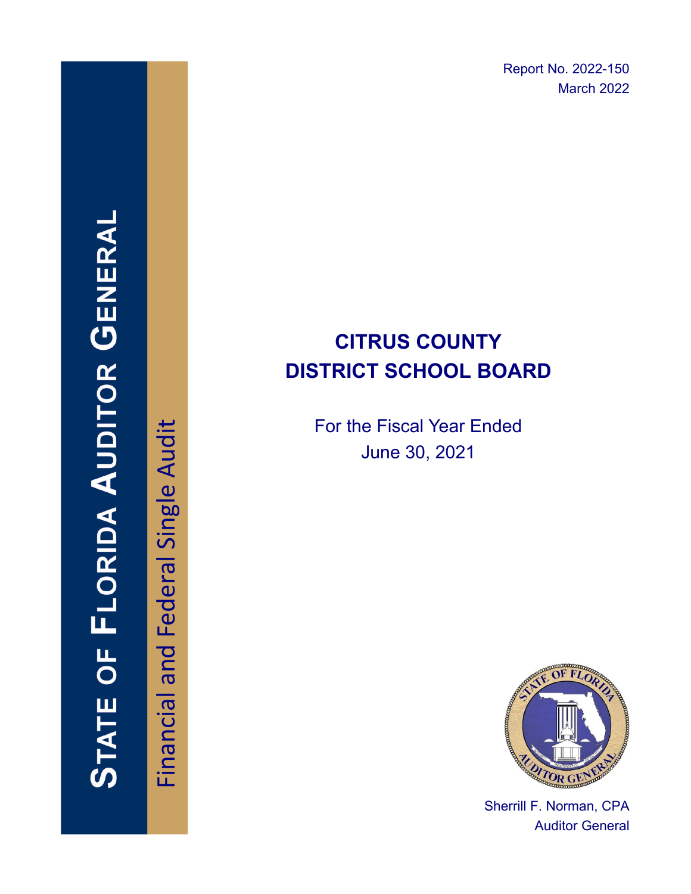Report No. 2022-150
March 2022

# STATE OF FLORIDA AUDITOR GENERAL

Financial and Federal Single Audit

## CITRUS COUNTY DISTRICT SCHOOL BOARD

For the Fiscal Year Ended
June 30, 2021

Sherrill F. Norman, CPA
Auditor General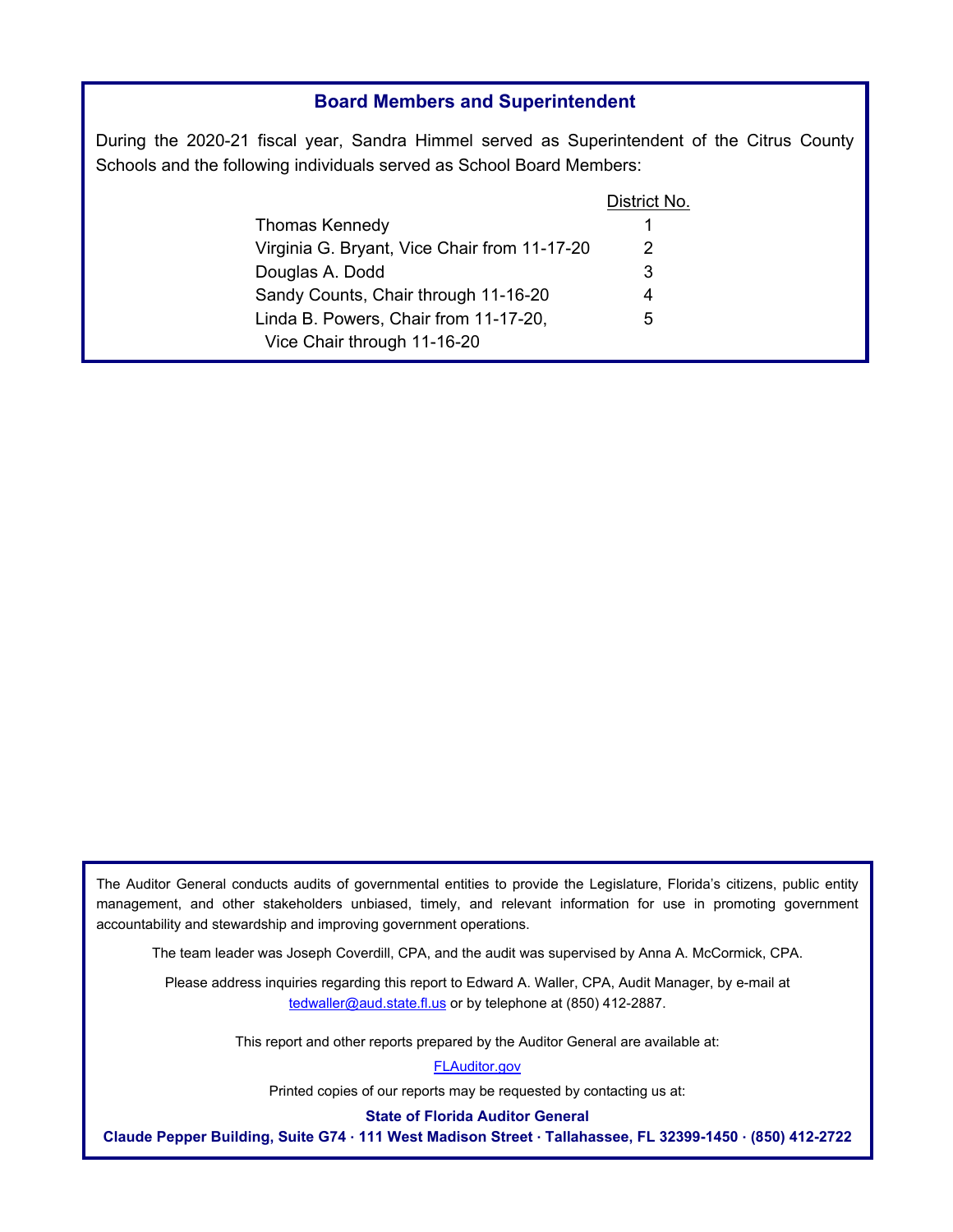## Board Members and Superintendent

During the 2020-21 fiscal year, Sandra Himmel served as Superintendent of the Citrus County Schools and the following individuals served as School Board Members:

| | District No. |
|---|---|
| Thomas Kennedy | 1 |
| Virginia G. Bryant, Vice Chair from 11-17-20 | 2 |
| Douglas A. Dodd | 3 |
| Sandy Counts, Chair through 11-16-20 | 4 |
| Linda B. Powers, Chair from 11-17-20, Vice Chair through 11-16-20 | 5 |

The Auditor General conducts audits of governmental entities to provide the Legislature, Florida's citizens, public entity management, and other stakeholders unbiased, timely, and relevant information for use in promoting government accountability and stewardship and improving government operations.

The team leader was Joseph Coverdill, CPA, and the audit was supervised by Anna A. McCormick, CPA.

Please address inquiries regarding this report to Edward A. Waller, CPA, Audit Manager, by e-mail at tedwaller@aud.state.fl.us or by telephone at (850) 412-2887.

This report and other reports prepared by the Auditor General are available at:

FLAuditor.gov

Printed copies of our reports may be requested by contacting us at:

**State of Florida Auditor General**

**Claude Pepper Building, Suite G74 · 111 West Madison Street · Tallahassee, FL 32399-1450 · (850) 412-2722**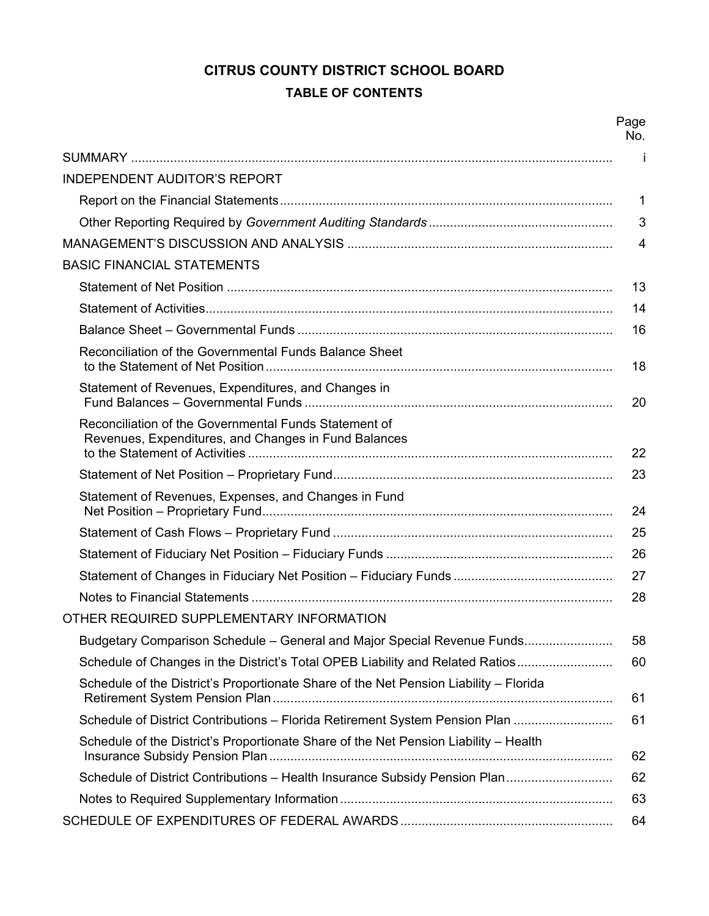# CITRUS COUNTY DISTRICT SCHOOL BOARD

## TABLE OF CONTENTS

| | Page No. |
|---|---|
| SUMMARY | i |
| INDEPENDENT AUDITOR'S REPORT | |
| Report on the Financial Statements | 1 |
| Other Reporting Required by *Government Auditing Standards* | 3 |
| MANAGEMENT'S DISCUSSION AND ANALYSIS | 4 |
| BASIC FINANCIAL STATEMENTS | |
| Statement of Net Position | 13 |
| Statement of Activities | 14 |
| Balance Sheet – Governmental Funds | 16 |
| Reconciliation of the Governmental Funds Balance Sheet to the Statement of Net Position | 18 |
| Statement of Revenues, Expenditures, and Changes in Fund Balances – Governmental Funds | 20 |
| Reconciliation of the Governmental Funds Statement of Revenues, Expenditures, and Changes in Fund Balances to the Statement of Activities | 22 |
| Statement of Net Position – Proprietary Fund | 23 |
| Statement of Revenues, Expenses, and Changes in Fund Net Position – Proprietary Fund | 24 |
| Statement of Cash Flows – Proprietary Fund | 25 |
| Statement of Fiduciary Net Position – Fiduciary Funds | 26 |
| Statement of Changes in Fiduciary Net Position – Fiduciary Funds | 27 |
| Notes to Financial Statements | 28 |
| OTHER REQUIRED SUPPLEMENTARY INFORMATION | |
| Budgetary Comparison Schedule – General and Major Special Revenue Funds | 58 |
| Schedule of Changes in the District's Total OPEB Liability and Related Ratios | 60 |
| Schedule of the District's Proportionate Share of the Net Pension Liability – Florida Retirement System Pension Plan | 61 |
| Schedule of District Contributions – Florida Retirement System Pension Plan | 61 |
| Schedule of the District's Proportionate Share of the Net Pension Liability – Health Insurance Subsidy Pension Plan | 62 |
| Schedule of District Contributions – Health Insurance Subsidy Pension Plan | 62 |
| Notes to Required Supplementary Information | 63 |
| SCHEDULE OF EXPENDITURES OF FEDERAL AWARDS | 64 |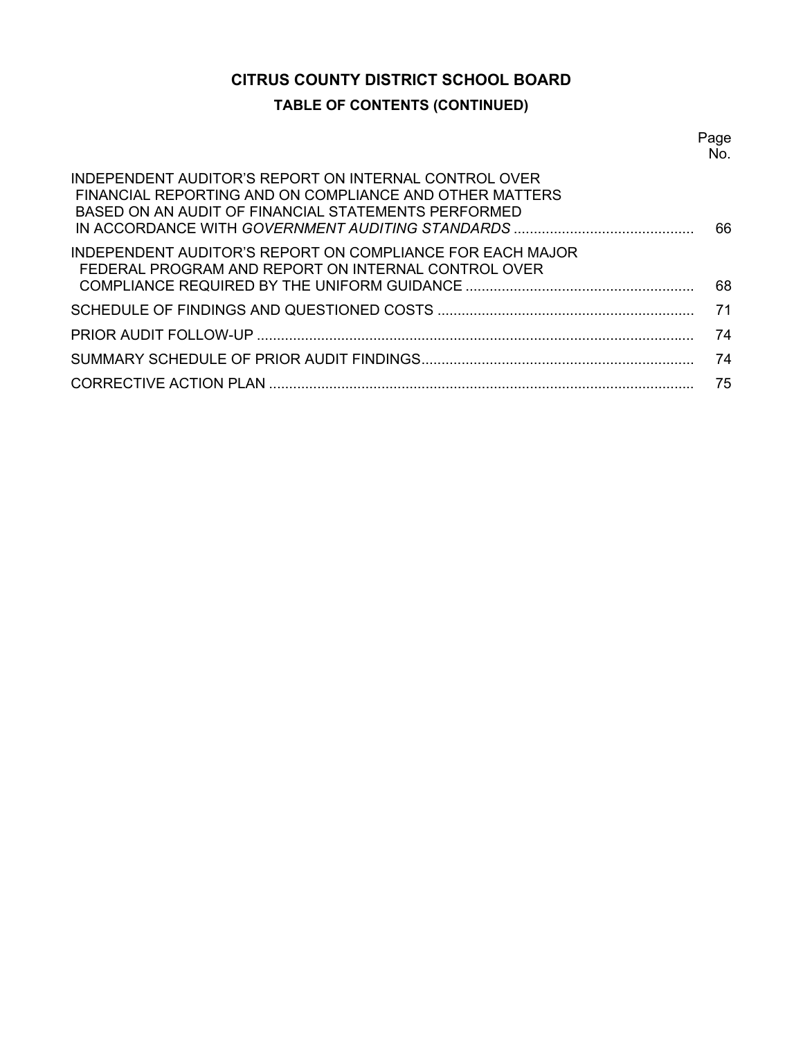# CITRUS COUNTY DISTRICT SCHOOL BOARD

## TABLE OF CONTENTS (CONTINUED)

| | Page No. |
|---|---|
| INDEPENDENT AUDITOR'S REPORT ON INTERNAL CONTROL OVER FINANCIAL REPORTING AND ON COMPLIANCE AND OTHER MATTERS BASED ON AN AUDIT OF FINANCIAL STATEMENTS PERFORMED IN ACCORDANCE WITH *GOVERNMENT AUDITING STANDARDS* | 66 |
| INDEPENDENT AUDITOR'S REPORT ON COMPLIANCE FOR EACH MAJOR FEDERAL PROGRAM AND REPORT ON INTERNAL CONTROL OVER COMPLIANCE REQUIRED BY THE UNIFORM GUIDANCE | 68 |
| SCHEDULE OF FINDINGS AND QUESTIONED COSTS | 71 |
| PRIOR AUDIT FOLLOW-UP | 74 |
| SUMMARY SCHEDULE OF PRIOR AUDIT FINDINGS | 74 |
| CORRECTIVE ACTION PLAN | 75 |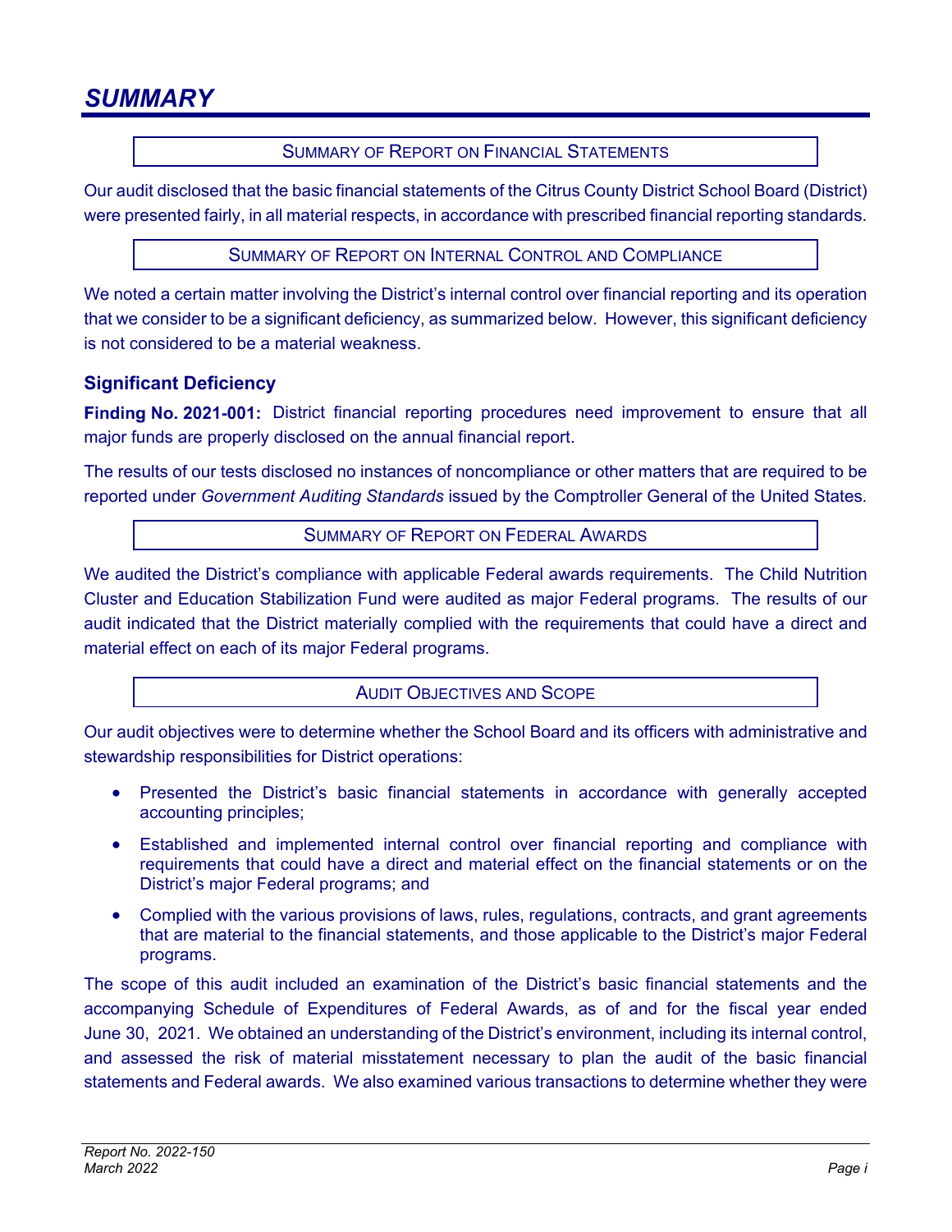# SUMMARY

## SUMMARY OF REPORT ON FINANCIAL STATEMENTS

Our audit disclosed that the basic financial statements of the Citrus County District School Board (District) were presented fairly, in all material respects, in accordance with prescribed financial reporting standards.

## SUMMARY OF REPORT ON INTERNAL CONTROL AND COMPLIANCE

We noted a certain matter involving the District's internal control over financial reporting and its operation that we consider to be a significant deficiency, as summarized below. However, this significant deficiency is not considered to be a material weakness.

### Significant Deficiency

**Finding No. 2021-001:** District financial reporting procedures need improvement to ensure that all major funds are properly disclosed on the annual financial report.

The results of our tests disclosed no instances of noncompliance or other matters that are required to be reported under *Government Auditing Standards* issued by the Comptroller General of the United States.

## SUMMARY OF REPORT ON FEDERAL AWARDS

We audited the District's compliance with applicable Federal awards requirements. The Child Nutrition Cluster and Education Stabilization Fund were audited as major Federal programs. The results of our audit indicated that the District materially complied with the requirements that could have a direct and material effect on each of its major Federal programs.

## AUDIT OBJECTIVES AND SCOPE

Our audit objectives were to determine whether the School Board and its officers with administrative and stewardship responsibilities for District operations:

- Presented the District's basic financial statements in accordance with generally accepted accounting principles;
- Established and implemented internal control over financial reporting and compliance with requirements that could have a direct and material effect on the financial statements or on the District's major Federal programs; and
- Complied with the various provisions of laws, rules, regulations, contracts, and grant agreements that are material to the financial statements, and those applicable to the District's major Federal programs.

The scope of this audit included an examination of the District's basic financial statements and the accompanying Schedule of Expenditures of Federal Awards, as of and for the fiscal year ended June 30, 2021. We obtained an understanding of the District's environment, including its internal control, and assessed the risk of material misstatement necessary to plan the audit of the basic financial statements and Federal awards. We also examined various transactions to determine whether they were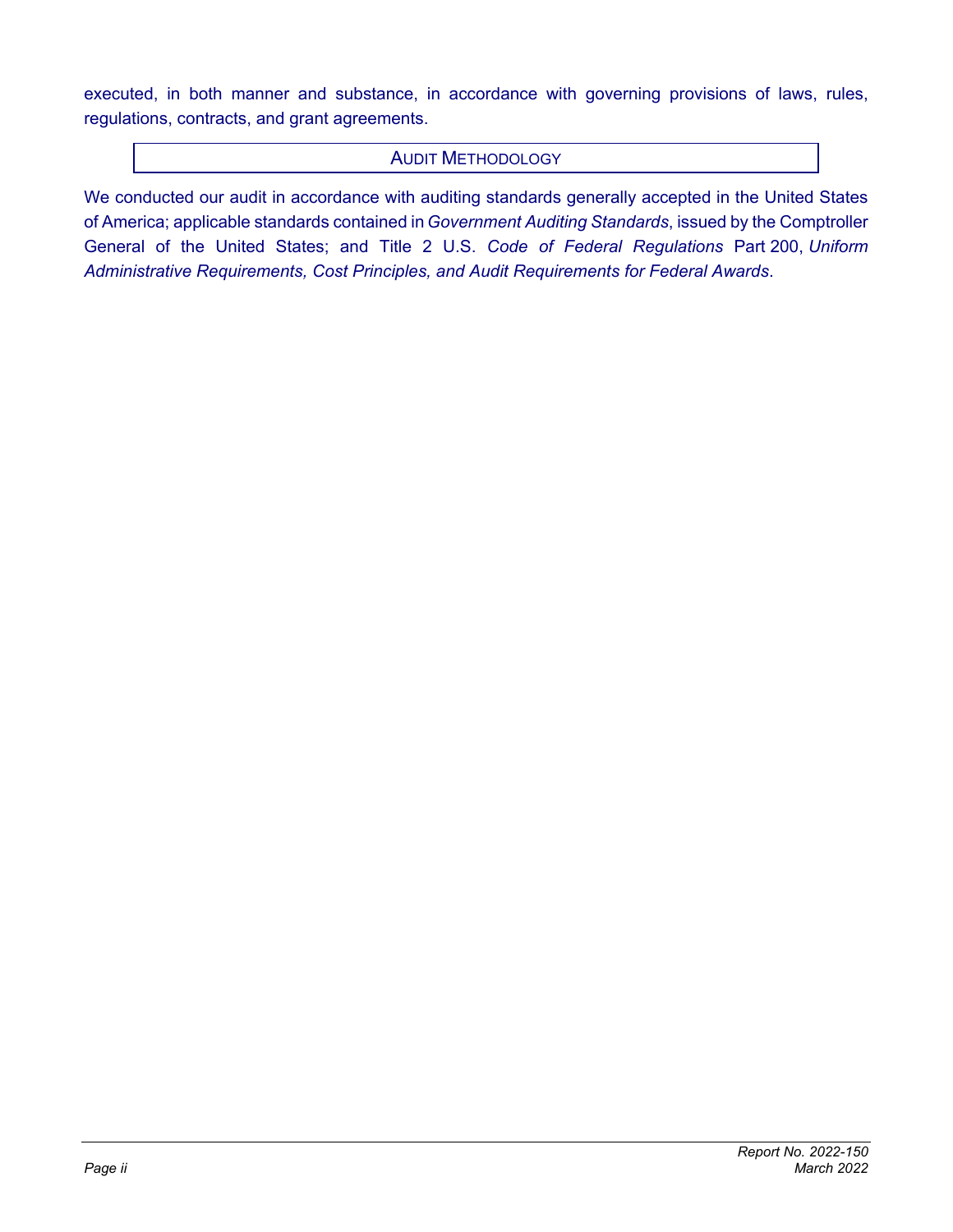executed, in both manner and substance, in accordance with governing provisions of laws, rules, regulations, contracts, and grant agreements.

## AUDIT METHODOLOGY

We conducted our audit in accordance with auditing standards generally accepted in the United States of America; applicable standards contained in *Government Auditing Standards*, issued by the Comptroller General of the United States; and Title 2 U.S. *Code of Federal Regulations* Part 200, *Uniform Administrative Requirements, Cost Principles, and Audit Requirements for Federal Awards*.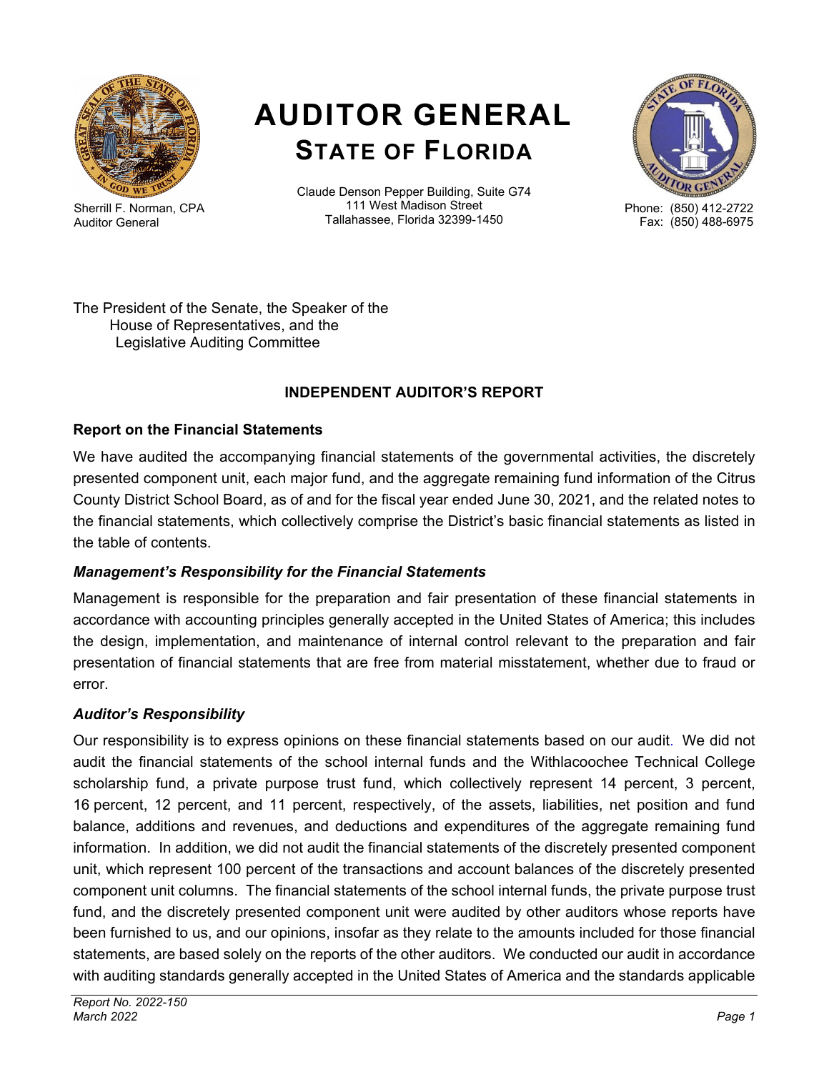# AUDITOR GENERAL
## STATE OF FLORIDA

Sherrill F. Norman, CPA
Auditor General

Claude Denson Pepper Building, Suite G74
111 West Madison Street
Tallahassee, Florida 32399-1450

Phone: (850) 412-2722
Fax: (850) 488-6975

The President of the Senate, the Speaker of the
House of Representatives, and the
Legislative Auditing Committee

**INDEPENDENT AUDITOR'S REPORT**

### Report on the Financial Statements

We have audited the accompanying financial statements of the governmental activities, the discretely presented component unit, each major fund, and the aggregate remaining fund information of the Citrus County District School Board, as of and for the fiscal year ended June 30, 2021, and the related notes to the financial statements, which collectively comprise the District's basic financial statements as listed in the table of contents.

#### *Management's Responsibility for the Financial Statements*

Management is responsible for the preparation and fair presentation of these financial statements in accordance with accounting principles generally accepted in the United States of America; this includes the design, implementation, and maintenance of internal control relevant to the preparation and fair presentation of financial statements that are free from material misstatement, whether due to fraud or error.

#### *Auditor's Responsibility*

Our responsibility is to express opinions on these financial statements based on our audit. We did not audit the financial statements of the school internal funds and the Withlacoochee Technical College scholarship fund, a private purpose trust fund, which collectively represent 14 percent, 3 percent, 16 percent, 12 percent, and 11 percent, respectively, of the assets, liabilities, net position and fund balance, additions and revenues, and deductions and expenditures of the aggregate remaining fund information. In addition, we did not audit the financial statements of the discretely presented component unit, which represent 100 percent of the transactions and account balances of the discretely presented component unit columns. The financial statements of the school internal funds, the private purpose trust fund, and the discretely presented component unit were audited by other auditors whose reports have been furnished to us, and our opinions, insofar as they relate to the amounts included for those financial statements, are based solely on the reports of the other auditors. We conducted our audit in accordance with auditing standards generally accepted in the United States of America and the standards applicable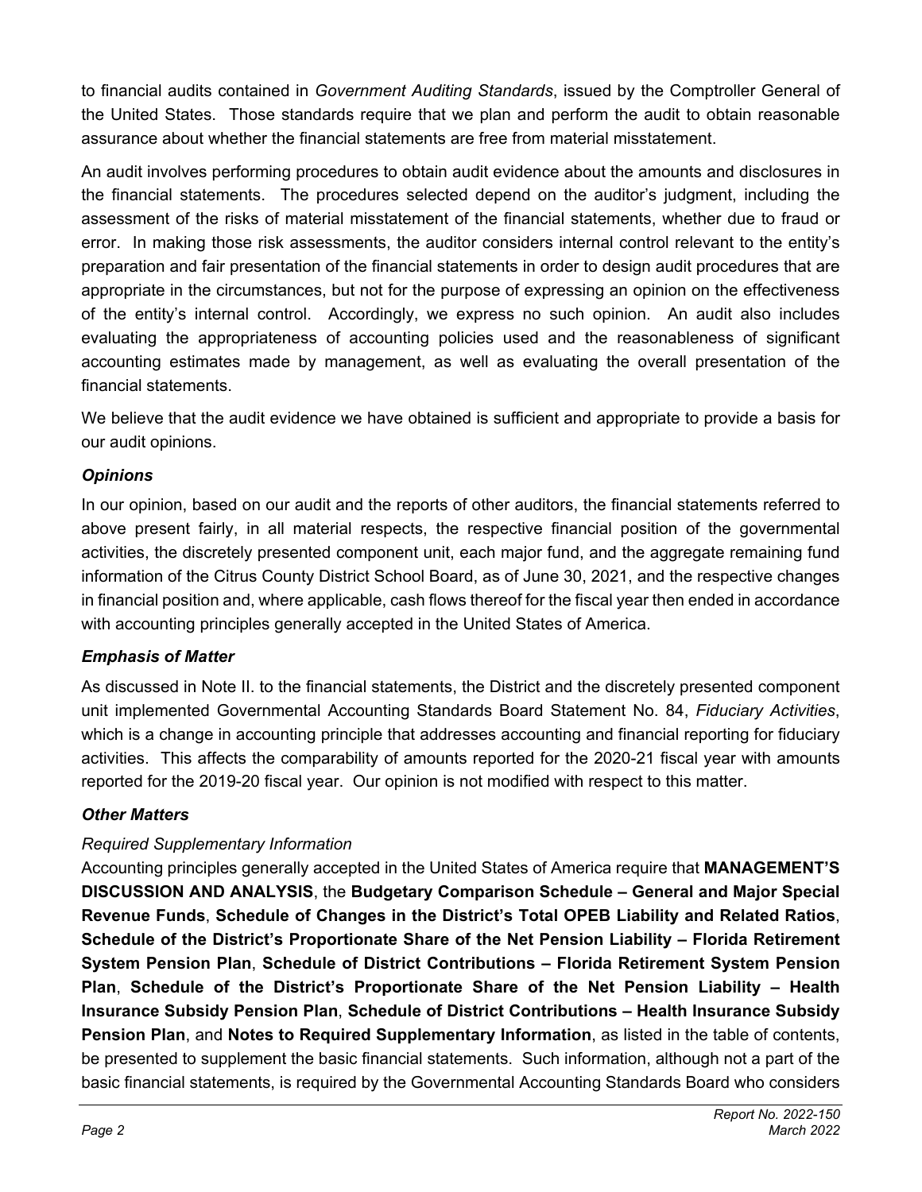to financial audits contained in *Government Auditing Standards*, issued by the Comptroller General of the United States. Those standards require that we plan and perform the audit to obtain reasonable assurance about whether the financial statements are free from material misstatement.

An audit involves performing procedures to obtain audit evidence about the amounts and disclosures in the financial statements. The procedures selected depend on the auditor's judgment, including the assessment of the risks of material misstatement of the financial statements, whether due to fraud or error. In making those risk assessments, the auditor considers internal control relevant to the entity's preparation and fair presentation of the financial statements in order to design audit procedures that are appropriate in the circumstances, but not for the purpose of expressing an opinion on the effectiveness of the entity's internal control. Accordingly, we express no such opinion. An audit also includes evaluating the appropriateness of accounting policies used and the reasonableness of significant accounting estimates made by management, as well as evaluating the overall presentation of the financial statements.

We believe that the audit evidence we have obtained is sufficient and appropriate to provide a basis for our audit opinions.

### *Opinions*

In our opinion, based on our audit and the reports of other auditors, the financial statements referred to above present fairly, in all material respects, the respective financial position of the governmental activities, the discretely presented component unit, each major fund, and the aggregate remaining fund information of the Citrus County District School Board, as of June 30, 2021, and the respective changes in financial position and, where applicable, cash flows thereof for the fiscal year then ended in accordance with accounting principles generally accepted in the United States of America.

### *Emphasis of Matter*

As discussed in Note II. to the financial statements, the District and the discretely presented component unit implemented Governmental Accounting Standards Board Statement No. 84, *Fiduciary Activities*, which is a change in accounting principle that addresses accounting and financial reporting for fiduciary activities. This affects the comparability of amounts reported for the 2020-21 fiscal year with amounts reported for the 2019-20 fiscal year. Our opinion is not modified with respect to this matter.

### *Other Matters*

*Required Supplementary Information*

Accounting principles generally accepted in the United States of America require that **MANAGEMENT'S DISCUSSION AND ANALYSIS**, the **Budgetary Comparison Schedule – General and Major Special Revenue Funds**, **Schedule of Changes in the District's Total OPEB Liability and Related Ratios**, **Schedule of the District's Proportionate Share of the Net Pension Liability – Florida Retirement System Pension Plan**, **Schedule of District Contributions – Florida Retirement System Pension Plan**, **Schedule of the District's Proportionate Share of the Net Pension Liability – Health Insurance Subsidy Pension Plan**, **Schedule of District Contributions – Health Insurance Subsidy Pension Plan**, and **Notes to Required Supplementary Information**, as listed in the table of contents, be presented to supplement the basic financial statements. Such information, although not a part of the basic financial statements, is required by the Governmental Accounting Standards Board who considers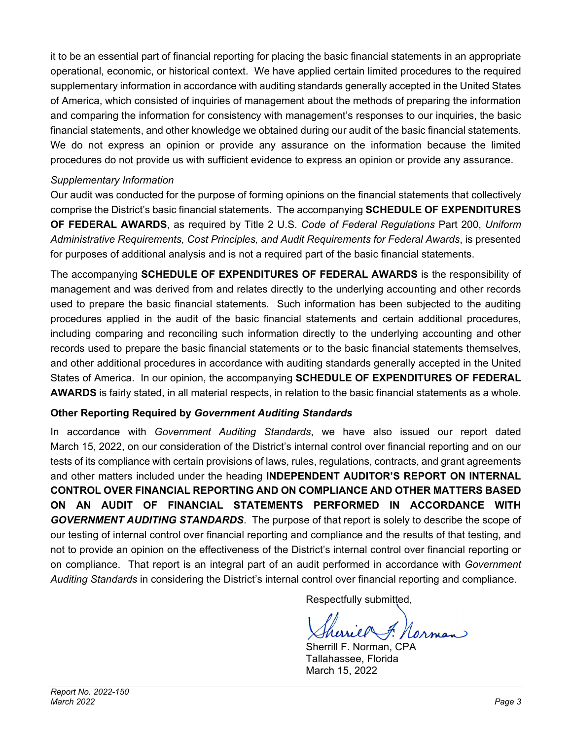it to be an essential part of financial reporting for placing the basic financial statements in an appropriate operational, economic, or historical context. We have applied certain limited procedures to the required supplementary information in accordance with auditing standards generally accepted in the United States of America, which consisted of inquiries of management about the methods of preparing the information and comparing the information for consistency with management's responses to our inquiries, the basic financial statements, and other knowledge we obtained during our audit of the basic financial statements. We do not express an opinion or provide any assurance on the information because the limited procedures do not provide us with sufficient evidence to express an opinion or provide any assurance.

*Supplementary Information*

Our audit was conducted for the purpose of forming opinions on the financial statements that collectively comprise the District's basic financial statements. The accompanying **SCHEDULE OF EXPENDITURES OF FEDERAL AWARDS**, as required by Title 2 U.S. *Code of Federal Regulations* Part 200, *Uniform Administrative Requirements, Cost Principles, and Audit Requirements for Federal Awards*, is presented for purposes of additional analysis and is not a required part of the basic financial statements.

The accompanying **SCHEDULE OF EXPENDITURES OF FEDERAL AWARDS** is the responsibility of management and was derived from and relates directly to the underlying accounting and other records used to prepare the basic financial statements. Such information has been subjected to the auditing procedures applied in the audit of the basic financial statements and certain additional procedures, including comparing and reconciling such information directly to the underlying accounting and other records used to prepare the basic financial statements or to the basic financial statements themselves, and other additional procedures in accordance with auditing standards generally accepted in the United States of America. In our opinion, the accompanying **SCHEDULE OF EXPENDITURES OF FEDERAL AWARDS** is fairly stated, in all material respects, in relation to the basic financial statements as a whole.

**Other Reporting Required by *Government Auditing Standards***

In accordance with *Government Auditing Standards*, we have also issued our report dated March 15, 2022, on our consideration of the District's internal control over financial reporting and on our tests of its compliance with certain provisions of laws, rules, regulations, contracts, and grant agreements and other matters included under the heading **INDEPENDENT AUDITOR'S REPORT ON INTERNAL CONTROL OVER FINANCIAL REPORTING AND ON COMPLIANCE AND OTHER MATTERS BASED ON AN AUDIT OF FINANCIAL STATEMENTS PERFORMED IN ACCORDANCE WITH *GOVERNMENT AUDITING STANDARDS***. The purpose of that report is solely to describe the scope of our testing of internal control over financial reporting and compliance and the results of that testing, and not to provide an opinion on the effectiveness of the District's internal control over financial reporting or on compliance. That report is an integral part of an audit performed in accordance with *Government Auditing Standards* in considering the District's internal control over financial reporting and compliance.

Respectfully submitted,

Sherrill F. Norman, CPA
Tallahassee, Florida
March 15, 2022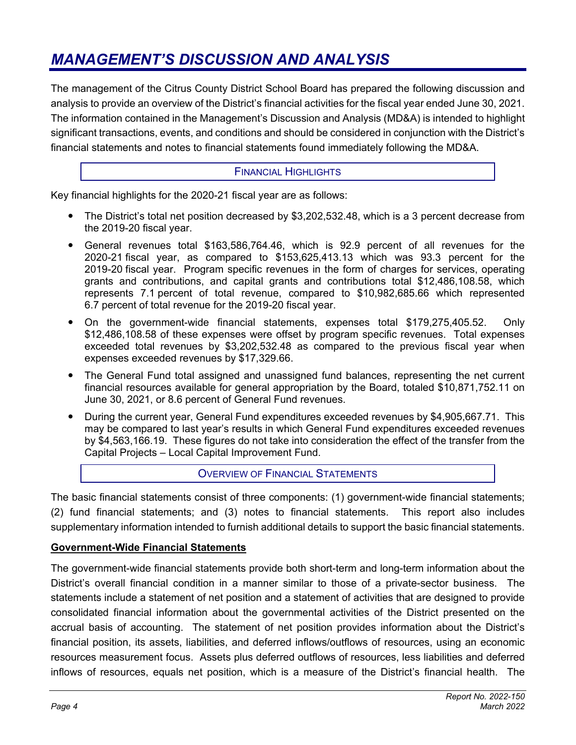# MANAGEMENT'S DISCUSSION AND ANALYSIS

The management of the Citrus County District School Board has prepared the following discussion and analysis to provide an overview of the District's financial activities for the fiscal year ended June 30, 2021. The information contained in the Management's Discussion and Analysis (MD&A) is intended to highlight significant transactions, events, and conditions and should be considered in conjunction with the District's financial statements and notes to financial statements found immediately following the MD&A.

## FINANCIAL HIGHLIGHTS

Key financial highlights for the 2020-21 fiscal year are as follows:

- The District's total net position decreased by $3,202,532.48, which is a 3 percent decrease from the 2019-20 fiscal year.
- General revenues total $163,586,764.46, which is 92.9 percent of all revenues for the 2020-21 fiscal year, as compared to $153,625,413.13 which was 93.3 percent for the 2019-20 fiscal year. Program specific revenues in the form of charges for services, operating grants and contributions, and capital grants and contributions total $12,486,108.58, which represents 7.1 percent of total revenue, compared to $10,982,685.66 which represented 6.7 percent of total revenue for the 2019-20 fiscal year.
- On the government-wide financial statements, expenses total $179,275,405.52. Only $12,486,108.58 of these expenses were offset by program specific revenues. Total expenses exceeded total revenues by $3,202,532.48 as compared to the previous fiscal year when expenses exceeded revenues by $17,329.66.
- The General Fund total assigned and unassigned fund balances, representing the net current financial resources available for general appropriation by the Board, totaled $10,871,752.11 on June 30, 2021, or 8.6 percent of General Fund revenues.
- During the current year, General Fund expenditures exceeded revenues by $4,905,667.71. This may be compared to last year's results in which General Fund expenditures exceeded revenues by $4,563,166.19. These figures do not take into consideration the effect of the transfer from the Capital Projects – Local Capital Improvement Fund.

## OVERVIEW OF FINANCIAL STATEMENTS

The basic financial statements consist of three components: (1) government-wide financial statements; (2) fund financial statements; and (3) notes to financial statements. This report also includes supplementary information intended to furnish additional details to support the basic financial statements.

### Government-Wide Financial Statements

The government-wide financial statements provide both short-term and long-term information about the District's overall financial condition in a manner similar to those of a private-sector business. The statements include a statement of net position and a statement of activities that are designed to provide consolidated financial information about the governmental activities of the District presented on the accrual basis of accounting. The statement of net position provides information about the District's financial position, its assets, liabilities, and deferred inflows/outflows of resources, using an economic resources measurement focus. Assets plus deferred outflows of resources, less liabilities and deferred inflows of resources, equals net position, which is a measure of the District's financial health. The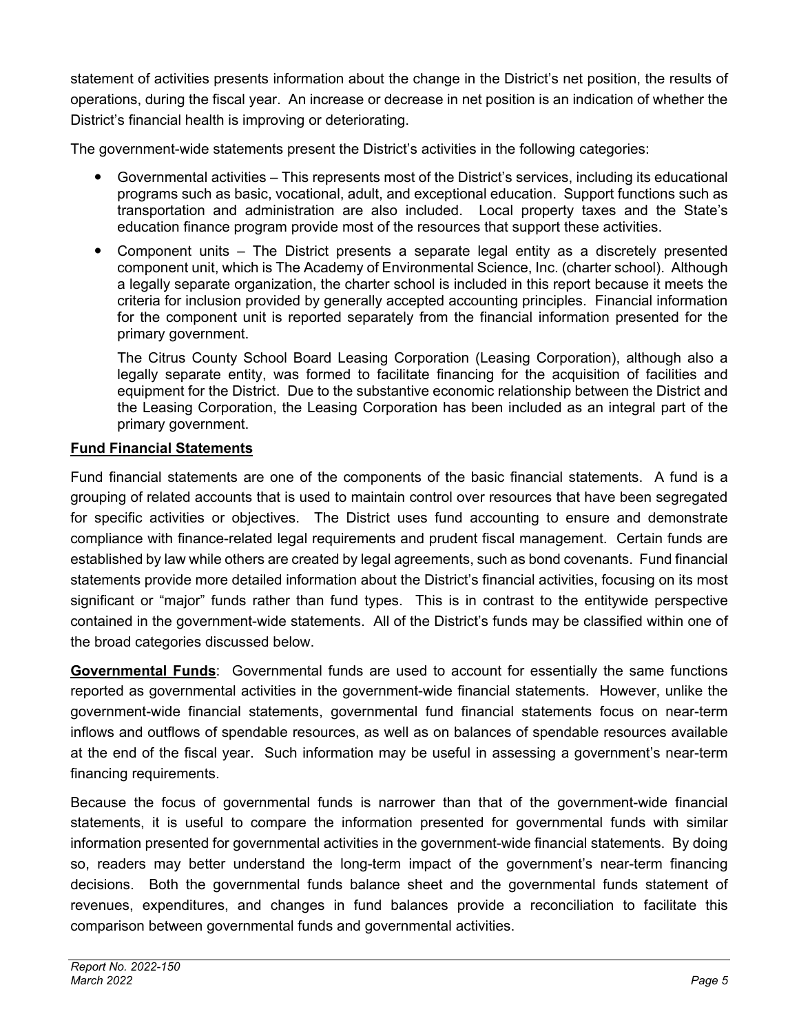statement of activities presents information about the change in the District's net position, the results of operations, during the fiscal year. An increase or decrease in net position is an indication of whether the District's financial health is improving or deteriorating.

The government-wide statements present the District's activities in the following categories:

- Governmental activities – This represents most of the District's services, including its educational programs such as basic, vocational, adult, and exceptional education. Support functions such as transportation and administration are also included. Local property taxes and the State's education finance program provide most of the resources that support these activities.
- Component units – The District presents a separate legal entity as a discretely presented component unit, which is The Academy of Environmental Science, Inc. (charter school). Although a legally separate organization, the charter school is included in this report because it meets the criteria for inclusion provided by generally accepted accounting principles. Financial information for the component unit is reported separately from the financial information presented for the primary government.

  The Citrus County School Board Leasing Corporation (Leasing Corporation), although also a legally separate entity, was formed to facilitate financing for the acquisition of facilities and equipment for the District. Due to the substantive economic relationship between the District and the Leasing Corporation, the Leasing Corporation has been included as an integral part of the primary government.

**Fund Financial Statements**

Fund financial statements are one of the components of the basic financial statements. A fund is a grouping of related accounts that is used to maintain control over resources that have been segregated for specific activities or objectives. The District uses fund accounting to ensure and demonstrate compliance with finance-related legal requirements and prudent fiscal management. Certain funds are established by law while others are created by legal agreements, such as bond covenants. Fund financial statements provide more detailed information about the District's financial activities, focusing on its most significant or "major" funds rather than fund types. This is in contrast to the entitywide perspective contained in the government-wide statements. All of the District's funds may be classified within one of the broad categories discussed below.

**Governmental Funds**: Governmental funds are used to account for essentially the same functions reported as governmental activities in the government-wide financial statements. However, unlike the government-wide financial statements, governmental fund financial statements focus on near-term inflows and outflows of spendable resources, as well as on balances of spendable resources available at the end of the fiscal year. Such information may be useful in assessing a government's near-term financing requirements.

Because the focus of governmental funds is narrower than that of the government-wide financial statements, it is useful to compare the information presented for governmental funds with similar information presented for governmental activities in the government-wide financial statements. By doing so, readers may better understand the long-term impact of the government's near-term financing decisions. Both the governmental funds balance sheet and the governmental funds statement of revenues, expenditures, and changes in fund balances provide a reconciliation to facilitate this comparison between governmental funds and governmental activities.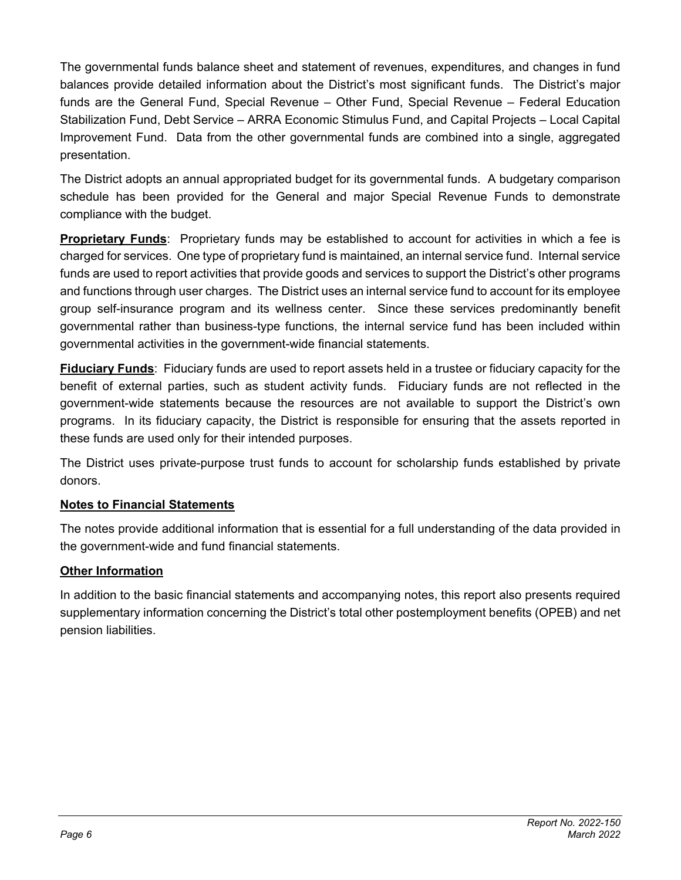The governmental funds balance sheet and statement of revenues, expenditures, and changes in fund balances provide detailed information about the District's most significant funds. The District's major funds are the General Fund, Special Revenue – Other Fund, Special Revenue – Federal Education Stabilization Fund, Debt Service – ARRA Economic Stimulus Fund, and Capital Projects – Local Capital Improvement Fund. Data from the other governmental funds are combined into a single, aggregated presentation.

The District adopts an annual appropriated budget for its governmental funds. A budgetary comparison schedule has been provided for the General and major Special Revenue Funds to demonstrate compliance with the budget.

**Proprietary Funds**: Proprietary funds may be established to account for activities in which a fee is charged for services. One type of proprietary fund is maintained, an internal service fund. Internal service funds are used to report activities that provide goods and services to support the District's other programs and functions through user charges. The District uses an internal service fund to account for its employee group self-insurance program and its wellness center. Since these services predominantly benefit governmental rather than business-type functions, the internal service fund has been included within governmental activities in the government-wide financial statements.

**Fiduciary Funds**: Fiduciary funds are used to report assets held in a trustee or fiduciary capacity for the benefit of external parties, such as student activity funds. Fiduciary funds are not reflected in the government-wide statements because the resources are not available to support the District's own programs. In its fiduciary capacity, the District is responsible for ensuring that the assets reported in these funds are used only for their intended purposes.

The District uses private-purpose trust funds to account for scholarship funds established by private donors.

**Notes to Financial Statements**

The notes provide additional information that is essential for a full understanding of the data provided in the government-wide and fund financial statements.

**Other Information**

In addition to the basic financial statements and accompanying notes, this report also presents required supplementary information concerning the District's total other postemployment benefits (OPEB) and net pension liabilities.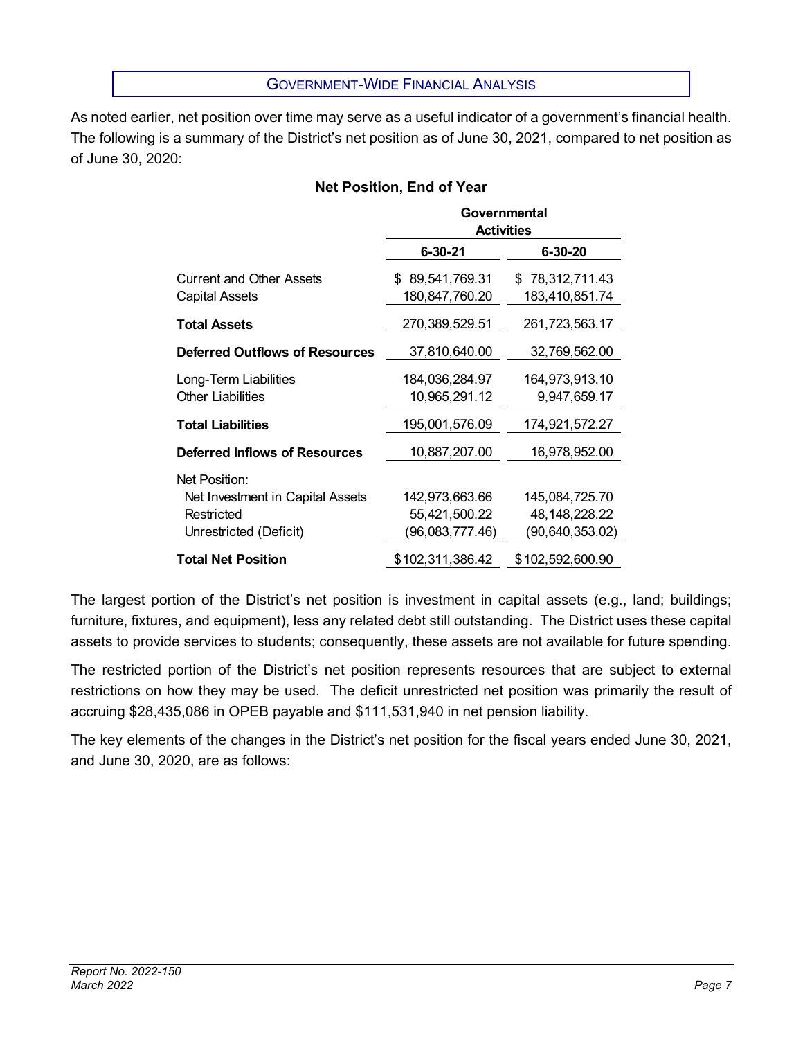## Government-Wide Financial Analysis

As noted earlier, net position over time may serve as a useful indicator of a government's financial health. The following is a summary of the District's net position as of June 30, 2021, compared to net position as of June 30, 2020:

**Net Position, End of Year**

| | Governmental Activities | |
|---|---|---|
| | **6-30-21** | **6-30-20** |
| Current and Other Assets | $ 89,541,769.31 | $ 78,312,711.43 |
| Capital Assets | 180,847,760.20 | 183,410,851.74 |
| **Total Assets** | 270,389,529.51 | 261,723,563.17 |
| **Deferred Outflows of Resources** | 37,810,640.00 | 32,769,562.00 |
| Long-Term Liabilities | 184,036,284.97 | 164,973,913.10 |
| Other Liabilities | 10,965,291.12 | 9,947,659.17 |
| **Total Liabilities** | 195,001,576.09 | 174,921,572.27 |
| **Deferred Inflows of Resources** | 10,887,207.00 | 16,978,952.00 |
| Net Position: | | |
| Net Investment in Capital Assets | 142,973,663.66 | 145,084,725.70 |
| Restricted | 55,421,500.22 | 48,148,228.22 |
| Unrestricted (Deficit) | (96,083,777.46) | (90,640,353.02) |
| **Total Net Position** | $102,311,386.42 | $102,592,600.90 |

The largest portion of the District's net position is investment in capital assets (e.g., land; buildings; furniture, fixtures, and equipment), less any related debt still outstanding. The District uses these capital assets to provide services to students; consequently, these assets are not available for future spending.

The restricted portion of the District's net position represents resources that are subject to external restrictions on how they may be used. The deficit unrestricted net position was primarily the result of accruing $28,435,086 in OPEB payable and $111,531,940 in net pension liability.

The key elements of the changes in the District's net position for the fiscal years ended June 30, 2021, and June 30, 2020, are as follows: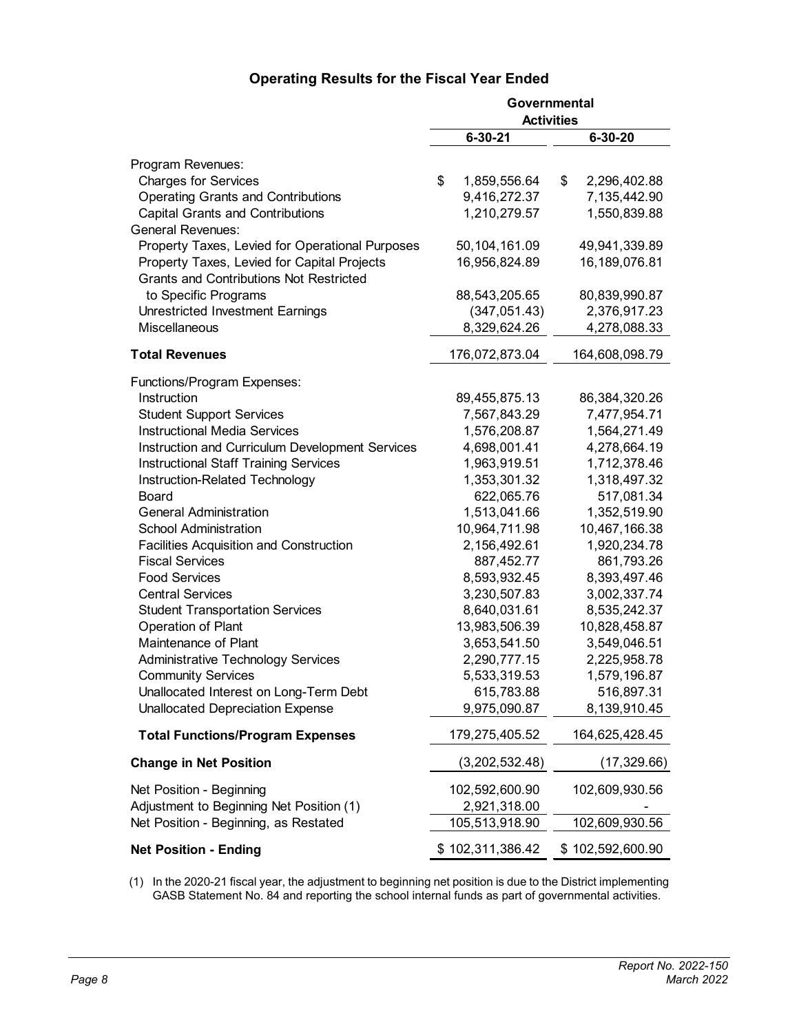## Operating Results for the Fiscal Year Ended

| | Governmental Activities | |
|---|---|---|
| | **6-30-21** | **6-30-20** |
| Program Revenues: | | |
| Charges for Services | $ 1,859,556.64 | $ 2,296,402.88 |
| Operating Grants and Contributions | 9,416,272.37 | 7,135,442.90 |
| Capital Grants and Contributions | 1,210,279.57 | 1,550,839.88 |
| General Revenues: | | |
| Property Taxes, Levied for Operational Purposes | 50,104,161.09 | 49,941,339.89 |
| Property Taxes, Levied for Capital Projects | 16,956,824.89 | 16,189,076.81 |
| Grants and Contributions Not Restricted to Specific Programs | 88,543,205.65 | 80,839,990.87 |
| Unrestricted Investment Earnings | (347,051.43) | 2,376,917.23 |
| Miscellaneous | 8,329,624.26 | 4,278,088.33 |
| **Total Revenues** | 176,072,873.04 | 164,608,098.79 |
| Functions/Program Expenses: | | |
| Instruction | 89,455,875.13 | 86,384,320.26 |
| Student Support Services | 7,567,843.29 | 7,477,954.71 |
| Instructional Media Services | 1,576,208.87 | 1,564,271.49 |
| Instruction and Curriculum Development Services | 4,698,001.41 | 4,278,664.19 |
| Instructional Staff Training Services | 1,963,919.51 | 1,712,378.46 |
| Instruction-Related Technology | 1,353,301.32 | 1,318,497.32 |
| Board | 622,065.76 | 517,081.34 |
| General Administration | 1,513,041.66 | 1,352,519.90 |
| School Administration | 10,964,711.98 | 10,467,166.38 |
| Facilities Acquisition and Construction | 2,156,492.61 | 1,920,234.78 |
| Fiscal Services | 887,452.77 | 861,793.26 |
| Food Services | 8,593,932.45 | 8,393,497.46 |
| Central Services | 3,230,507.83 | 3,002,337.74 |
| Student Transportation Services | 8,640,031.61 | 8,535,242.37 |
| Operation of Plant | 13,983,506.39 | 10,828,458.87 |
| Maintenance of Plant | 3,653,541.50 | 3,549,046.51 |
| Administrative Technology Services | 2,290,777.15 | 2,225,958.78 |
| Community Services | 5,533,319.53 | 1,579,196.87 |
| Unallocated Interest on Long-Term Debt | 615,783.88 | 516,897.31 |
| Unallocated Depreciation Expense | 9,975,090.87 | 8,139,910.45 |
| **Total Functions/Program Expenses** | 179,275,405.52 | 164,625,428.45 |
| **Change in Net Position** | (3,202,532.48) | (17,329.66) |
| Net Position - Beginning | 102,592,600.90 | 102,609,930.56 |
| Adjustment to Beginning Net Position (1) | 2,921,318.00 | - |
| Net Position - Beginning, as Restated | 105,513,918.90 | 102,609,930.56 |
| **Net Position - Ending** | $ 102,311,386.42 | $ 102,592,600.90 |

(1) In the 2020-21 fiscal year, the adjustment to beginning net position is due to the District implementing GASB Statement No. 84 and reporting the school internal funds as part of governmental activities.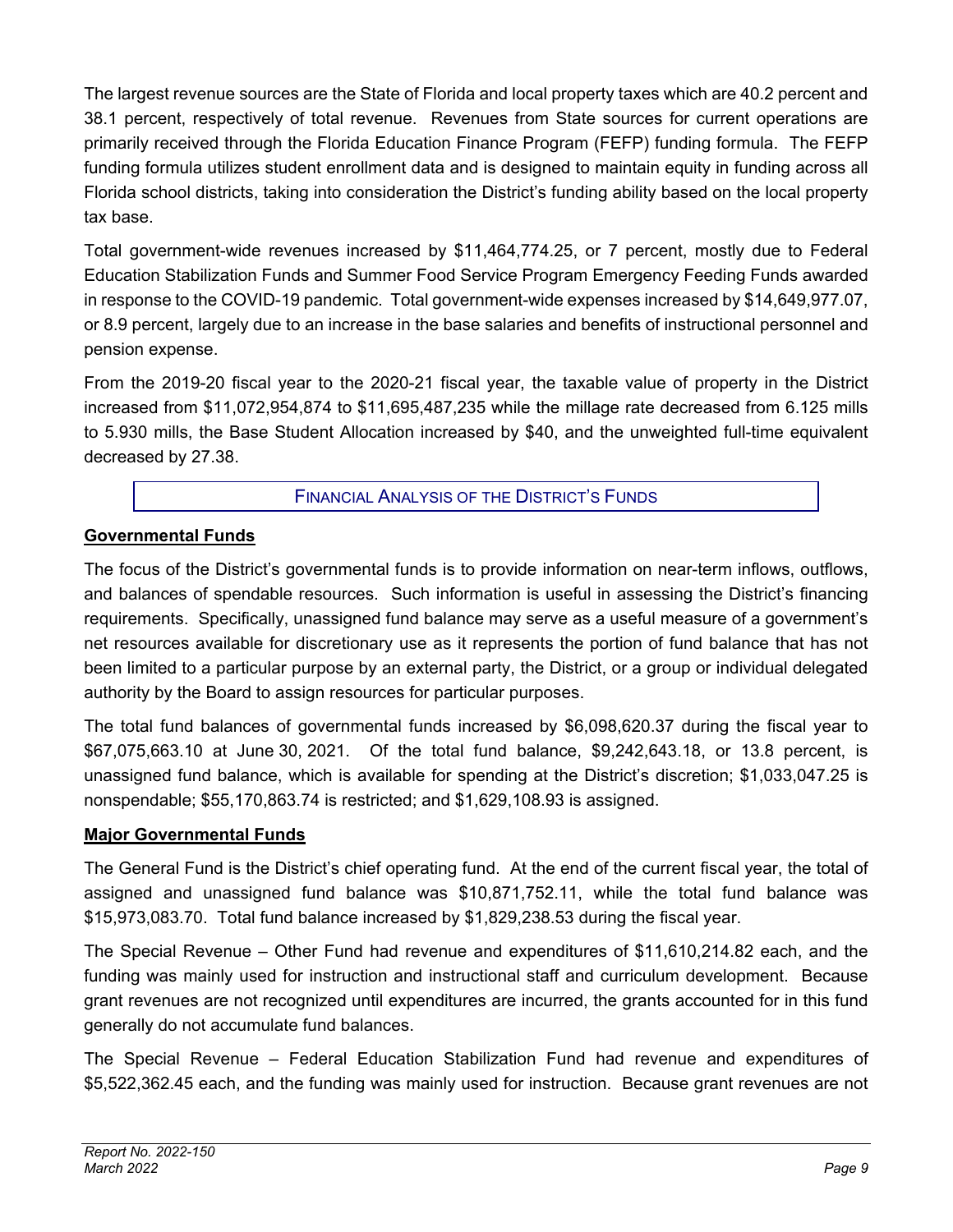The largest revenue sources are the State of Florida and local property taxes which are 40.2 percent and 38.1 percent, respectively of total revenue. Revenues from State sources for current operations are primarily received through the Florida Education Finance Program (FEFP) funding formula. The FEFP funding formula utilizes student enrollment data and is designed to maintain equity in funding across all Florida school districts, taking into consideration the District's funding ability based on the local property tax base.

Total government-wide revenues increased by $11,464,774.25, or 7 percent, mostly due to Federal Education Stabilization Funds and Summer Food Service Program Emergency Feeding Funds awarded in response to the COVID-19 pandemic. Total government-wide expenses increased by $14,649,977.07, or 8.9 percent, largely due to an increase in the base salaries and benefits of instructional personnel and pension expense.

From the 2019-20 fiscal year to the 2020-21 fiscal year, the taxable value of property in the District increased from $11,072,954,874 to $11,695,487,235 while the millage rate decreased from 6.125 mills to 5.930 mills, the Base Student Allocation increased by $40, and the unweighted full-time equivalent decreased by 27.38.

## Financial Analysis of the District's Funds

### Governmental Funds

The focus of the District's governmental funds is to provide information on near-term inflows, outflows, and balances of spendable resources. Such information is useful in assessing the District's financing requirements. Specifically, unassigned fund balance may serve as a useful measure of a government's net resources available for discretionary use as it represents the portion of fund balance that has not been limited to a particular purpose by an external party, the District, or a group or individual delegated authority by the Board to assign resources for particular purposes.

The total fund balances of governmental funds increased by $6,098,620.37 during the fiscal year to $67,075,663.10 at June 30, 2021. Of the total fund balance, $9,242,643.18, or 13.8 percent, is unassigned fund balance, which is available for spending at the District's discretion; $1,033,047.25 is nonspendable; $55,170,863.74 is restricted; and $1,629,108.93 is assigned.

### Major Governmental Funds

The General Fund is the District's chief operating fund. At the end of the current fiscal year, the total of assigned and unassigned fund balance was $10,871,752.11, while the total fund balance was $15,973,083.70. Total fund balance increased by $1,829,238.53 during the fiscal year.

The Special Revenue – Other Fund had revenue and expenditures of $11,610,214.82 each, and the funding was mainly used for instruction and instructional staff and curriculum development. Because grant revenues are not recognized until expenditures are incurred, the grants accounted for in this fund generally do not accumulate fund balances.

The Special Revenue – Federal Education Stabilization Fund had revenue and expenditures of $5,522,362.45 each, and the funding was mainly used for instruction. Because grant revenues are not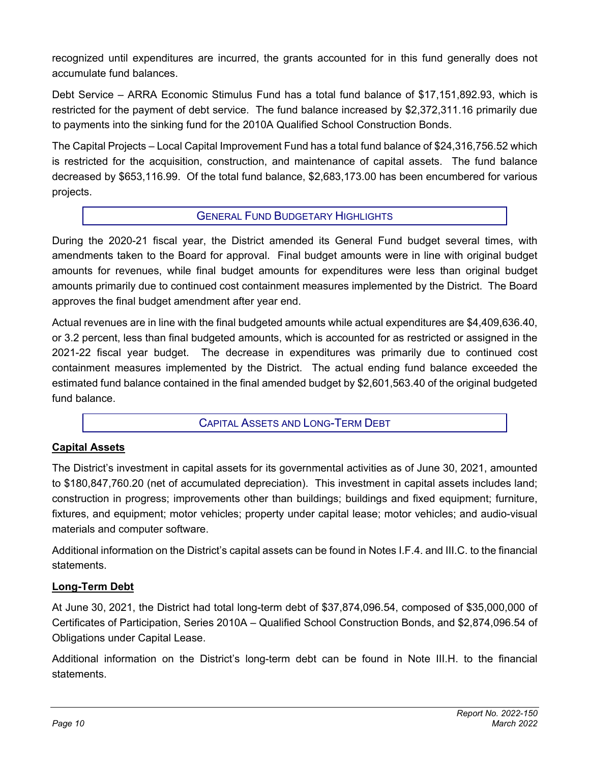recognized until expenditures are incurred, the grants accounted for in this fund generally does not accumulate fund balances.

Debt Service – ARRA Economic Stimulus Fund has a total fund balance of $17,151,892.93, which is restricted for the payment of debt service. The fund balance increased by $2,372,311.16 primarily due to payments into the sinking fund for the 2010A Qualified School Construction Bonds.

The Capital Projects – Local Capital Improvement Fund has a total fund balance of $24,316,756.52 which is restricted for the acquisition, construction, and maintenance of capital assets. The fund balance decreased by $653,116.99. Of the total fund balance, $2,683,173.00 has been encumbered for various projects.

## General Fund Budgetary Highlights

During the 2020-21 fiscal year, the District amended its General Fund budget several times, with amendments taken to the Board for approval. Final budget amounts were in line with original budget amounts for revenues, while final budget amounts for expenditures were less than original budget amounts primarily due to continued cost containment measures implemented by the District. The Board approves the final budget amendment after year end.

Actual revenues are in line with the final budgeted amounts while actual expenditures are $4,409,636.40, or 3.2 percent, less than final budgeted amounts, which is accounted for as restricted or assigned in the 2021-22 fiscal year budget. The decrease in expenditures was primarily due to continued cost containment measures implemented by the District. The actual ending fund balance exceeded the estimated fund balance contained in the final amended budget by $2,601,563.40 of the original budgeted fund balance.

## Capital Assets and Long-Term Debt

### Capital Assets

The District's investment in capital assets for its governmental activities as of June 30, 2021, amounted to $180,847,760.20 (net of accumulated depreciation). This investment in capital assets includes land; construction in progress; improvements other than buildings; buildings and fixed equipment; furniture, fixtures, and equipment; motor vehicles; property under capital lease; motor vehicles; and audio-visual materials and computer software.

Additional information on the District's capital assets can be found in Notes I.F.4. and III.C. to the financial statements.

### Long-Term Debt

At June 30, 2021, the District had total long-term debt of $37,874,096.54, composed of $35,000,000 of Certificates of Participation, Series 2010A – Qualified School Construction Bonds, and $2,874,096.54 of Obligations under Capital Lease.

Additional information on the District's long-term debt can be found in Note III.H. to the financial statements.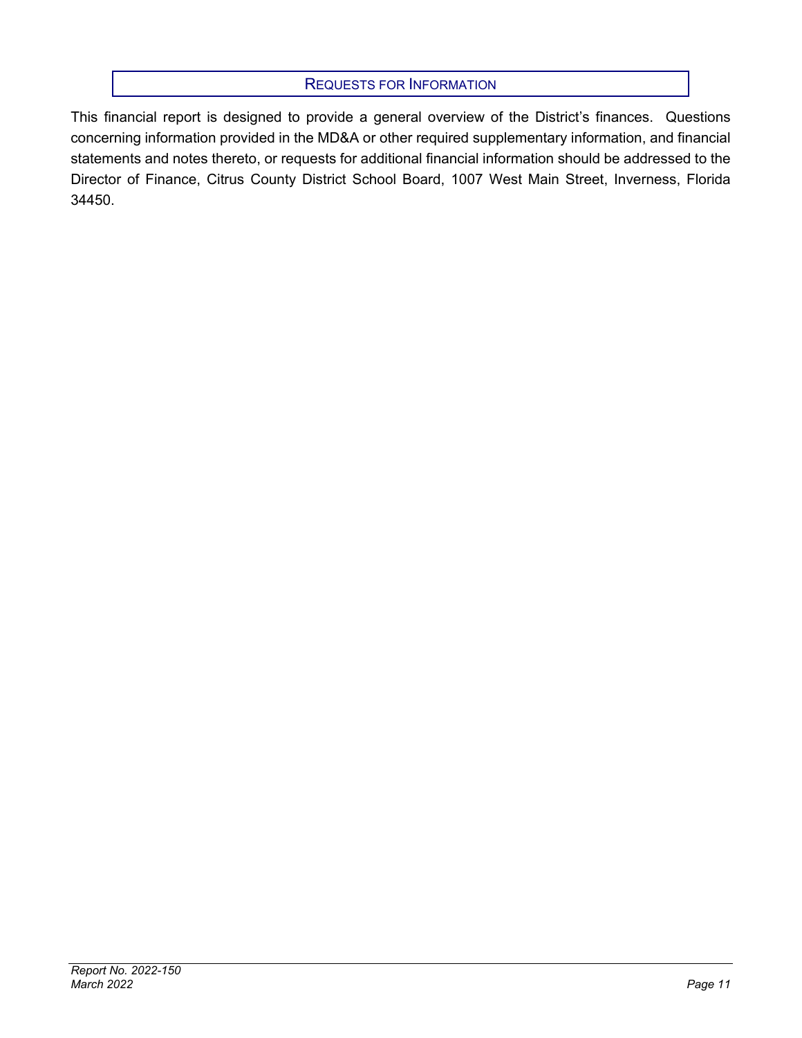## Requests for Information

This financial report is designed to provide a general overview of the District's finances. Questions concerning information provided in the MD&A or other required supplementary information, and financial statements and notes thereto, or requests for additional financial information should be addressed to the Director of Finance, Citrus County District School Board, 1007 West Main Street, Inverness, Florida 34450.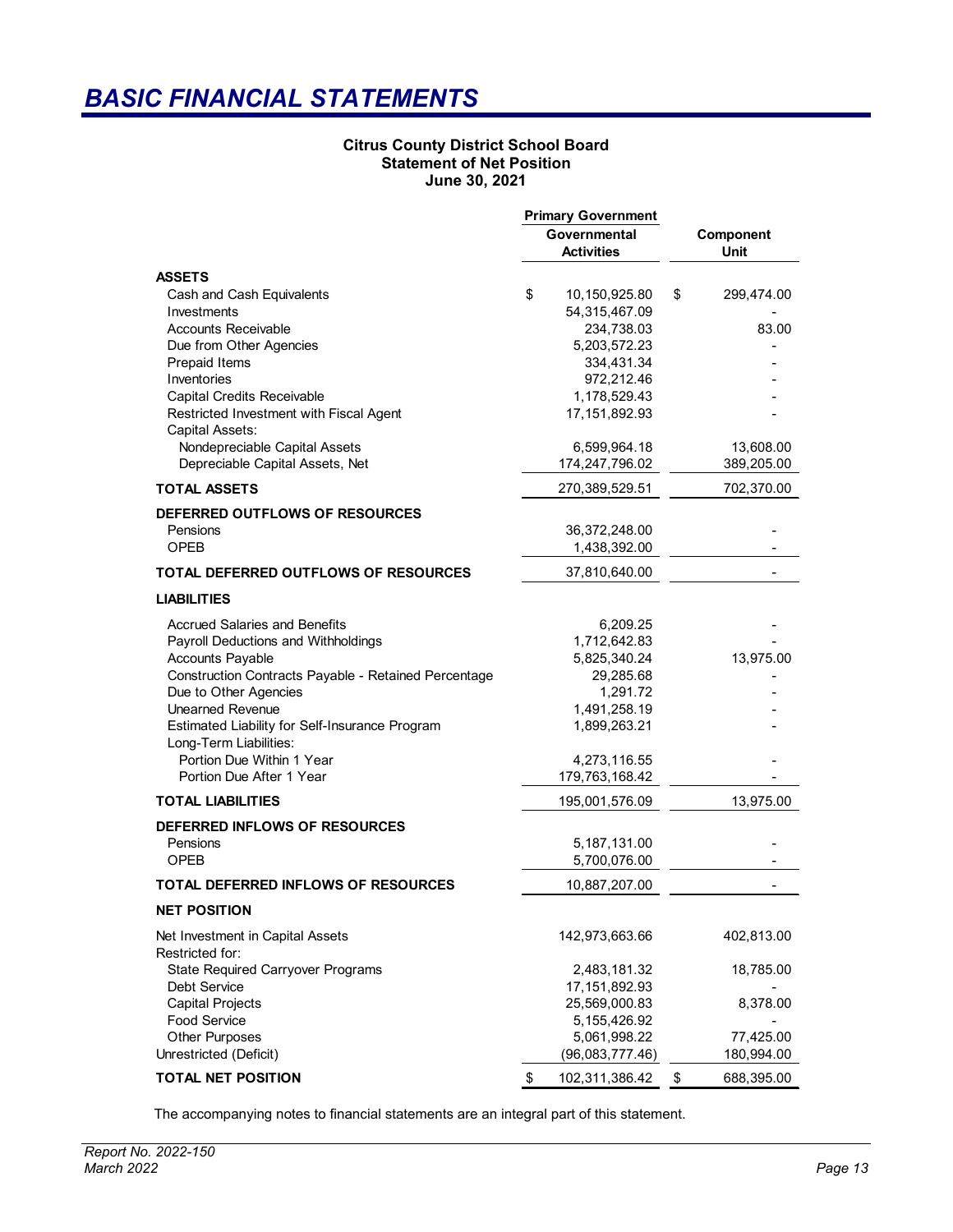# BASIC FINANCIAL STATEMENTS

**Citrus County District School Board**
**Statement of Net Position**
**June 30, 2021**

| | Primary Government | |
|---|---|---|
| | **Governmental Activities** | **Component Unit** |
| **ASSETS** | | |
| Cash and Cash Equivalents | $ 10,150,925.80 | $ 299,474.00 |
| Investments | 54,315,467.09 | - |
| Accounts Receivable | 234,738.03 | 83.00 |
| Due from Other Agencies | 5,203,572.23 | - |
| Prepaid Items | 334,431.34 | - |
| Inventories | 972,212.46 | - |
| Capital Credits Receivable | 1,178,529.43 | - |
| Restricted Investment with Fiscal Agent | 17,151,892.93 | - |
| Capital Assets: | | |
| Nondepreciable Capital Assets | 6,599,964.18 | 13,608.00 |
| Depreciable Capital Assets, Net | 174,247,796.02 | 389,205.00 |
| **TOTAL ASSETS** | 270,389,529.51 | 702,370.00 |
| **DEFERRED OUTFLOWS OF RESOURCES** | | |
| Pensions | 36,372,248.00 | - |
| OPEB | 1,438,392.00 | - |
| **TOTAL DEFERRED OUTFLOWS OF RESOURCES** | 37,810,640.00 | - |
| **LIABILITIES** | | |
| Accrued Salaries and Benefits | 6,209.25 | - |
| Payroll Deductions and Withholdings | 1,712,642.83 | - |
| Accounts Payable | 5,825,340.24 | 13,975.00 |
| Construction Contracts Payable - Retained Percentage | 29,285.68 | - |
| Due to Other Agencies | 1,291.72 | - |
| Unearned Revenue | 1,491,258.19 | - |
| Estimated Liability for Self-Insurance Program | 1,899,263.21 | - |
| Long-Term Liabilities: | | |
| Portion Due Within 1 Year | 4,273,116.55 | - |
| Portion Due After 1 Year | 179,763,168.42 | - |
| **TOTAL LIABILITIES** | 195,001,576.09 | 13,975.00 |
| **DEFERRED INFLOWS OF RESOURCES** | | |
| Pensions | 5,187,131.00 | - |
| OPEB | 5,700,076.00 | - |
| **TOTAL DEFERRED INFLOWS OF RESOURCES** | 10,887,207.00 | - |
| **NET POSITION** | | |
| Net Investment in Capital Assets | 142,973,663.66 | 402,813.00 |
| Restricted for: | | |
| State Required Carryover Programs | 2,483,181.32 | 18,785.00 |
| Debt Service | 17,151,892.93 | - |
| Capital Projects | 25,569,000.83 | 8,378.00 |
| Food Service | 5,155,426.92 | - |
| Other Purposes | 5,061,998.22 | 77,425.00 |
| Unrestricted (Deficit) | (96,083,777.46) | 180,994.00 |
| **TOTAL NET POSITION** | $ 102,311,386.42 | $ 688,395.00 |

The accompanying notes to financial statements are an integral part of this statement.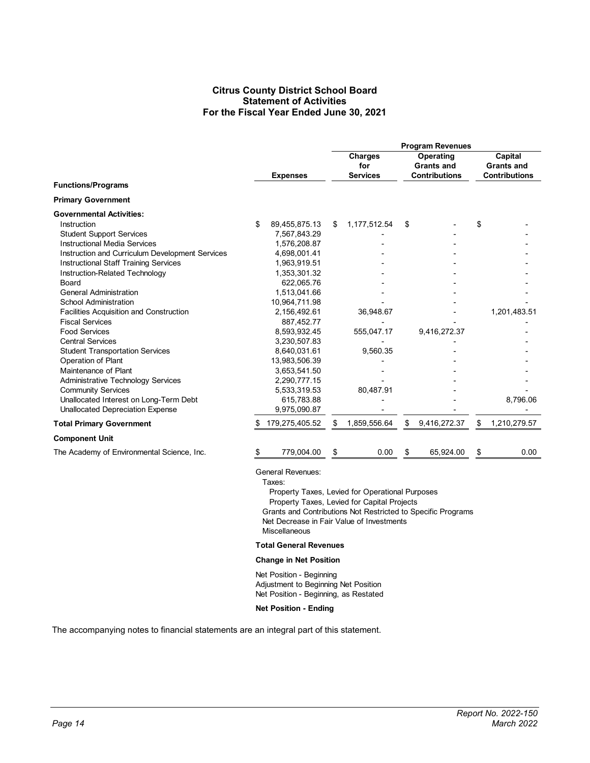# Citrus County District School Board
## Statement of Activities
## For the Fiscal Year Ended June 30, 2021

| | | Program Revenues | | |
|---|---|---|---|---|
| **Functions/Programs** | **Expenses** | **Charges for Services** | **Operating Grants and Contributions** | **Capital Grants and Contributions** |
| **Primary Government** | | | | |
| **Governmental Activities:** | | | | |
| Instruction | $ 89,455,875.13 | $ 1,177,512.54 | $ - | $ - |
| Student Support Services | 7,567,843.29 | - | - | - |
| Instructional Media Services | 1,576,208.87 | - | - | - |
| Instruction and Curriculum Development Services | 4,698,001.41 | - | - | - |
| Instructional Staff Training Services | 1,963,919.51 | - | - | - |
| Instruction-Related Technology | 1,353,301.32 | - | - | - |
| Board | 622,065.76 | - | - | - |
| General Administration | 1,513,041.66 | - | - | - |
| School Administration | 10,964,711.98 | - | - | - |
| Facilities Acquisition and Construction | 2,156,492.61 | 36,948.67 | - | 1,201,483.51 |
| Fiscal Services | 887,452.77 | - | - | - |
| Food Services | 8,593,932.45 | 555,047.17 | 9,416,272.37 | - |
| Central Services | 3,230,507.83 | - | - | - |
| Student Transportation Services | 8,640,031.61 | 9,560.35 | - | - |
| Operation of Plant | 13,983,506.39 | - | - | - |
| Maintenance of Plant | 3,653,541.50 | - | - | - |
| Administrative Technology Services | 2,290,777.15 | - | - | - |
| Community Services | 5,533,319.53 | 80,487.91 | - | - |
| Unallocated Interest on Long-Term Debt | 615,783.88 | - | - | 8,796.06 |
| Unallocated Depreciation Expense | 9,975,090.87 | - | - | - |
| **Total Primary Government** | $ 179,275,405.52 | $ 1,859,556.64 | $ 9,416,272.37 | $ 1,210,279.57 |
| **Component Unit** | | | | |
| The Academy of Environmental Science, Inc. | $ 779,004.00 | $ 0.00 | $ 65,924.00 | $ 0.00 |

General Revenues:
- Taxes:
  - Property Taxes, Levied for Operational Purposes
  - Property Taxes, Levied for Capital Projects
- Grants and Contributions Not Restricted to Specific Programs
- Net Decrease in Fair Value of Investments
- Miscellaneous

**Total General Revenues**

**Change in Net Position**

Net Position - Beginning
Adjustment to Beginning Net Position
Net Position - Beginning, as Restated

**Net Position - Ending**

The accompanying notes to financial statements are an integral part of this statement.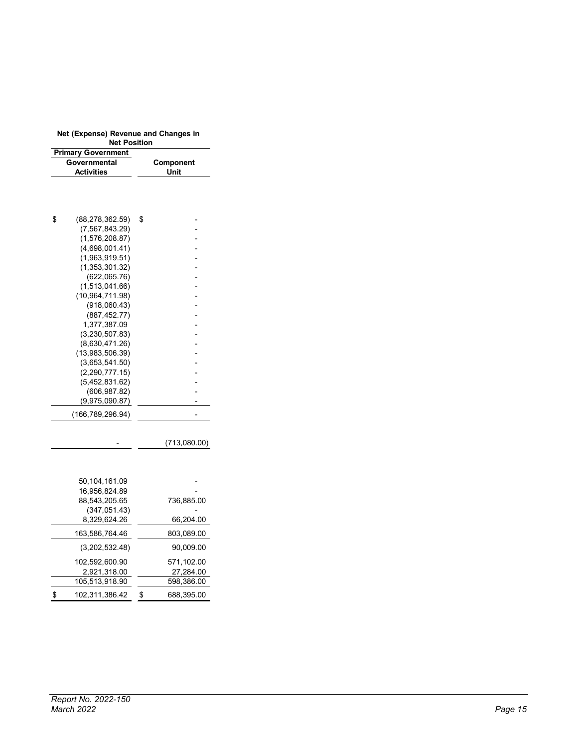| Net (Expense) Revenue and Changes in Net Position | |
|---|---|
| Primary Government | |
| Governmental Activities | Component Unit |
| | |
| $ (88,278,362.59) | $ - |
| (7,567,843.29) | - |
| (1,576,208.87) | - |
| (4,698,001.41) | - |
| (1,963,919.51) | - |
| (1,353,301.32) | - |
| (622,065.76) | - |
| (1,513,041.66) | - |
| (10,964,711.98) | - |
| (918,060.43) | - |
| (887,452.77) | - |
| 1,377,387.09 | - |
| (3,230,507.83) | - |
| (8,630,471.26) | - |
| (13,983,506.39) | - |
| (3,653,541.50) | - |
| (2,290,777.15) | - |
| (5,452,831.62) | - |
| (606,987.82) | - |
| (9,975,090.87) | - |
| (166,789,296.94) | - |
| | |
| - | (713,080.00) |
| | |
| 50,104,161.09 | - |
| 16,956,824.89 | - |
| 88,543,205.65 | 736,885.00 |
| (347,051.43) | - |
| 8,329,624.26 | 66,204.00 |
| 163,586,764.46 | 803,089.00 |
| (3,202,532.48) | 90,009.00 |
| 102,592,600.90 | 571,102.00 |
| 2,921,318.00 | 27,284.00 |
| 105,513,918.90 | 598,386.00 |
| $ 102,311,386.42 | $ 688,395.00 |

*Report No. 2022-150*
*March 2022*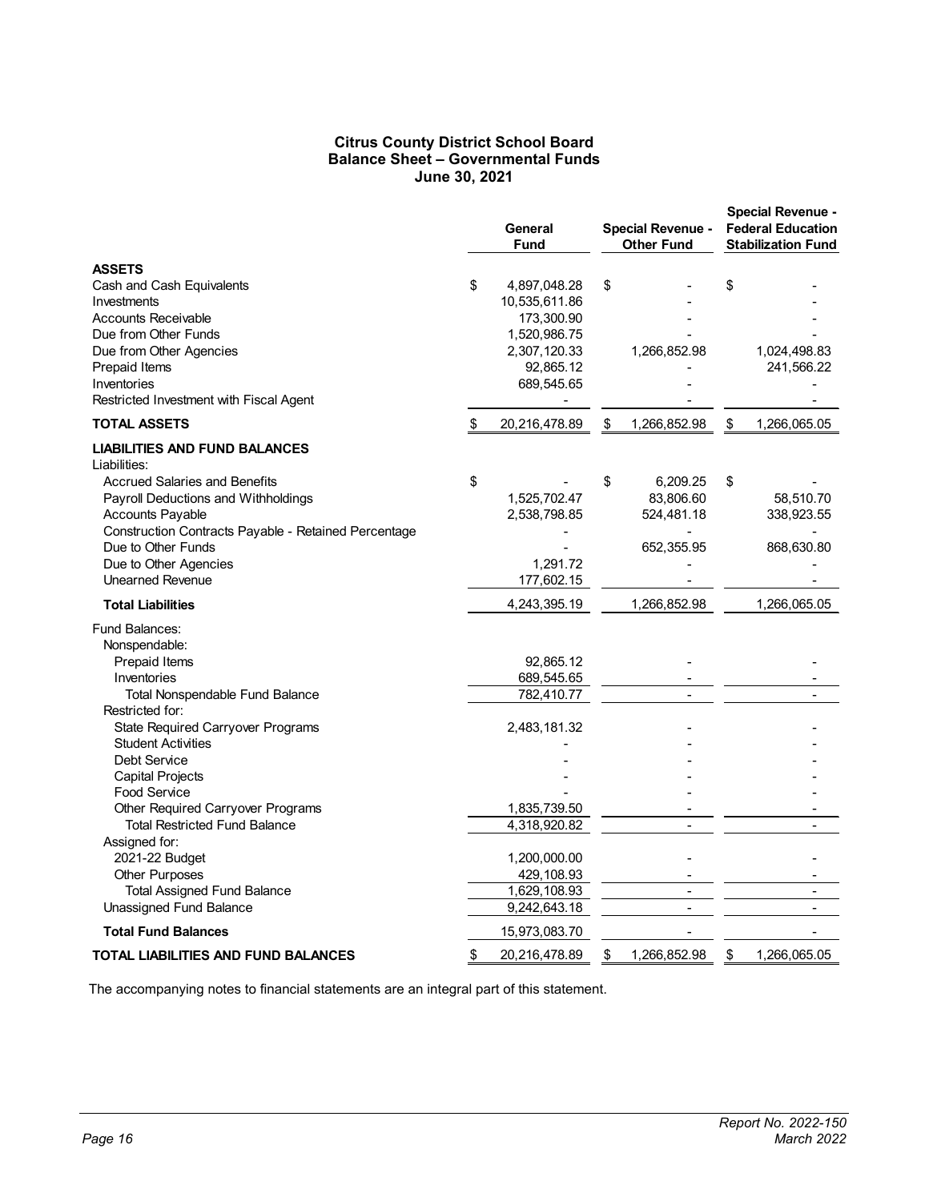**Citrus County District School Board**
**Balance Sheet – Governmental Funds**
**June 30, 2021**

| | General Fund | Special Revenue - Other Fund | Special Revenue - Federal Education Stabilization Fund |
|---|---|---|---|
| **ASSETS** | | | |
| Cash and Cash Equivalents | $ 4,897,048.28 | $ - | $ - |
| Investments | 10,535,611.86 | - | - |
| Accounts Receivable | 173,300.90 | - | - |
| Due from Other Funds | 1,520,986.75 | - | - |
| Due from Other Agencies | 2,307,120.33 | 1,266,852.98 | 1,024,498.83 |
| Prepaid Items | 92,865.12 | - | 241,566.22 |
| Inventories | 689,545.65 | - | - |
| Restricted Investment with Fiscal Agent | - | - | - |
| **TOTAL ASSETS** | $ 20,216,478.89 | $ 1,266,852.98 | $ 1,266,065.05 |
| **LIABILITIES AND FUND BALANCES** | | | |
| Liabilities: | | | |
| Accrued Salaries and Benefits | $ - | $ 6,209.25 | $ - |
| Payroll Deductions and Withholdings | 1,525,702.47 | 83,806.60 | 58,510.70 |
| Accounts Payable | 2,538,798.85 | 524,481.18 | 338,923.55 |
| Construction Contracts Payable - Retained Percentage | - | - | - |
| Due to Other Funds | - | 652,355.95 | 868,630.80 |
| Due to Other Agencies | 1,291.72 | - | - |
| Unearned Revenue | 177,602.15 | - | - |
| **Total Liabilities** | 4,243,395.19 | 1,266,852.98 | 1,266,065.05 |
| Fund Balances: | | | |
| Nonspendable: | | | |
| Prepaid Items | 92,865.12 | - | - |
| Inventories | 689,545.65 | - | - |
| Total Nonspendable Fund Balance | 782,410.77 | - | - |
| Restricted for: | | | |
| State Required Carryover Programs | 2,483,181.32 | - | - |
| Student Activities | - | - | - |
| Debt Service | - | - | - |
| Capital Projects | - | - | - |
| Food Service | - | - | - |
| Other Required Carryover Programs | 1,835,739.50 | - | - |
| Total Restricted Fund Balance | 4,318,920.82 | - | - |
| Assigned for: | | | |
| 2021-22 Budget | 1,200,000.00 | - | - |
| Other Purposes | 429,108.93 | - | - |
| Total Assigned Fund Balance | 1,629,108.93 | - | - |
| Unassigned Fund Balance | 9,242,643.18 | - | - |
| **Total Fund Balances** | 15,973,083.70 | - | - |
| **TOTAL LIABILITIES AND FUND BALANCES** | $ 20,216,478.89 | $ 1,266,852.98 | $ 1,266,065.05 |

The accompanying notes to financial statements are an integral part of this statement.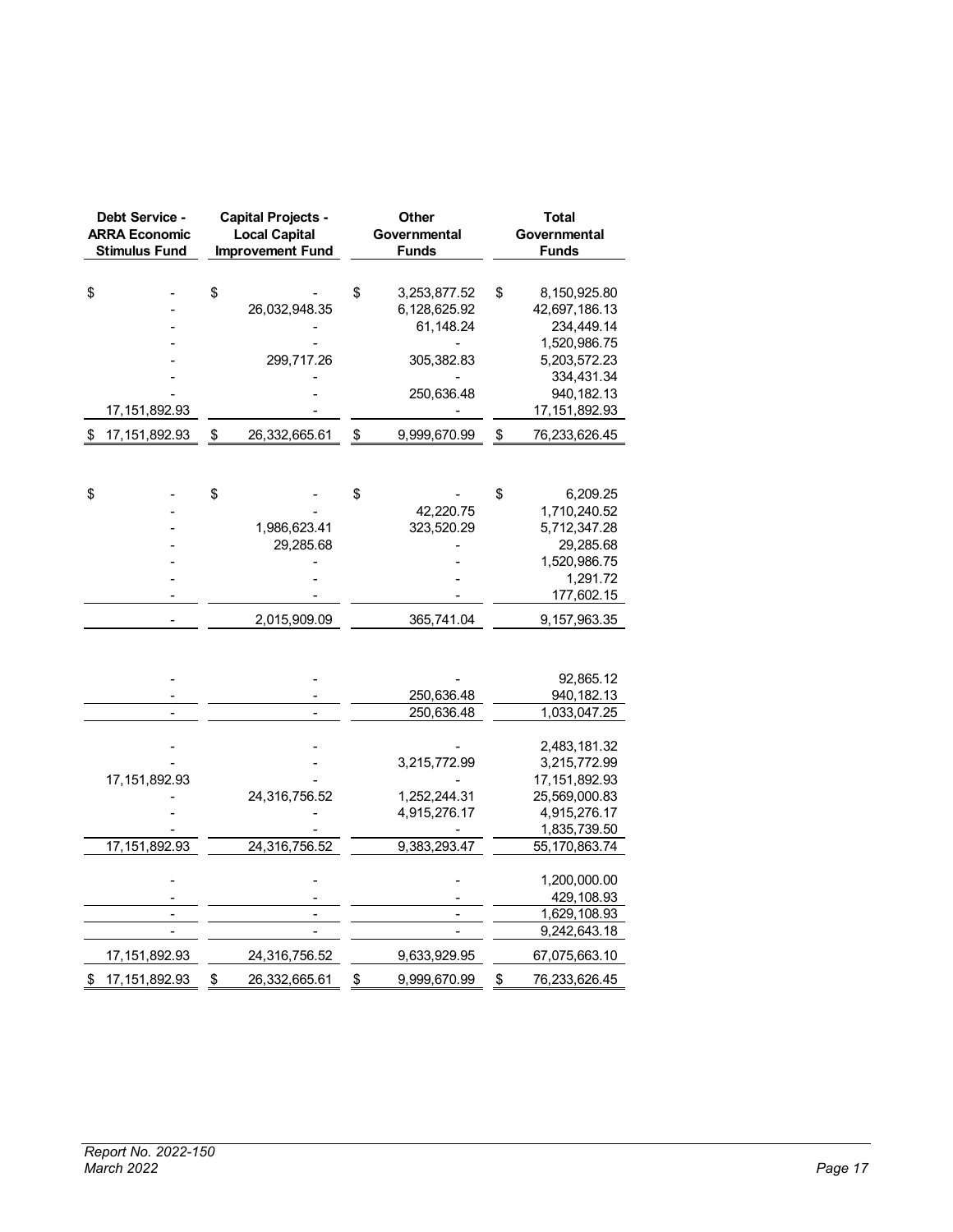| Debt Service - ARRA Economic Stimulus Fund | Capital Projects - Local Capital Improvement Fund | Other Governmental Funds | Total Governmental Funds |
|---|---|---|---|
| $ - | $ - | $ 3,253,877.52 | $ 8,150,925.80 |
| - | 26,032,948.35 | 6,128,625.92 | 42,697,186.13 |
| - | - | 61,148.24 | 234,449.14 |
| - | - | - | 1,520,986.75 |
| - | 299,717.26 | 305,382.83 | 5,203,572.23 |
| - | - | - | 334,431.34 |
| - | - | 250,636.48 | 940,182.13 |
| 17,151,892.93 | - | - | 17,151,892.93 |
| $ 17,151,892.93 | $ 26,332,665.61 | $ 9,999,670.99 | $ 76,233,626.45 |
| | | | |
| $ - | $ - | $ - | $ 6,209.25 |
| - | - | 42,220.75 | 1,710,240.52 |
| - | 1,986,623.41 | 323,520.29 | 5,712,347.28 |
| - | 29,285.68 | - | 29,285.68 |
| - | - | - | 1,520,986.75 |
| - | - | - | 1,291.72 |
| - | - | - | 177,602.15 |
| - | 2,015,909.09 | 365,741.04 | 9,157,963.35 |
| | | | |
| - | - | - | 92,865.12 |
| - | - | 250,636.48 | 940,182.13 |
| - | - | 250,636.48 | 1,033,047.25 |
| | | | |
| - | - | - | 2,483,181.32 |
| - | - | 3,215,772.99 | 3,215,772.99 |
| 17,151,892.93 | - | - | 17,151,892.93 |
| - | 24,316,756.52 | 1,252,244.31 | 25,569,000.83 |
| - | - | 4,915,276.17 | 4,915,276.17 |
| - | - | - | 1,835,739.50 |
| 17,151,892.93 | 24,316,756.52 | 9,383,293.47 | 55,170,863.74 |
| | | | |
| - | - | - | 1,200,000.00 |
| - | - | - | 429,108.93 |
| - | - | - | 1,629,108.93 |
| - | - | - | 9,242,643.18 |
| | | | |
| 17,151,892.93 | 24,316,756.52 | 9,633,929.95 | 67,075,663.10 |
| $ 17,151,892.93 | $ 26,332,665.61 | $ 9,999,670.99 | $ 76,233,626.45 |

*Report No. 2022-150*
*March 2022*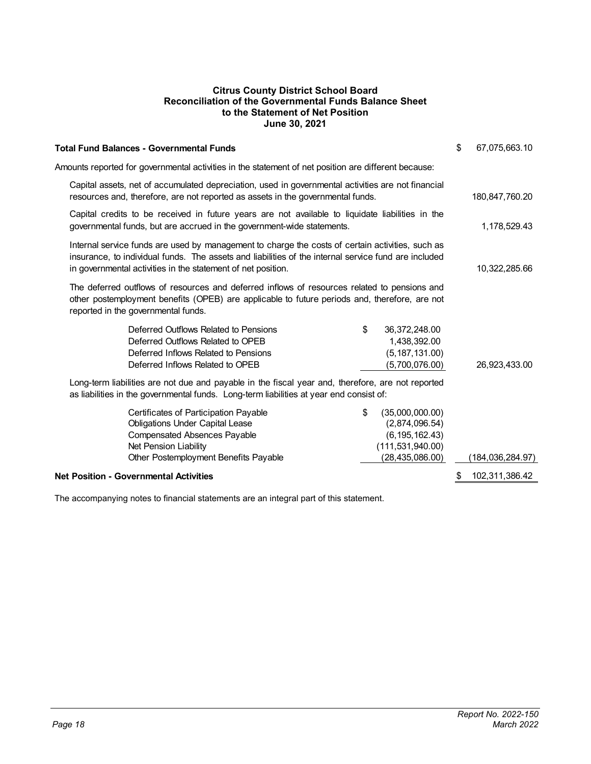**Citrus County District School Board**
**Reconciliation of the Governmental Funds Balance Sheet**
**to the Statement of Net Position**
**June 30, 2021**

| | | |
|---|---|---|
| **Total Fund Balances - Governmental Funds** | | $ 67,075,663.10 |
| Amounts reported for governmental activities in the statement of net position are different because: | | |
| Capital assets, net of accumulated depreciation, used in governmental activities are not financial resources and, therefore, are not reported as assets in the governmental funds. | | 180,847,760.20 |
| Capital credits to be received in future years are not available to liquidate liabilities in the governmental funds, but are accrued in the government-wide statements. | | 1,178,529.43 |
| Internal service funds are used by management to charge the costs of certain activities, such as insurance, to individual funds. The assets and liabilities of the internal service fund are included in governmental activities in the statement of net position. | | 10,322,285.66 |
| The deferred outflows of resources and deferred inflows of resources related to pensions and other postemployment benefits (OPEB) are applicable to future periods and, therefore, are not reported in the governmental funds. | | |
| Deferred Outflows Related to Pensions | $ 36,372,248.00 | |
| Deferred Outflows Related to OPEB | 1,438,392.00 | |
| Deferred Inflows Related to Pensions | (5,187,131.00) | |
| Deferred Inflows Related to OPEB | (5,700,076.00) | 26,923,433.00 |
| Long-term liabilities are not due and payable in the fiscal year and, therefore, are not reported as liabilities in the governmental funds. Long-term liabilities at year end consist of: | | |
| Certificates of Participation Payable | $ (35,000,000.00) | |
| Obligations Under Capital Lease | (2,874,096.54) | |
| Compensated Absences Payable | (6,195,162.43) | |
| Net Pension Liability | (111,531,940.00) | |
| Other Postemployment Benefits Payable | (28,435,086.00) | (184,036,284.97) |
| **Net Position - Governmental Activities** | | $ 102,311,386.42 |

The accompanying notes to financial statements are an integral part of this statement.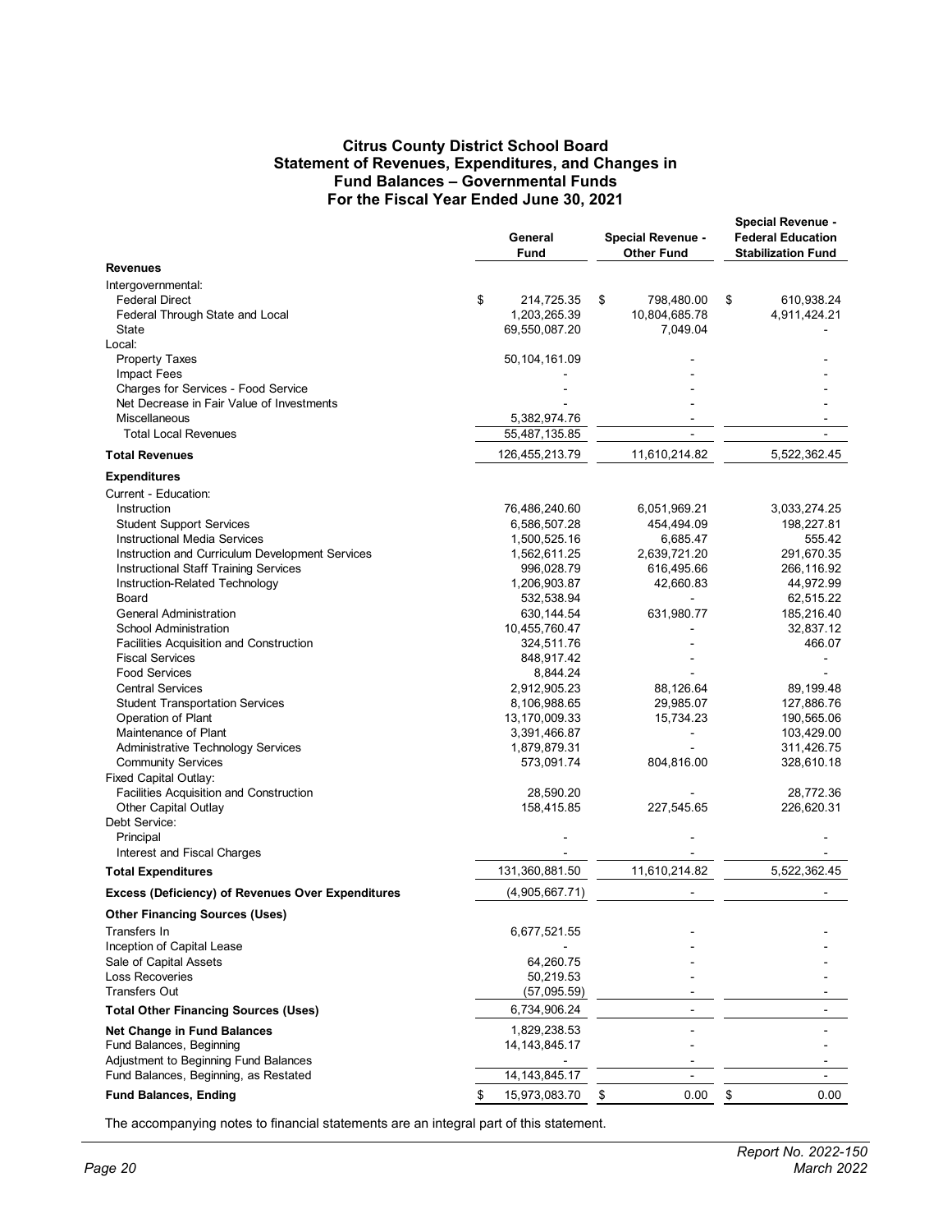# Citrus County District School Board
## Statement of Revenues, Expenditures, and Changes in Fund Balances – Governmental Funds
## For the Fiscal Year Ended June 30, 2021

| | General Fund | Special Revenue - Other Fund | Special Revenue - Federal Education Stabilization Fund |
|---|---|---|---|
| **Revenues** | | | |
| Intergovernmental: | | | |
| Federal Direct | $ 214,725.35 | $ 798,480.00 | $ 610,938.24 |
| Federal Through State and Local | 1,203,265.39 | 10,804,685.78 | 4,911,424.21 |
| State | 69,550,087.20 | 7,049.04 | - |
| Local: | | | |
| Property Taxes | 50,104,161.09 | - | - |
| Impact Fees | - | - | - |
| Charges for Services - Food Service | - | - | - |
| Net Decrease in Fair Value of Investments | - | - | - |
| Miscellaneous | 5,382,974.76 | - | - |
| Total Local Revenues | 55,487,135.85 | - | - |
| **Total Revenues** | 126,455,213.79 | 11,610,214.82 | 5,522,362.45 |
| **Expenditures** | | | |
| Current - Education: | | | |
| Instruction | 76,486,240.60 | 6,051,969.21 | 3,033,274.25 |
| Student Support Services | 6,586,507.28 | 454,494.09 | 198,227.81 |
| Instructional Media Services | 1,500,525.16 | 6,685.47 | 555.42 |
| Instruction and Curriculum Development Services | 1,562,611.25 | 2,639,721.20 | 291,670.35 |
| Instructional Staff Training Services | 996,028.79 | 616,495.66 | 266,116.92 |
| Instruction-Related Technology | 1,206,903.87 | 42,660.83 | 44,972.99 |
| Board | 532,538.94 | - | 62,515.22 |
| General Administration | 630,144.54 | 631,980.77 | 185,216.40 |
| School Administration | 10,455,760.47 | - | 32,837.12 |
| Facilities Acquisition and Construction | 324,511.76 | - | 466.07 |
| Fiscal Services | 848,917.42 | - | - |
| Food Services | 8,844.24 | - | - |
| Central Services | 2,912,905.23 | 88,126.64 | 89,199.48 |
| Student Transportation Services | 8,106,988.65 | 29,985.07 | 127,886.76 |
| Operation of Plant | 13,170,009.33 | 15,734.23 | 190,565.06 |
| Maintenance of Plant | 3,391,466.87 | - | 103,429.00 |
| Administrative Technology Services | 1,879,879.31 | - | 311,426.75 |
| Community Services | 573,091.74 | 804,816.00 | 328,610.18 |
| Fixed Capital Outlay: | | | |
| Facilities Acquisition and Construction | 28,590.20 | - | 28,772.36 |
| Other Capital Outlay | 158,415.85 | 227,545.65 | 226,620.31 |
| Debt Service: | | | |
| Principal | - | - | - |
| Interest and Fiscal Charges | - | - | - |
| **Total Expenditures** | 131,360,881.50 | 11,610,214.82 | 5,522,362.45 |
| **Excess (Deficiency) of Revenues Over Expenditures** | (4,905,667.71) | - | - |
| **Other Financing Sources (Uses)** | | | |
| Transfers In | 6,677,521.55 | - | - |
| Inception of Capital Lease | - | - | - |
| Sale of Capital Assets | 64,260.75 | - | - |
| Loss Recoveries | 50,219.53 | - | - |
| Transfers Out | (57,095.59) | - | - |
| **Total Other Financing Sources (Uses)** | 6,734,906.24 | - | - |
| **Net Change in Fund Balances** | 1,829,238.53 | - | - |
| Fund Balances, Beginning | 14,143,845.17 | - | - |
| Adjustment to Beginning Fund Balances | - | - | - |
| Fund Balances, Beginning, as Restated | 14,143,845.17 | - | - |
| **Fund Balances, Ending** | $ 15,973,083.70 | $ 0.00 | $ 0.00 |

The accompanying notes to financial statements are an integral part of this statement.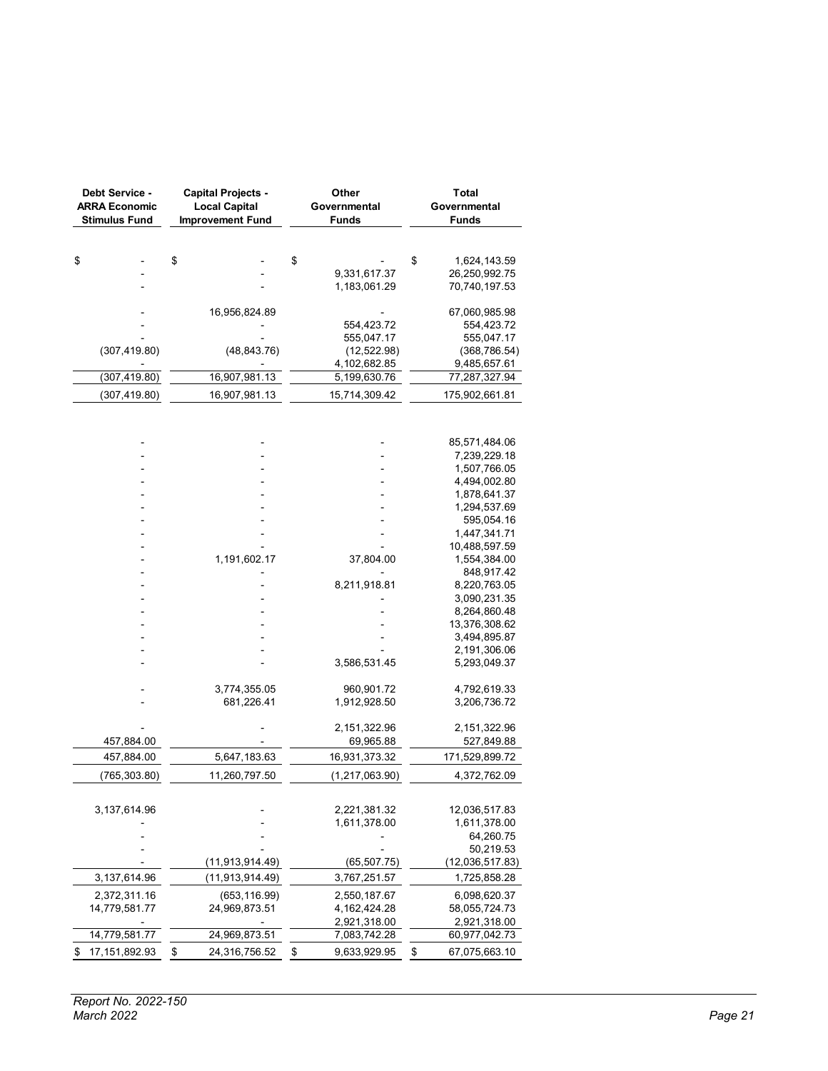| Debt Service - ARRA Economic Stimulus Fund | Capital Projects - Local Capital Improvement Fund | Other Governmental Funds | Total Governmental Funds |
|---|---|---|---|
| | | | |
| $ - | $ - | $ - | $ 1,624,143.59 |
| - | - | 9,331,617.37 | 26,250,992.75 |
| - | - | 1,183,061.29 | 70,740,197.53 |
| | | | |
| - | 16,956,824.89 | - | 67,060,985.98 |
| - | - | 554,423.72 | 554,423.72 |
| - | - | 555,047.17 | 555,047.17 |
| (307,419.80) | (48,843.76) | (12,522.98) | (368,786.54) |
| - | - | 4,102,682.85 | 9,485,657.61 |
| (307,419.80) | 16,907,981.13 | 5,199,630.76 | 77,287,327.94 |
| (307,419.80) | 16,907,981.13 | 15,714,309.42 | 175,902,661.81 |
| | | | |
| - | - | - | 85,571,484.06 |
| - | - | - | 7,239,229.18 |
| - | - | - | 1,507,766.05 |
| - | - | - | 4,494,002.80 |
| - | - | - | 1,878,641.37 |
| - | - | - | 1,294,537.69 |
| - | - | - | 595,054.16 |
| - | - | - | 1,447,341.71 |
| - | - | - | 10,488,597.59 |
| - | 1,191,602.17 | 37,804.00 | 1,554,384.00 |
| - | - | - | 848,917.42 |
| - | - | 8,211,918.81 | 8,220,763.05 |
| - | - | - | 3,090,231.35 |
| - | - | - | 8,264,860.48 |
| - | - | - | 13,376,308.62 |
| - | - | - | 3,494,895.87 |
| - | - | - | 2,191,306.06 |
| - | - | 3,586,531.45 | 5,293,049.37 |
| | | | |
| - | 3,774,355.05 | 960,901.72 | 4,792,619.33 |
| - | 681,226.41 | 1,912,928.50 | 3,206,736.72 |
| | | | |
| - | - | 2,151,322.96 | 2,151,322.96 |
| 457,884.00 | - | 69,965.88 | 527,849.88 |
| 457,884.00 | 5,647,183.63 | 16,931,373.32 | 171,529,899.72 |
| (765,303.80) | 11,260,797.50 | (1,217,063.90) | 4,372,762.09 |
| | | | |
| 3,137,614.96 | - | 2,221,381.32 | 12,036,517.83 |
| - | - | 1,611,378.00 | 1,611,378.00 |
| - | - | - | 64,260.75 |
| - | - | - | 50,219.53 |
| - | (11,913,914.49) | (65,507.75) | (12,036,517.83) |
| 3,137,614.96 | (11,913,914.49) | 3,767,251.57 | 1,725,858.28 |
| 2,372,311.16 | (653,116.99) | 2,550,187.67 | 6,098,620.37 |
| 14,779,581.77 | 24,969,873.51 | 4,162,424.28 | 58,055,724.73 |
| - | - | 2,921,318.00 | 2,921,318.00 |
| 14,779,581.77 | 24,969,873.51 | 7,083,742.28 | 60,977,042.73 |
| $ 17,151,892.93 | $ 24,316,756.52 | $ 9,633,929.95 | $ 67,075,663.10 |

*Report No. 2022-150*
*March 2022*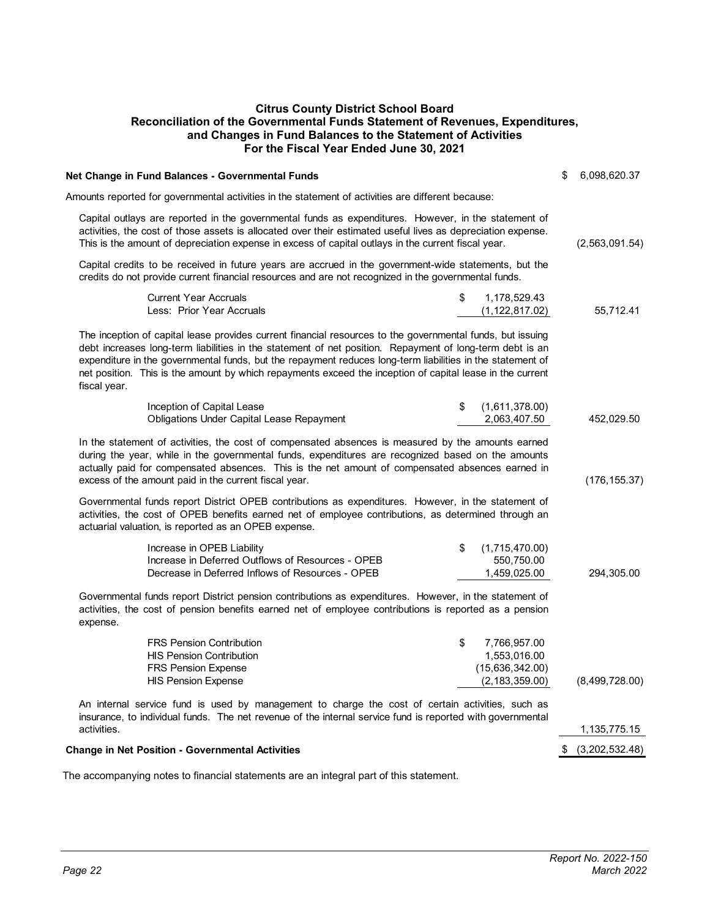# Citrus County District School Board
## Reconciliation of the Governmental Funds Statement of Revenues, Expenditures, and Changes in Fund Balances to the Statement of Activities
### For the Fiscal Year Ended June 30, 2021

| | | |
|---|---|---|
| **Net Change in Fund Balances - Governmental Funds** | | $ 6,098,620.37 |
| Amounts reported for governmental activities in the statement of activities are different because: | | |
| Capital outlays are reported in the governmental funds as expenditures. However, in the statement of activities, the cost of those assets is allocated over their estimated useful lives as depreciation expense. This is the amount of depreciation expense in excess of capital outlays in the current fiscal year. | | (2,563,091.54) |
| Capital credits to be received in future years are accrued in the government-wide statements, but the credits do not provide current financial resources and are not recognized in the governmental funds. | | |
| Current Year Accruals | $ 1,178,529.43 | |
| Less: Prior Year Accruals | (1,122,817.02) | 55,712.41 |
| The inception of capital lease provides current financial resources to the governmental funds, but issuing debt increases long-term liabilities in the statement of net position. Repayment of long-term debt is an expenditure in the governmental funds, but the repayment reduces long-term liabilities in the statement of net position. This is the amount by which repayments exceed the inception of capital lease in the current fiscal year. | | |
| Inception of Capital Lease | $ (1,611,378.00) | |
| Obligations Under Capital Lease Repayment | 2,063,407.50 | 452,029.50 |
| In the statement of activities, the cost of compensated absences is measured by the amounts earned during the year, while in the governmental funds, expenditures are recognized based on the amounts actually paid for compensated absences. This is the net amount of compensated absences earned in excess of the amount paid in the current fiscal year. | | (176,155.37) |
| Governmental funds report District OPEB contributions as expenditures. However, in the statement of activities, the cost of OPEB benefits earned net of employee contributions, as determined through an actuarial valuation, is reported as an OPEB expense. | | |
| Increase in OPEB Liability | $ (1,715,470.00) | |
| Increase in Deferred Outflows of Resources - OPEB | 550,750.00 | |
| Decrease in Deferred Inflows of Resources - OPEB | 1,459,025.00 | 294,305.00 |
| Governmental funds report District pension contributions as expenditures. However, in the statement of activities, the cost of pension benefits earned net of employee contributions is reported as a pension expense. | | |
| FRS Pension Contribution | $ 7,766,957.00 | |
| HIS Pension Contribution | 1,553,016.00 | |
| FRS Pension Expense | (15,636,342.00) | |
| HIS Pension Expense | (2,183,359.00) | (8,499,728.00) |
| An internal service fund is used by management to charge the cost of certain activities, such as insurance, to individual funds. The net revenue of the internal service fund is reported with governmental activities. | | 1,135,775.15 |
| **Change in Net Position - Governmental Activities** | | $ (3,202,532.48) |

The accompanying notes to financial statements are an integral part of this statement.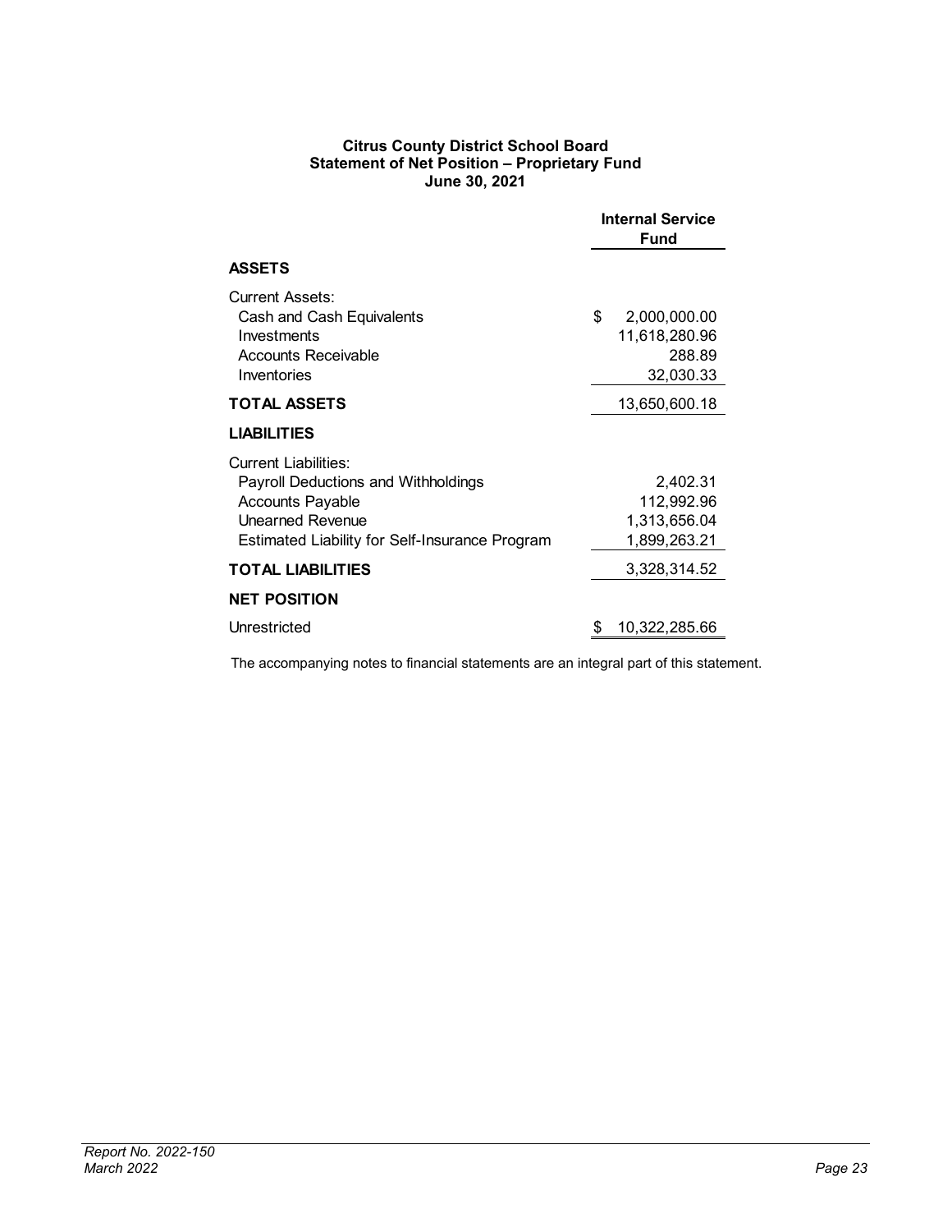**Citrus County District School Board**
**Statement of Net Position – Proprietary Fund**
**June 30, 2021**

| | Internal Service Fund |
|---|---|
| **ASSETS** | |
| Current Assets: | |
| Cash and Cash Equivalents | $ 2,000,000.00 |
| Investments | 11,618,280.96 |
| Accounts Receivable | 288.89 |
| Inventories | 32,030.33 |
| **TOTAL ASSETS** | 13,650,600.18 |
| **LIABILITIES** | |
| Current Liabilities: | |
| Payroll Deductions and Withholdings | 2,402.31 |
| Accounts Payable | 112,992.96 |
| Unearned Revenue | 1,313,656.04 |
| Estimated Liability for Self-Insurance Program | 1,899,263.21 |
| **TOTAL LIABILITIES** | 3,328,314.52 |
| **NET POSITION** | |
| Unrestricted | $ 10,322,285.66 |

The accompanying notes to financial statements are an integral part of this statement.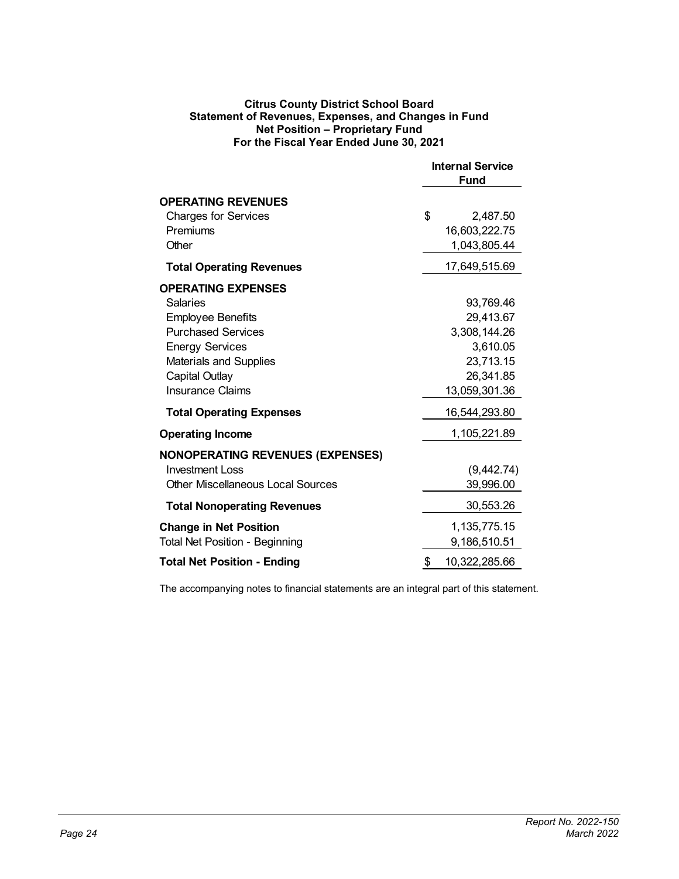**Citrus County District School Board**
**Statement of Revenues, Expenses, and Changes in Fund Net Position – Proprietary Fund**
**For the Fiscal Year Ended June 30, 2021**

| | Internal Service Fund |
|---|---|
| **OPERATING REVENUES** | |
| Charges for Services | $ 2,487.50 |
| Premiums | 16,603,222.75 |
| Other | 1,043,805.44 |
| **Total Operating Revenues** | 17,649,515.69 |
| **OPERATING EXPENSES** | |
| Salaries | 93,769.46 |
| Employee Benefits | 29,413.67 |
| Purchased Services | 3,308,144.26 |
| Energy Services | 3,610.05 |
| Materials and Supplies | 23,713.15 |
| Capital Outlay | 26,341.85 |
| Insurance Claims | 13,059,301.36 |
| **Total Operating Expenses** | 16,544,293.80 |
| **Operating Income** | 1,105,221.89 |
| **NONOPERATING REVENUES (EXPENSES)** | |
| Investment Loss | (9,442.74) |
| Other Miscellaneous Local Sources | 39,996.00 |
| **Total Nonoperating Revenues** | 30,553.26 |
| **Change in Net Position** | 1,135,775.15 |
| Total Net Position - Beginning | 9,186,510.51 |
| **Total Net Position - Ending** | $ 10,322,285.66 |

The accompanying notes to financial statements are an integral part of this statement.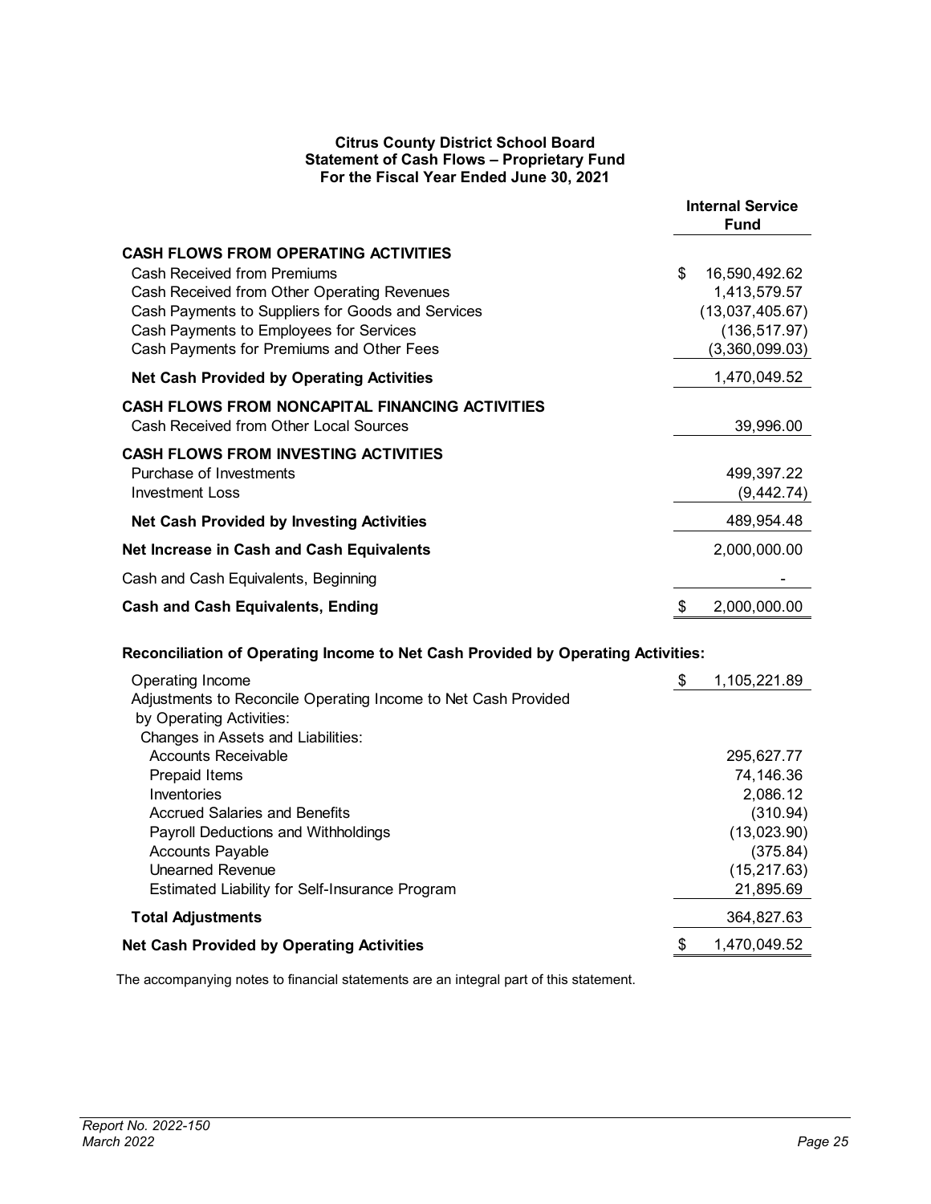**Citrus County District School Board**
**Statement of Cash Flows – Proprietary Fund**
**For the Fiscal Year Ended June 30, 2021**

| | Internal Service Fund |
|---|---|
| **CASH FLOWS FROM OPERATING ACTIVITIES** | |
| Cash Received from Premiums | $ 16,590,492.62 |
| Cash Received from Other Operating Revenues | 1,413,579.57 |
| Cash Payments to Suppliers for Goods and Services | (13,037,405.67) |
| Cash Payments to Employees for Services | (136,517.97) |
| Cash Payments for Premiums and Other Fees | (3,360,099.03) |
| **Net Cash Provided by Operating Activities** | 1,470,049.52 |
| **CASH FLOWS FROM NONCAPITAL FINANCING ACTIVITIES** | |
| Cash Received from Other Local Sources | 39,996.00 |
| **CASH FLOWS FROM INVESTING ACTIVITIES** | |
| Purchase of Investments | 499,397.22 |
| Investment Loss | (9,442.74) |
| **Net Cash Provided by Investing Activities** | 489,954.48 |
| **Net Increase in Cash and Cash Equivalents** | 2,000,000.00 |
| Cash and Cash Equivalents, Beginning | - |
| **Cash and Cash Equivalents, Ending** | $ 2,000,000.00 |

**Reconciliation of Operating Income to Net Cash Provided by Operating Activities:**

| | |
|---|---|
| Operating Income | $ 1,105,221.89 |
| Adjustments to Reconcile Operating Income to Net Cash Provided by Operating Activities: | |
| Changes in Assets and Liabilities: | |
| Accounts Receivable | 295,627.77 |
| Prepaid Items | 74,146.36 |
| Inventories | 2,086.12 |
| Accrued Salaries and Benefits | (310.94) |
| Payroll Deductions and Withholdings | (13,023.90) |
| Accounts Payable | (375.84) |
| Unearned Revenue | (15,217.63) |
| Estimated Liability for Self-Insurance Program | 21,895.69 |
| **Total Adjustments** | 364,827.63 |
| **Net Cash Provided by Operating Activities** | $ 1,470,049.52 |

The accompanying notes to financial statements are an integral part of this statement.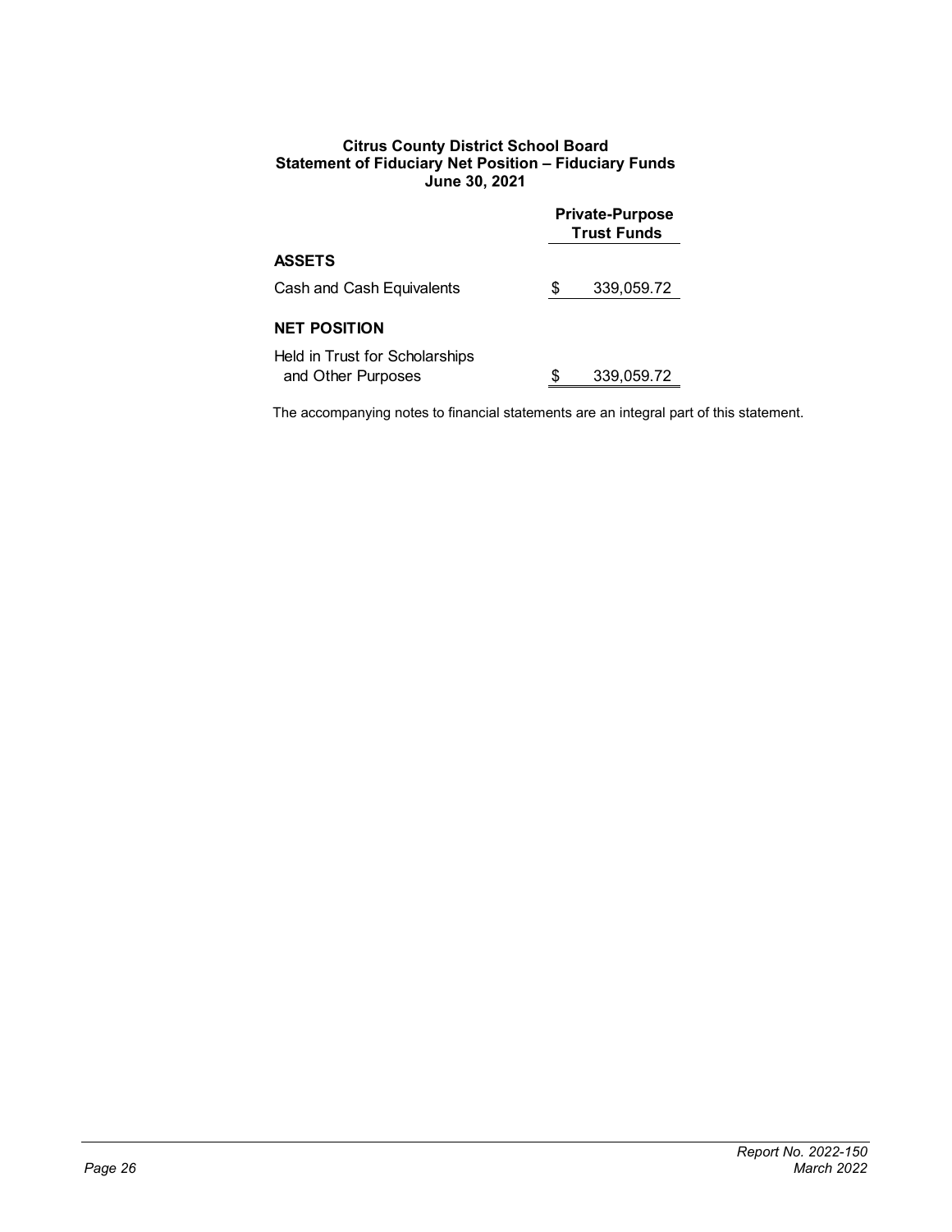**Citrus County District School Board**
**Statement of Fiduciary Net Position – Fiduciary Funds**
**June 30, 2021**

| | Private-Purpose Trust Funds |
|---|---|
| **ASSETS** | |
| Cash and Cash Equivalents | $ 339,059.72 |
| **NET POSITION** | |
| Held in Trust for Scholarships and Other Purposes | $ 339,059.72 |

The accompanying notes to financial statements are an integral part of this statement.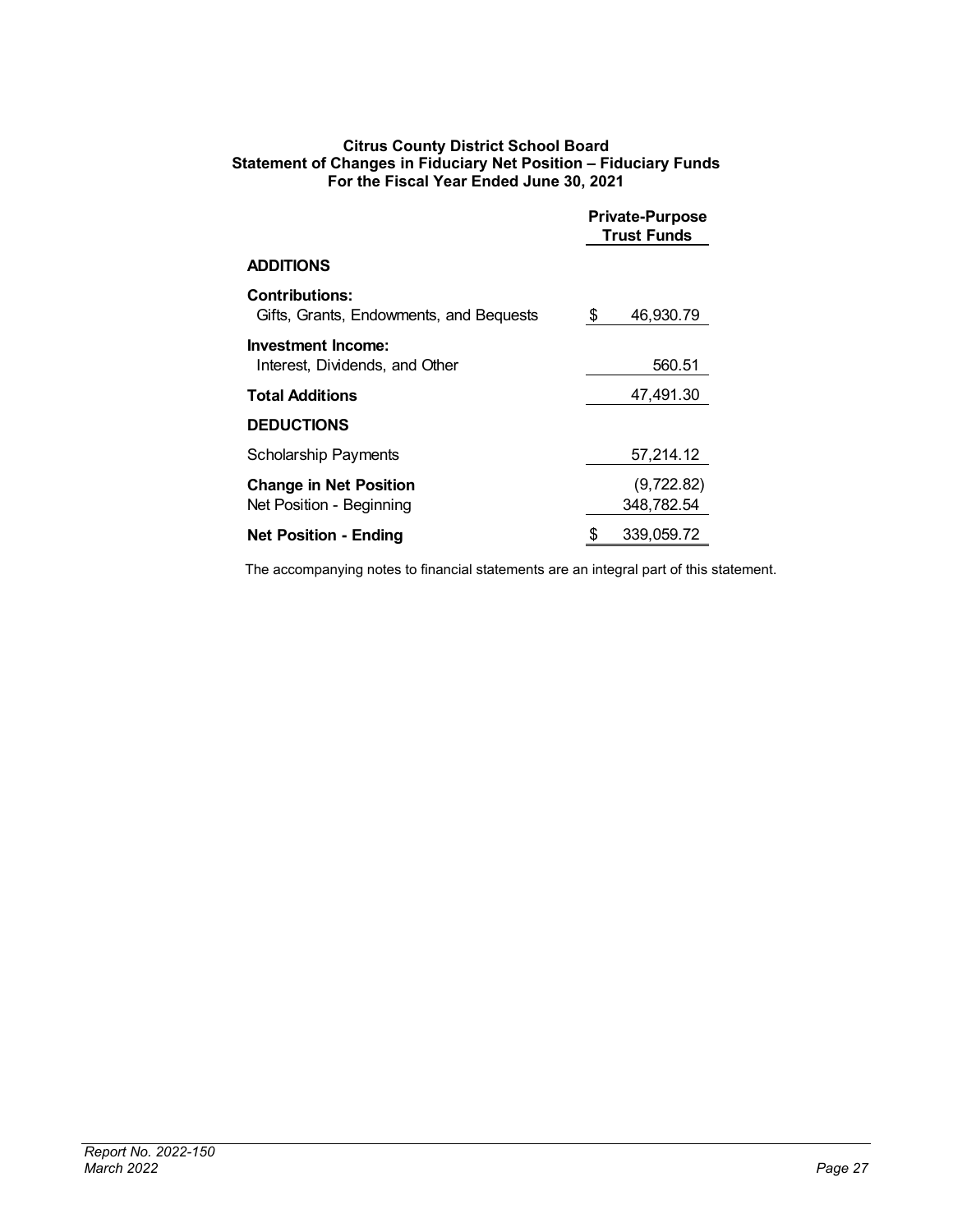**Citrus County District School Board**
**Statement of Changes in Fiduciary Net Position – Fiduciary Funds**
**For the Fiscal Year Ended June 30, 2021**

| | Private-Purpose Trust Funds |
|---|---|
| **ADDITIONS** | |
| **Contributions:** | |
| Gifts, Grants, Endowments, and Bequests | $ 46,930.79 |
| **Investment Income:** | |
| Interest, Dividends, and Other | 560.51 |
| **Total Additions** | 47,491.30 |
| **DEDUCTIONS** | |
| Scholarship Payments | 57,214.12 |
| **Change in Net Position** | (9,722.82) |
| Net Position - Beginning | 348,782.54 |
| **Net Position - Ending** | $ 339,059.72 |

The accompanying notes to financial statements are an integral part of this statement.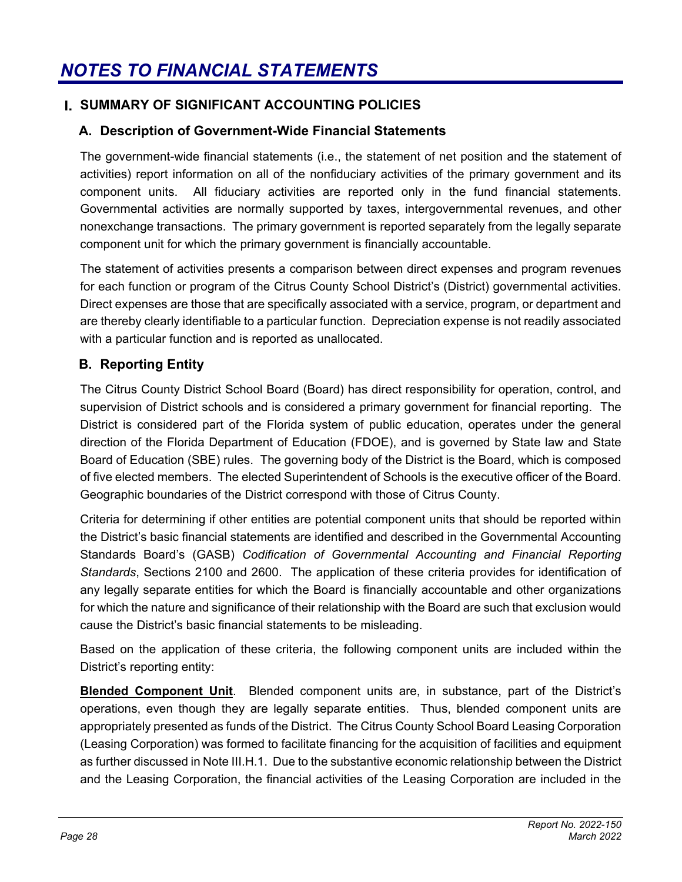# *NOTES TO FINANCIAL STATEMENTS*

## I. SUMMARY OF SIGNIFICANT ACCOUNTING POLICIES

### A. Description of Government-Wide Financial Statements

The government-wide financial statements (i.e., the statement of net position and the statement of activities) report information on all of the nonfiduciary activities of the primary government and its component units. All fiduciary activities are reported only in the fund financial statements. Governmental activities are normally supported by taxes, intergovernmental revenues, and other nonexchange transactions. The primary government is reported separately from the legally separate component unit for which the primary government is financially accountable.

The statement of activities presents a comparison between direct expenses and program revenues for each function or program of the Citrus County School District's (District) governmental activities. Direct expenses are those that are specifically associated with a service, program, or department and are thereby clearly identifiable to a particular function. Depreciation expense is not readily associated with a particular function and is reported as unallocated.

### B. Reporting Entity

The Citrus County District School Board (Board) has direct responsibility for operation, control, and supervision of District schools and is considered a primary government for financial reporting. The District is considered part of the Florida system of public education, operates under the general direction of the Florida Department of Education (FDOE), and is governed by State law and State Board of Education (SBE) rules. The governing body of the District is the Board, which is composed of five elected members. The elected Superintendent of Schools is the executive officer of the Board. Geographic boundaries of the District correspond with those of Citrus County.

Criteria for determining if other entities are potential component units that should be reported within the District's basic financial statements are identified and described in the Governmental Accounting Standards Board's (GASB) *Codification of Governmental Accounting and Financial Reporting Standards*, Sections 2100 and 2600. The application of these criteria provides for identification of any legally separate entities for which the Board is financially accountable and other organizations for which the nature and significance of their relationship with the Board are such that exclusion would cause the District's basic financial statements to be misleading.

Based on the application of these criteria, the following component units are included within the District's reporting entity:

**Blended Component Unit**. Blended component units are, in substance, part of the District's operations, even though they are legally separate entities. Thus, blended component units are appropriately presented as funds of the District. The Citrus County School Board Leasing Corporation (Leasing Corporation) was formed to facilitate financing for the acquisition of facilities and equipment as further discussed in Note III.H.1. Due to the substantive economic relationship between the District and the Leasing Corporation, the financial activities of the Leasing Corporation are included in the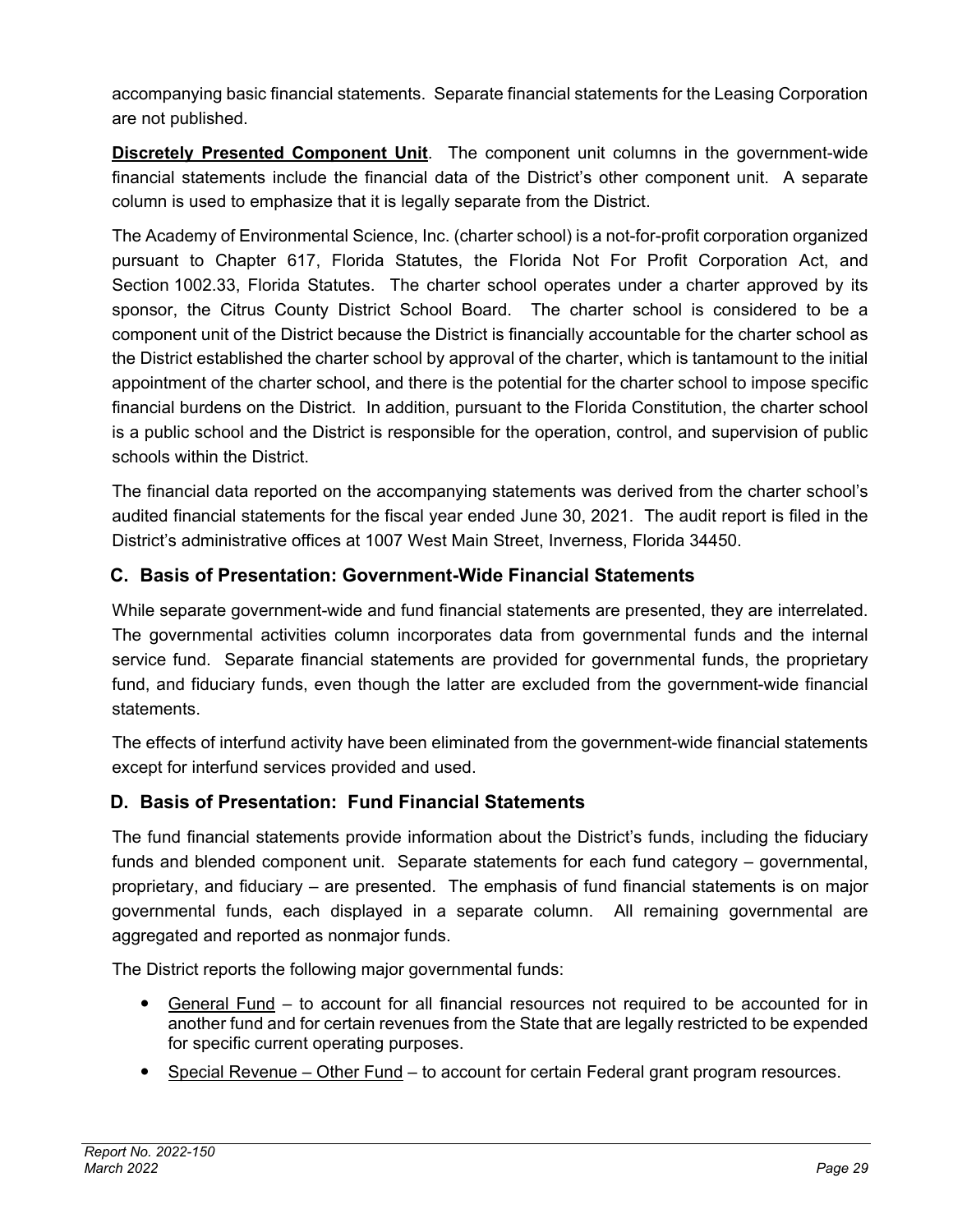accompanying basic financial statements. Separate financial statements for the Leasing Corporation are not published.

**Discretely Presented Component Unit**. The component unit columns in the government-wide financial statements include the financial data of the District's other component unit. A separate column is used to emphasize that it is legally separate from the District.

The Academy of Environmental Science, Inc. (charter school) is a not-for-profit corporation organized pursuant to Chapter 617, Florida Statutes, the Florida Not For Profit Corporation Act, and Section 1002.33, Florida Statutes. The charter school operates under a charter approved by its sponsor, the Citrus County District School Board. The charter school is considered to be a component unit of the District because the District is financially accountable for the charter school as the District established the charter school by approval of the charter, which is tantamount to the initial appointment of the charter school, and there is the potential for the charter school to impose specific financial burdens on the District. In addition, pursuant to the Florida Constitution, the charter school is a public school and the District is responsible for the operation, control, and supervision of public schools within the District.

The financial data reported on the accompanying statements was derived from the charter school's audited financial statements for the fiscal year ended June 30, 2021. The audit report is filed in the District's administrative offices at 1007 West Main Street, Inverness, Florida 34450.

## C. Basis of Presentation: Government-Wide Financial Statements

While separate government-wide and fund financial statements are presented, they are interrelated. The governmental activities column incorporates data from governmental funds and the internal service fund. Separate financial statements are provided for governmental funds, the proprietary fund, and fiduciary funds, even though the latter are excluded from the government-wide financial statements.

The effects of interfund activity have been eliminated from the government-wide financial statements except for interfund services provided and used.

## D. Basis of Presentation: Fund Financial Statements

The fund financial statements provide information about the District's funds, including the fiduciary funds and blended component unit. Separate statements for each fund category – governmental, proprietary, and fiduciary – are presented. The emphasis of fund financial statements is on major governmental funds, each displayed in a separate column. All remaining governmental are aggregated and reported as nonmajor funds.

The District reports the following major governmental funds:

- General Fund – to account for all financial resources not required to be accounted for in another fund and for certain revenues from the State that are legally restricted to be expended for specific current operating purposes.
- Special Revenue – Other Fund – to account for certain Federal grant program resources.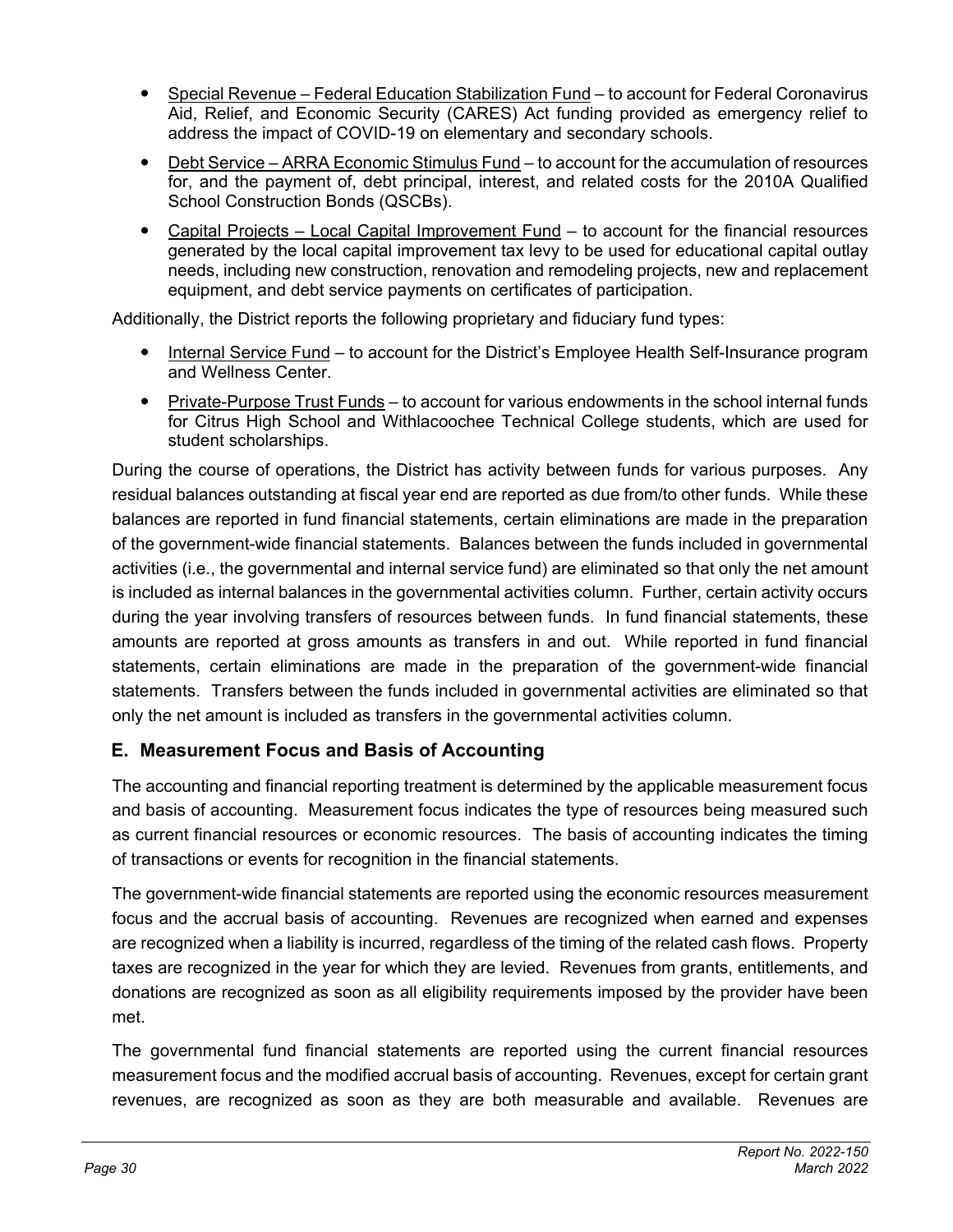- Special Revenue – Federal Education Stabilization Fund – to account for Federal Coronavirus Aid, Relief, and Economic Security (CARES) Act funding provided as emergency relief to address the impact of COVID-19 on elementary and secondary schools.
- Debt Service – ARRA Economic Stimulus Fund – to account for the accumulation of resources for, and the payment of, debt principal, interest, and related costs for the 2010A Qualified School Construction Bonds (QSCBs).
- Capital Projects – Local Capital Improvement Fund – to account for the financial resources generated by the local capital improvement tax levy to be used for educational capital outlay needs, including new construction, renovation and remodeling projects, new and replacement equipment, and debt service payments on certificates of participation.

Additionally, the District reports the following proprietary and fiduciary fund types:

- Internal Service Fund – to account for the District's Employee Health Self-Insurance program and Wellness Center.
- Private-Purpose Trust Funds – to account for various endowments in the school internal funds for Citrus High School and Withlacoochee Technical College students, which are used for student scholarships.

During the course of operations, the District has activity between funds for various purposes. Any residual balances outstanding at fiscal year end are reported as due from/to other funds. While these balances are reported in fund financial statements, certain eliminations are made in the preparation of the government-wide financial statements. Balances between the funds included in governmental activities (i.e., the governmental and internal service fund) are eliminated so that only the net amount is included as internal balances in the governmental activities column. Further, certain activity occurs during the year involving transfers of resources between funds. In fund financial statements, these amounts are reported at gross amounts as transfers in and out. While reported in fund financial statements, certain eliminations are made in the preparation of the government-wide financial statements. Transfers between the funds included in governmental activities are eliminated so that only the net amount is included as transfers in the governmental activities column.

## E. Measurement Focus and Basis of Accounting

The accounting and financial reporting treatment is determined by the applicable measurement focus and basis of accounting. Measurement focus indicates the type of resources being measured such as current financial resources or economic resources. The basis of accounting indicates the timing of transactions or events for recognition in the financial statements.

The government-wide financial statements are reported using the economic resources measurement focus and the accrual basis of accounting. Revenues are recognized when earned and expenses are recognized when a liability is incurred, regardless of the timing of the related cash flows. Property taxes are recognized in the year for which they are levied. Revenues from grants, entitlements, and donations are recognized as soon as all eligibility requirements imposed by the provider have been met.

The governmental fund financial statements are reported using the current financial resources measurement focus and the modified accrual basis of accounting. Revenues, except for certain grant revenues, are recognized as soon as they are both measurable and available. Revenues are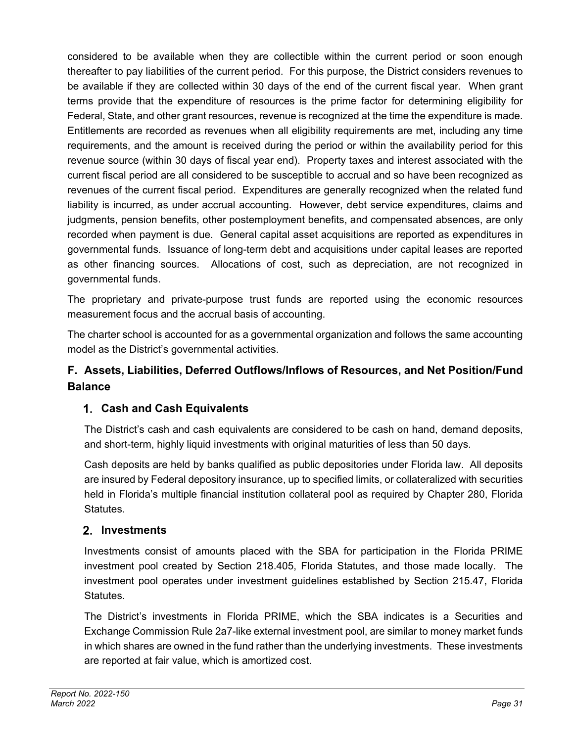considered to be available when they are collectible within the current period or soon enough thereafter to pay liabilities of the current period. For this purpose, the District considers revenues to be available if they are collected within 30 days of the end of the current fiscal year. When grant terms provide that the expenditure of resources is the prime factor for determining eligibility for Federal, State, and other grant resources, revenue is recognized at the time the expenditure is made. Entitlements are recorded as revenues when all eligibility requirements are met, including any time requirements, and the amount is received during the period or within the availability period for this revenue source (within 30 days of fiscal year end). Property taxes and interest associated with the current fiscal period are all considered to be susceptible to accrual and so have been recognized as revenues of the current fiscal period. Expenditures are generally recognized when the related fund liability is incurred, as under accrual accounting. However, debt service expenditures, claims and judgments, pension benefits, other postemployment benefits, and compensated absences, are only recorded when payment is due. General capital asset acquisitions are reported as expenditures in governmental funds. Issuance of long-term debt and acquisitions under capital leases are reported as other financing sources. Allocations of cost, such as depreciation, are not recognized in governmental funds.

The proprietary and private-purpose trust funds are reported using the economic resources measurement focus and the accrual basis of accounting.

The charter school is accounted for as a governmental organization and follows the same accounting model as the District's governmental activities.

## F. Assets, Liabilities, Deferred Outflows/Inflows of Resources, and Net Position/Fund Balance

### 1. Cash and Cash Equivalents

The District's cash and cash equivalents are considered to be cash on hand, demand deposits, and short-term, highly liquid investments with original maturities of less than 50 days.

Cash deposits are held by banks qualified as public depositories under Florida law. All deposits are insured by Federal depository insurance, up to specified limits, or collateralized with securities held in Florida's multiple financial institution collateral pool as required by Chapter 280, Florida Statutes.

### 2. Investments

Investments consist of amounts placed with the SBA for participation in the Florida PRIME investment pool created by Section 218.405, Florida Statutes, and those made locally. The investment pool operates under investment guidelines established by Section 215.47, Florida Statutes.

The District's investments in Florida PRIME, which the SBA indicates is a Securities and Exchange Commission Rule 2a7-like external investment pool, are similar to money market funds in which shares are owned in the fund rather than the underlying investments. These investments are reported at fair value, which is amortized cost.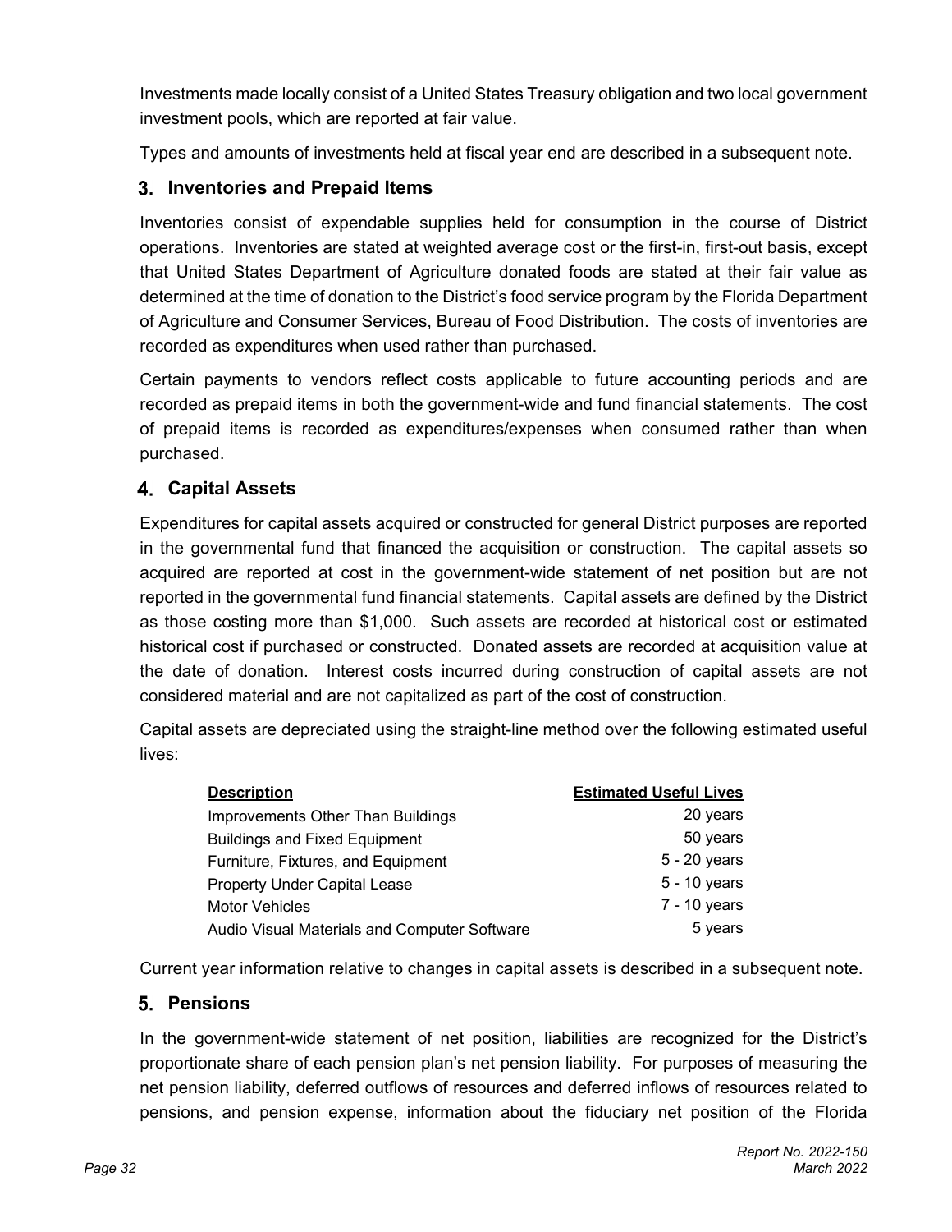Investments made locally consist of a United States Treasury obligation and two local government investment pools, which are reported at fair value.

Types and amounts of investments held at fiscal year end are described in a subsequent note.

### 3. Inventories and Prepaid Items

Inventories consist of expendable supplies held for consumption in the course of District operations. Inventories are stated at weighted average cost or the first-in, first-out basis, except that United States Department of Agriculture donated foods are stated at their fair value as determined at the time of donation to the District's food service program by the Florida Department of Agriculture and Consumer Services, Bureau of Food Distribution. The costs of inventories are recorded as expenditures when used rather than purchased.

Certain payments to vendors reflect costs applicable to future accounting periods and are recorded as prepaid items in both the government-wide and fund financial statements. The cost of prepaid items is recorded as expenditures/expenses when consumed rather than when purchased.

### 4. Capital Assets

Expenditures for capital assets acquired or constructed for general District purposes are reported in the governmental fund that financed the acquisition or construction. The capital assets so acquired are reported at cost in the government-wide statement of net position but are not reported in the governmental fund financial statements. Capital assets are defined by the District as those costing more than $1,000. Such assets are recorded at historical cost or estimated historical cost if purchased or constructed. Donated assets are recorded at acquisition value at the date of donation. Interest costs incurred during construction of capital assets are not considered material and are not capitalized as part of the cost of construction.

Capital assets are depreciated using the straight-line method over the following estimated useful lives:

| Description | Estimated Useful Lives |
|---|---|
| Improvements Other Than Buildings | 20 years |
| Buildings and Fixed Equipment | 50 years |
| Furniture, Fixtures, and Equipment | 5 - 20 years |
| Property Under Capital Lease | 5 - 10 years |
| Motor Vehicles | 7 - 10 years |
| Audio Visual Materials and Computer Software | 5 years |

Current year information relative to changes in capital assets is described in a subsequent note.

### 5. Pensions

In the government-wide statement of net position, liabilities are recognized for the District's proportionate share of each pension plan's net pension liability. For purposes of measuring the net pension liability, deferred outflows of resources and deferred inflows of resources related to pensions, and pension expense, information about the fiduciary net position of the Florida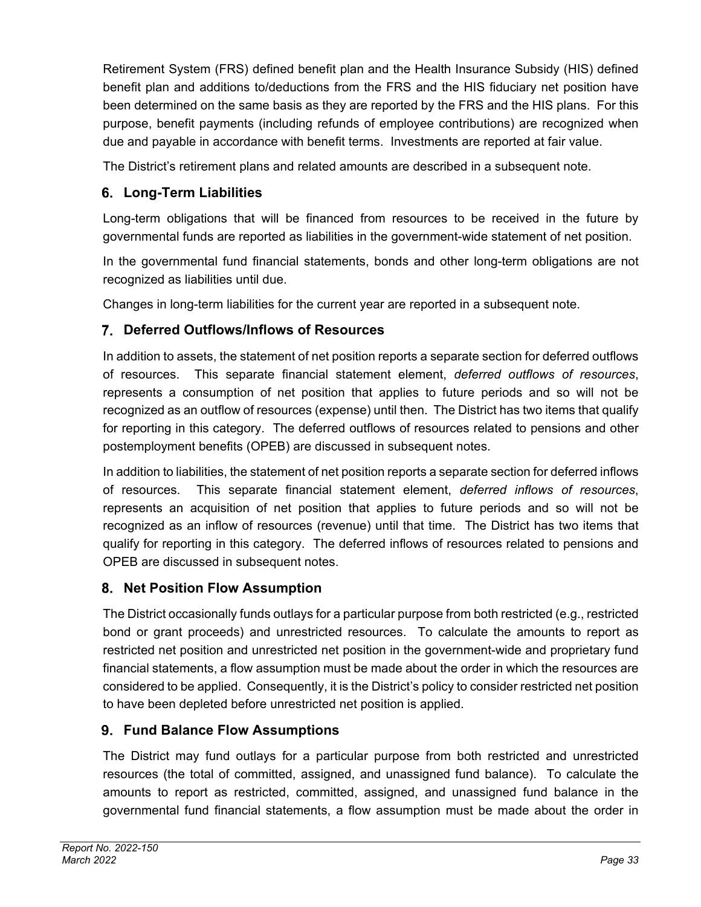Retirement System (FRS) defined benefit plan and the Health Insurance Subsidy (HIS) defined benefit plan and additions to/deductions from the FRS and the HIS fiduciary net position have been determined on the same basis as they are reported by the FRS and the HIS plans. For this purpose, benefit payments (including refunds of employee contributions) are recognized when due and payable in accordance with benefit terms. Investments are reported at fair value.

The District's retirement plans and related amounts are described in a subsequent note.

### 6. Long-Term Liabilities

Long-term obligations that will be financed from resources to be received in the future by governmental funds are reported as liabilities in the government-wide statement of net position.

In the governmental fund financial statements, bonds and other long-term obligations are not recognized as liabilities until due.

Changes in long-term liabilities for the current year are reported in a subsequent note.

### 7. Deferred Outflows/Inflows of Resources

In addition to assets, the statement of net position reports a separate section for deferred outflows of resources. This separate financial statement element, *deferred outflows of resources*, represents a consumption of net position that applies to future periods and so will not be recognized as an outflow of resources (expense) until then. The District has two items that qualify for reporting in this category. The deferred outflows of resources related to pensions and other postemployment benefits (OPEB) are discussed in subsequent notes.

In addition to liabilities, the statement of net position reports a separate section for deferred inflows of resources. This separate financial statement element, *deferred inflows of resources*, represents an acquisition of net position that applies to future periods and so will not be recognized as an inflow of resources (revenue) until that time. The District has two items that qualify for reporting in this category. The deferred inflows of resources related to pensions and OPEB are discussed in subsequent notes.

### 8. Net Position Flow Assumption

The District occasionally funds outlays for a particular purpose from both restricted (e.g., restricted bond or grant proceeds) and unrestricted resources. To calculate the amounts to report as restricted net position and unrestricted net position in the government-wide and proprietary fund financial statements, a flow assumption must be made about the order in which the resources are considered to be applied. Consequently, it is the District's policy to consider restricted net position to have been depleted before unrestricted net position is applied.

### 9. Fund Balance Flow Assumptions

The District may fund outlays for a particular purpose from both restricted and unrestricted resources (the total of committed, assigned, and unassigned fund balance). To calculate the amounts to report as restricted, committed, assigned, and unassigned fund balance in the governmental fund financial statements, a flow assumption must be made about the order in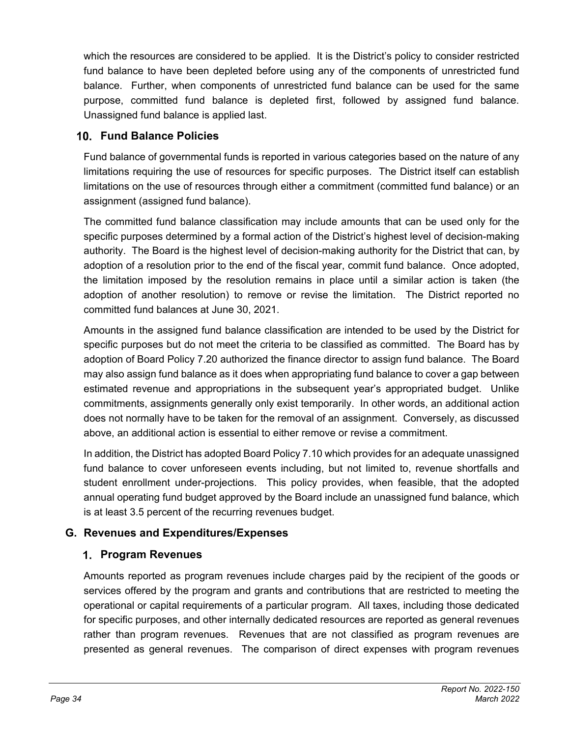which the resources are considered to be applied. It is the District's policy to consider restricted fund balance to have been depleted before using any of the components of unrestricted fund balance. Further, when components of unrestricted fund balance can be used for the same purpose, committed fund balance is depleted first, followed by assigned fund balance. Unassigned fund balance is applied last.

### 10. Fund Balance Policies

Fund balance of governmental funds is reported in various categories based on the nature of any limitations requiring the use of resources for specific purposes. The District itself can establish limitations on the use of resources through either a commitment (committed fund balance) or an assignment (assigned fund balance).

The committed fund balance classification may include amounts that can be used only for the specific purposes determined by a formal action of the District's highest level of decision-making authority. The Board is the highest level of decision-making authority for the District that can, by adoption of a resolution prior to the end of the fiscal year, commit fund balance. Once adopted, the limitation imposed by the resolution remains in place until a similar action is taken (the adoption of another resolution) to remove or revise the limitation. The District reported no committed fund balances at June 30, 2021.

Amounts in the assigned fund balance classification are intended to be used by the District for specific purposes but do not meet the criteria to be classified as committed. The Board has by adoption of Board Policy 7.20 authorized the finance director to assign fund balance. The Board may also assign fund balance as it does when appropriating fund balance to cover a gap between estimated revenue and appropriations in the subsequent year's appropriated budget. Unlike commitments, assignments generally only exist temporarily. In other words, an additional action does not normally have to be taken for the removal of an assignment. Conversely, as discussed above, an additional action is essential to either remove or revise a commitment.

In addition, the District has adopted Board Policy 7.10 which provides for an adequate unassigned fund balance to cover unforeseen events including, but not limited to, revenue shortfalls and student enrollment under-projections. This policy provides, when feasible, that the adopted annual operating fund budget approved by the Board include an unassigned fund balance, which is at least 3.5 percent of the recurring revenues budget.

## G. Revenues and Expenditures/Expenses

### 1. Program Revenues

Amounts reported as program revenues include charges paid by the recipient of the goods or services offered by the program and grants and contributions that are restricted to meeting the operational or capital requirements of a particular program. All taxes, including those dedicated for specific purposes, and other internally dedicated resources are reported as general revenues rather than program revenues. Revenues that are not classified as program revenues are presented as general revenues. The comparison of direct expenses with program revenues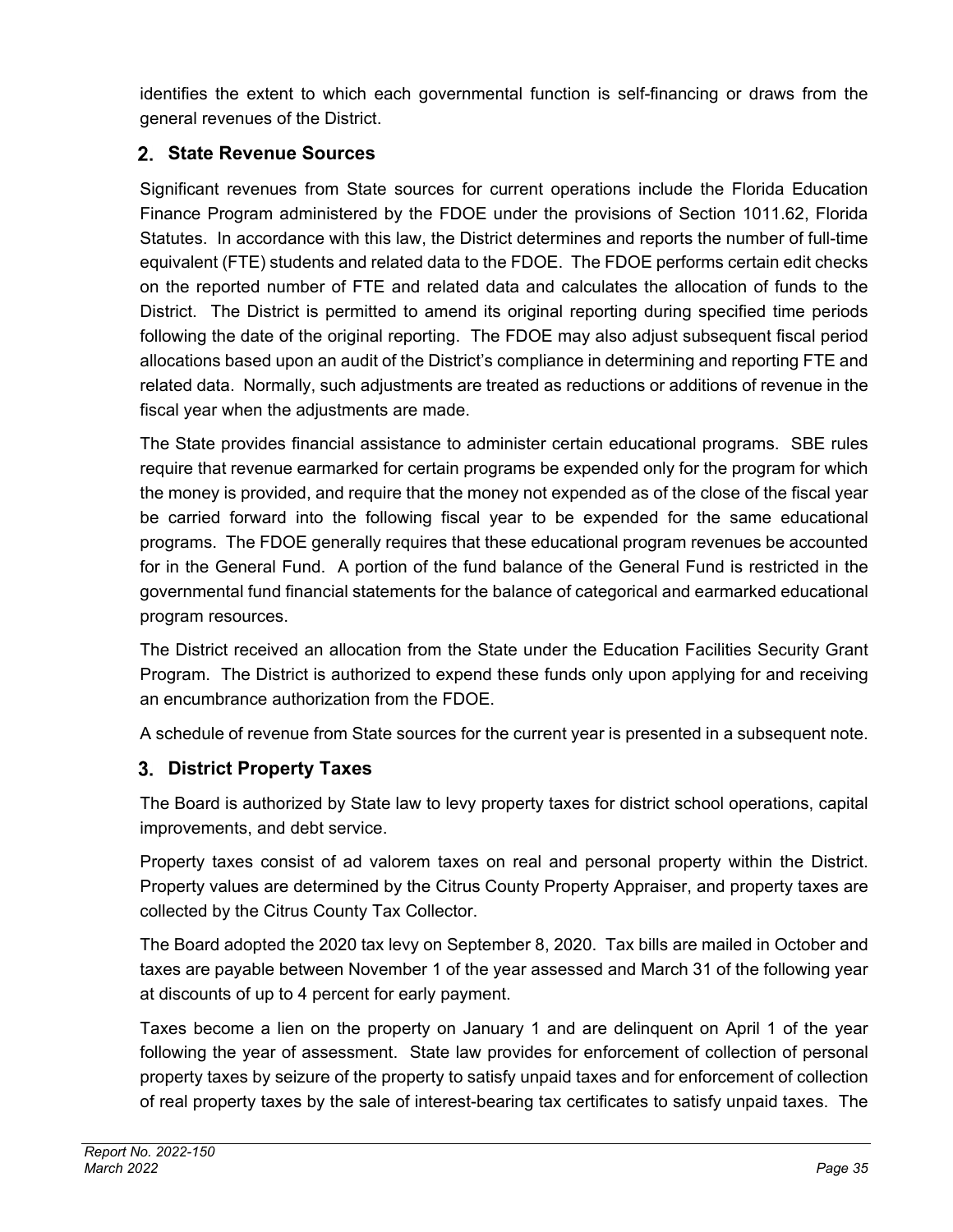identifies the extent to which each governmental function is self-financing or draws from the general revenues of the District.

## 2. State Revenue Sources

Significant revenues from State sources for current operations include the Florida Education Finance Program administered by the FDOE under the provisions of Section 1011.62, Florida Statutes. In accordance with this law, the District determines and reports the number of full-time equivalent (FTE) students and related data to the FDOE. The FDOE performs certain edit checks on the reported number of FTE and related data and calculates the allocation of funds to the District. The District is permitted to amend its original reporting during specified time periods following the date of the original reporting. The FDOE may also adjust subsequent fiscal period allocations based upon an audit of the District's compliance in determining and reporting FTE and related data. Normally, such adjustments are treated as reductions or additions of revenue in the fiscal year when the adjustments are made.

The State provides financial assistance to administer certain educational programs. SBE rules require that revenue earmarked for certain programs be expended only for the program for which the money is provided, and require that the money not expended as of the close of the fiscal year be carried forward into the following fiscal year to be expended for the same educational programs. The FDOE generally requires that these educational program revenues be accounted for in the General Fund. A portion of the fund balance of the General Fund is restricted in the governmental fund financial statements for the balance of categorical and earmarked educational program resources.

The District received an allocation from the State under the Education Facilities Security Grant Program. The District is authorized to expend these funds only upon applying for and receiving an encumbrance authorization from the FDOE.

A schedule of revenue from State sources for the current year is presented in a subsequent note.

## 3. District Property Taxes

The Board is authorized by State law to levy property taxes for district school operations, capital improvements, and debt service.

Property taxes consist of ad valorem taxes on real and personal property within the District. Property values are determined by the Citrus County Property Appraiser, and property taxes are collected by the Citrus County Tax Collector.

The Board adopted the 2020 tax levy on September 8, 2020. Tax bills are mailed in October and taxes are payable between November 1 of the year assessed and March 31 of the following year at discounts of up to 4 percent for early payment.

Taxes become a lien on the property on January 1 and are delinquent on April 1 of the year following the year of assessment. State law provides for enforcement of collection of personal property taxes by seizure of the property to satisfy unpaid taxes and for enforcement of collection of real property taxes by the sale of interest-bearing tax certificates to satisfy unpaid taxes. The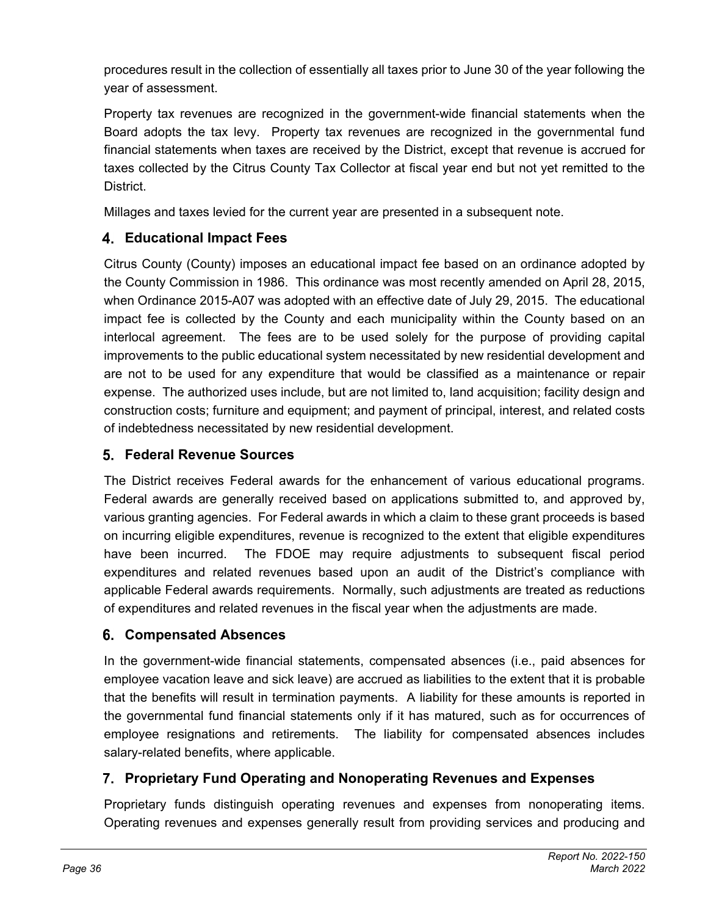procedures result in the collection of essentially all taxes prior to June 30 of the year following the year of assessment.

Property tax revenues are recognized in the government-wide financial statements when the Board adopts the tax levy. Property tax revenues are recognized in the governmental fund financial statements when taxes are received by the District, except that revenue is accrued for taxes collected by the Citrus County Tax Collector at fiscal year end but not yet remitted to the District.

Millages and taxes levied for the current year are presented in a subsequent note.

### 4. Educational Impact Fees

Citrus County (County) imposes an educational impact fee based on an ordinance adopted by the County Commission in 1986. This ordinance was most recently amended on April 28, 2015, when Ordinance 2015-A07 was adopted with an effective date of July 29, 2015. The educational impact fee is collected by the County and each municipality within the County based on an interlocal agreement. The fees are to be used solely for the purpose of providing capital improvements to the public educational system necessitated by new residential development and are not to be used for any expenditure that would be classified as a maintenance or repair expense. The authorized uses include, but are not limited to, land acquisition; facility design and construction costs; furniture and equipment; and payment of principal, interest, and related costs of indebtedness necessitated by new residential development.

### 5. Federal Revenue Sources

The District receives Federal awards for the enhancement of various educational programs. Federal awards are generally received based on applications submitted to, and approved by, various granting agencies. For Federal awards in which a claim to these grant proceeds is based on incurring eligible expenditures, revenue is recognized to the extent that eligible expenditures have been incurred. The FDOE may require adjustments to subsequent fiscal period expenditures and related revenues based upon an audit of the District's compliance with applicable Federal awards requirements. Normally, such adjustments are treated as reductions of expenditures and related revenues in the fiscal year when the adjustments are made.

### 6. Compensated Absences

In the government-wide financial statements, compensated absences (i.e., paid absences for employee vacation leave and sick leave) are accrued as liabilities to the extent that it is probable that the benefits will result in termination payments. A liability for these amounts is reported in the governmental fund financial statements only if it has matured, such as for occurrences of employee resignations and retirements. The liability for compensated absences includes salary-related benefits, where applicable.

### 7. Proprietary Fund Operating and Nonoperating Revenues and Expenses

Proprietary funds distinguish operating revenues and expenses from nonoperating items. Operating revenues and expenses generally result from providing services and producing and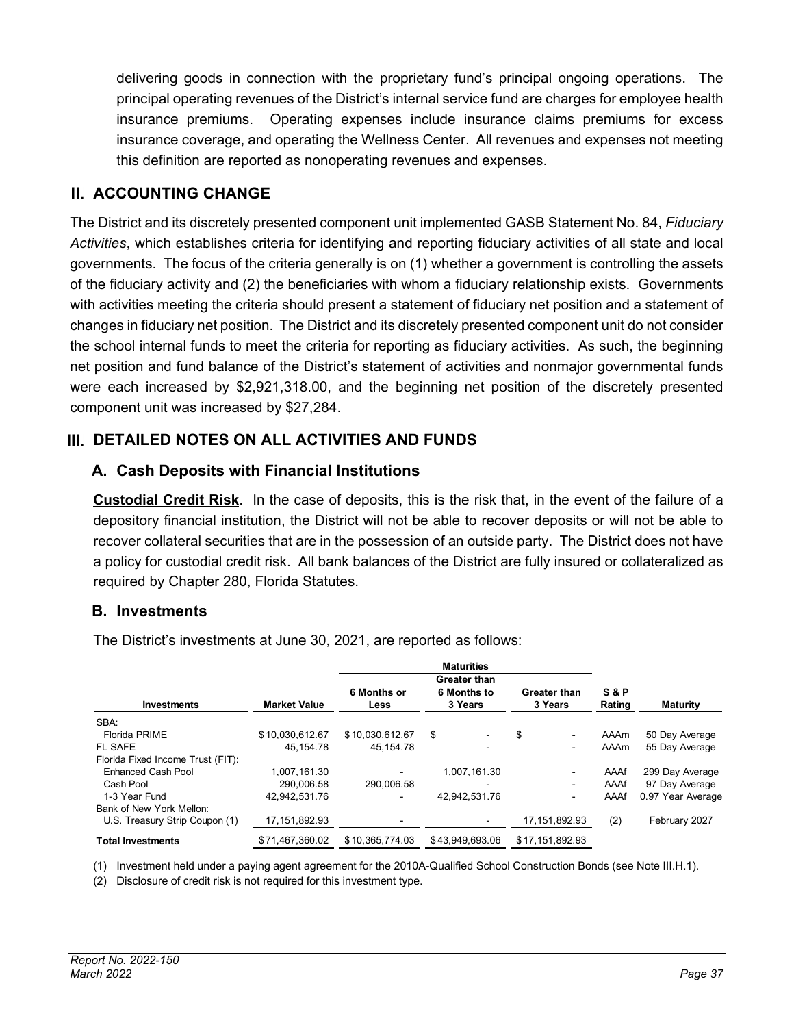delivering goods in connection with the proprietary fund's principal ongoing operations. The principal operating revenues of the District's internal service fund are charges for employee health insurance premiums. Operating expenses include insurance claims premiums for excess insurance coverage, and operating the Wellness Center. All revenues and expenses not meeting this definition are reported as nonoperating revenues and expenses.

## II. ACCOUNTING CHANGE

The District and its discretely presented component unit implemented GASB Statement No. 84, *Fiduciary Activities*, which establishes criteria for identifying and reporting fiduciary activities of all state and local governments. The focus of the criteria generally is on (1) whether a government is controlling the assets of the fiduciary activity and (2) the beneficiaries with whom a fiduciary relationship exists. Governments with activities meeting the criteria should present a statement of fiduciary net position and a statement of changes in fiduciary net position. The District and its discretely presented component unit do not consider the school internal funds to meet the criteria for reporting as fiduciary activities. As such, the beginning net position and fund balance of the District's statement of activities and nonmajor governmental funds were each increased by $2,921,318.00, and the beginning net position of the discretely presented component unit was increased by $27,284.

## III. DETAILED NOTES ON ALL ACTIVITIES AND FUNDS

### A. Cash Deposits with Financial Institutions

**Custodial Credit Risk**. In the case of deposits, this is the risk that, in the event of the failure of a depository financial institution, the District will not be able to recover deposits or will not be able to recover collateral securities that are in the possession of an outside party. The District does not have a policy for custodial credit risk. All bank balances of the District are fully insured or collateralized as required by Chapter 280, Florida Statutes.

### B. Investments

The District's investments at June 30, 2021, are reported as follows:

| Investments | Market Value | Maturities | | | S & P Rating | Maturity |
|---|---|---|---|---|---|---|
| | | 6 Months or Less | Greater than 6 Months to 3 Years | Greater than 3 Years | | |
| SBA: | | | | | | |
| Florida PRIME | $ 10,030,612.67 | $ 10,030,612.67 | $ - | $ - | AAAm | 50 Day Average |
| FL SAFE | 45,154.78 | 45,154.78 | - | - | AAAm | 55 Day Average |
| Florida Fixed Income Trust (FIT): | | | | | | |
| Enhanced Cash Pool | 1,007,161.30 | - | 1,007,161.30 | - | AAAf | 299 Day Average |
| Cash Pool | 290,006.58 | 290,006.58 | - | - | AAAf | 97 Day Average |
| 1-3 Year Fund | 42,942,531.76 | - | 42,942,531.76 | - | AAAf | 0.97 Year Average |
| Bank of New York Mellon: | | | | | | |
| U.S. Treasury Strip Coupon (1) | 17,151,892.93 | - | - | 17,151,892.93 | (2) | February 2027 |
| **Total Investments** | $ 71,467,360.02 | $ 10,365,774.03 | $ 43,949,693.06 | $ 17,151,892.93 | | |

(1) Investment held under a paying agent agreement for the 2010A-Qualified School Construction Bonds (see Note III.H.1).

(2) Disclosure of credit risk is not required for this investment type.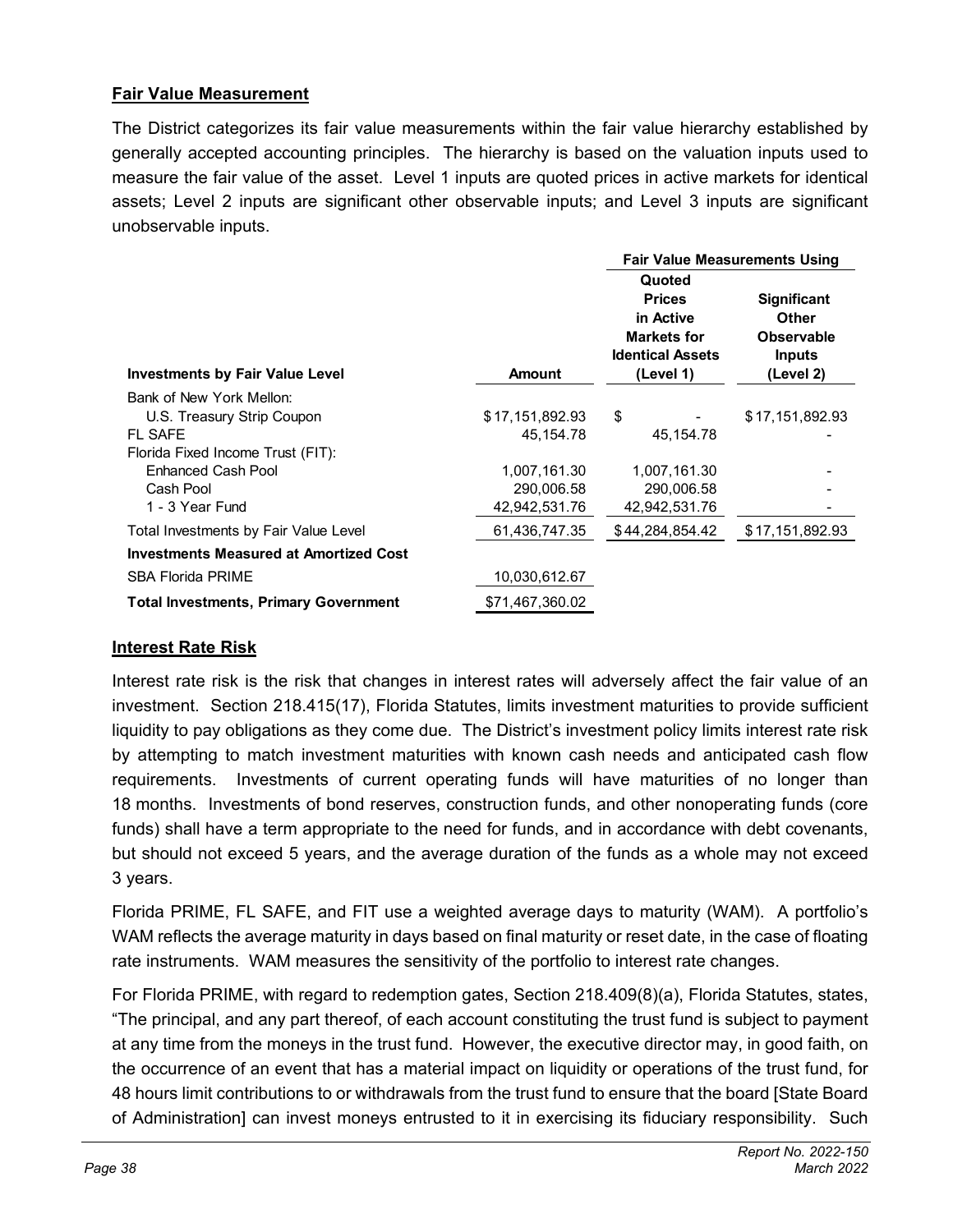## Fair Value Measurement

The District categorizes its fair value measurements within the fair value hierarchy established by generally accepted accounting principles. The hierarchy is based on the valuation inputs used to measure the fair value of the asset. Level 1 inputs are quoted prices in active markets for identical assets; Level 2 inputs are significant other observable inputs; and Level 3 inputs are significant unobservable inputs.

| | | Fair Value Measurements Using | |
|---|---|---|---|
| **Investments by Fair Value Level** | **Amount** | **Quoted Prices in Active Markets for Identical Assets (Level 1)** | **Significant Other Observable Inputs (Level 2)** |
| Bank of New York Mellon: | | | |
| U.S. Treasury Strip Coupon | $17,151,892.93 | $ - | $17,151,892.93 |
| FL SAFE | 45,154.78 | 45,154.78 | - |
| Florida Fixed Income Trust (FIT): | | | |
| Enhanced Cash Pool | 1,007,161.30 | 1,007,161.30 | - |
| Cash Pool | 290,006.58 | 290,006.58 | - |
| 1 - 3 Year Fund | 42,942,531.76 | 42,942,531.76 | - |
| Total Investments by Fair Value Level | 61,436,747.35 | $44,284,854.42 | $17,151,892.93 |
| **Investments Measured at Amortized Cost** | | | |
| SBA Florida PRIME | 10,030,612.67 | | |
| **Total Investments, Primary Government** | $71,467,360.02 | | |

## Interest Rate Risk

Interest rate risk is the risk that changes in interest rates will adversely affect the fair value of an investment. Section 218.415(17), Florida Statutes, limits investment maturities to provide sufficient liquidity to pay obligations as they come due. The District's investment policy limits interest rate risk by attempting to match investment maturities with known cash needs and anticipated cash flow requirements. Investments of current operating funds will have maturities of no longer than 18 months. Investments of bond reserves, construction funds, and other nonoperating funds (core funds) shall have a term appropriate to the need for funds, and in accordance with debt covenants, but should not exceed 5 years, and the average duration of the funds as a whole may not exceed 3 years.

Florida PRIME, FL SAFE, and FIT use a weighted average days to maturity (WAM). A portfolio's WAM reflects the average maturity in days based on final maturity or reset date, in the case of floating rate instruments. WAM measures the sensitivity of the portfolio to interest rate changes.

For Florida PRIME, with regard to redemption gates, Section 218.409(8)(a), Florida Statutes, states, "The principal, and any part thereof, of each account constituting the trust fund is subject to payment at any time from the moneys in the trust fund. However, the executive director may, in good faith, on the occurrence of an event that has a material impact on liquidity or operations of the trust fund, for 48 hours limit contributions to or withdrawals from the trust fund to ensure that the board [State Board of Administration] can invest moneys entrusted to it in exercising its fiduciary responsibility. Such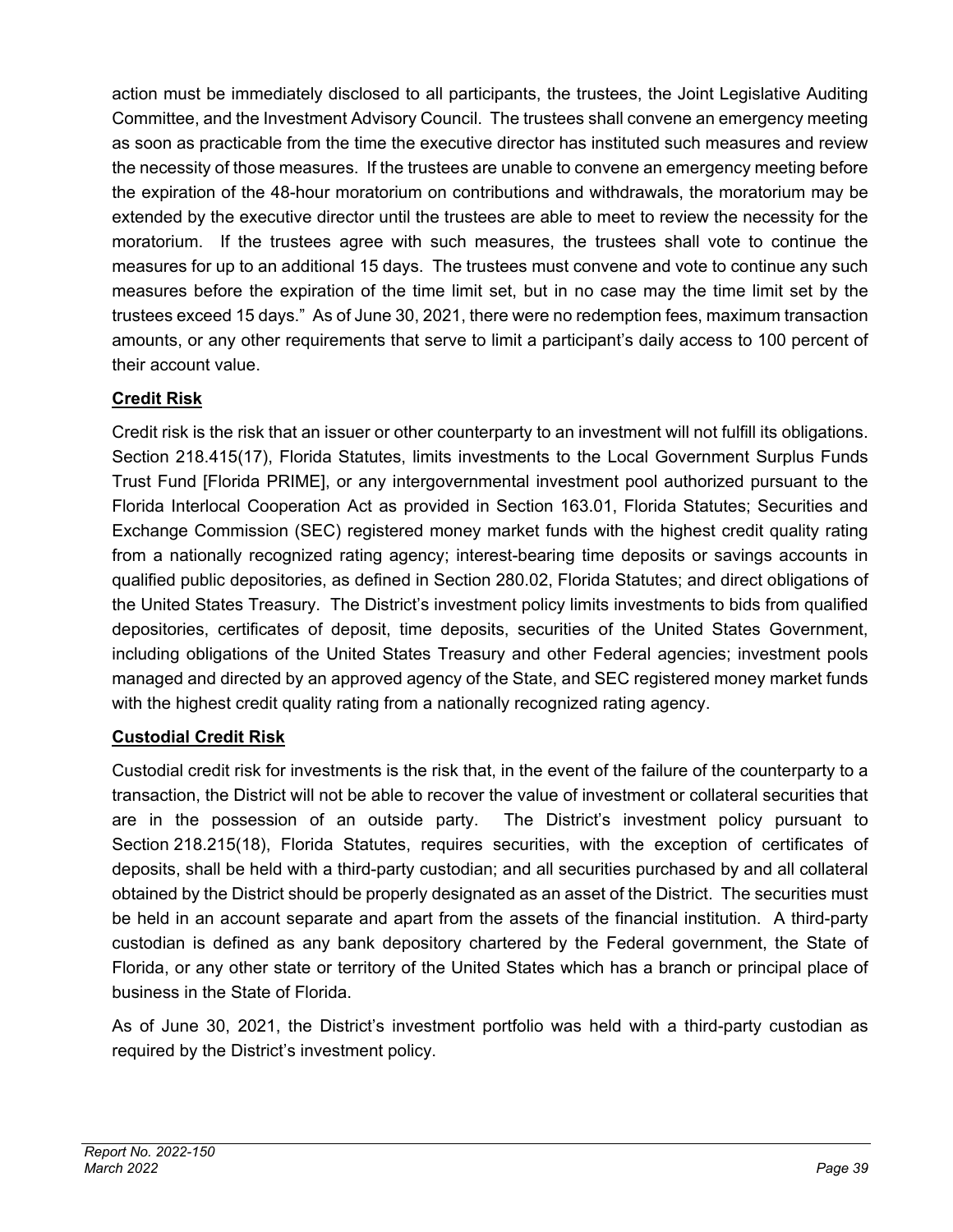action must be immediately disclosed to all participants, the trustees, the Joint Legislative Auditing Committee, and the Investment Advisory Council. The trustees shall convene an emergency meeting as soon as practicable from the time the executive director has instituted such measures and review the necessity of those measures. If the trustees are unable to convene an emergency meeting before the expiration of the 48-hour moratorium on contributions and withdrawals, the moratorium may be extended by the executive director until the trustees are able to meet to review the necessity for the moratorium. If the trustees agree with such measures, the trustees shall vote to continue the measures for up to an additional 15 days. The trustees must convene and vote to continue any such measures before the expiration of the time limit set, but in no case may the time limit set by the trustees exceed 15 days." As of June 30, 2021, there were no redemption fees, maximum transaction amounts, or any other requirements that serve to limit a participant's daily access to 100 percent of their account value.

**Credit Risk**

Credit risk is the risk that an issuer or other counterparty to an investment will not fulfill its obligations. Section 218.415(17), Florida Statutes, limits investments to the Local Government Surplus Funds Trust Fund [Florida PRIME], or any intergovernmental investment pool authorized pursuant to the Florida Interlocal Cooperation Act as provided in Section 163.01, Florida Statutes; Securities and Exchange Commission (SEC) registered money market funds with the highest credit quality rating from a nationally recognized rating agency; interest-bearing time deposits or savings accounts in qualified public depositories, as defined in Section 280.02, Florida Statutes; and direct obligations of the United States Treasury. The District's investment policy limits investments to bids from qualified depositories, certificates of deposit, time deposits, securities of the United States Government, including obligations of the United States Treasury and other Federal agencies; investment pools managed and directed by an approved agency of the State, and SEC registered money market funds with the highest credit quality rating from a nationally recognized rating agency.

**Custodial Credit Risk**

Custodial credit risk for investments is the risk that, in the event of the failure of the counterparty to a transaction, the District will not be able to recover the value of investment or collateral securities that are in the possession of an outside party. The District's investment policy pursuant to Section 218.215(18), Florida Statutes, requires securities, with the exception of certificates of deposits, shall be held with a third-party custodian; and all securities purchased by and all collateral obtained by the District should be properly designated as an asset of the District. The securities must be held in an account separate and apart from the assets of the financial institution. A third-party custodian is defined as any bank depository chartered by the Federal government, the State of Florida, or any other state or territory of the United States which has a branch or principal place of business in the State of Florida.

As of June 30, 2021, the District's investment portfolio was held with a third-party custodian as required by the District's investment policy.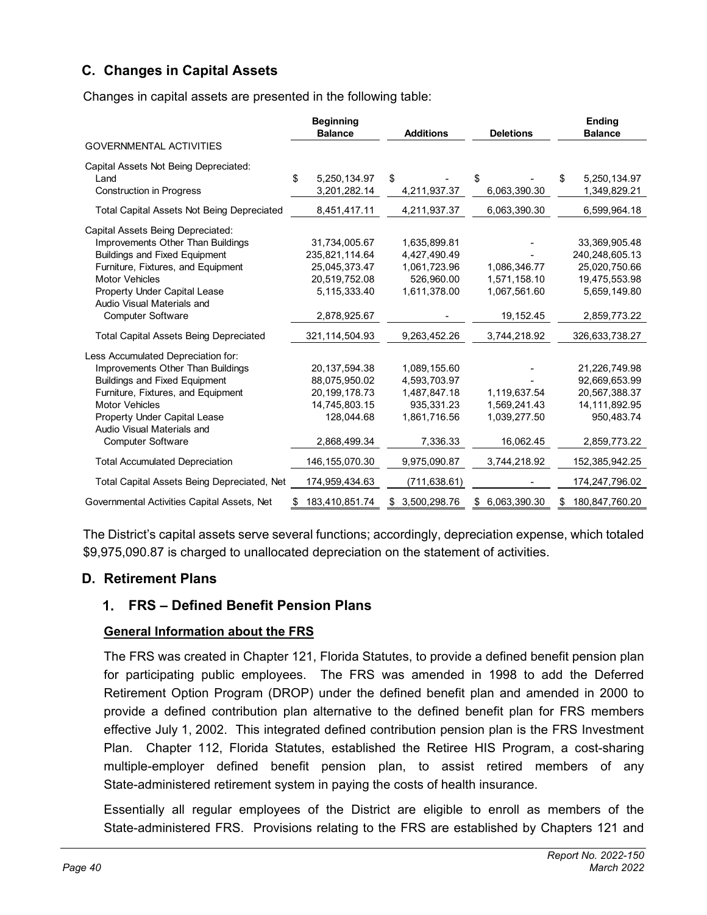## C. Changes in Capital Assets

Changes in capital assets are presented in the following table:

| | Beginning Balance | Additions | Deletions | Ending Balance |
|---|---|---|---|---|
| GOVERNMENTAL ACTIVITIES | | | | |
| Capital Assets Not Being Depreciated: | | | | |
| Land | $ 5,250,134.97 | $ - | $ - | $ 5,250,134.97 |
| Construction in Progress | 3,201,282.14 | 4,211,937.37 | 6,063,390.30 | 1,349,829.21 |
| Total Capital Assets Not Being Depreciated | 8,451,417.11 | 4,211,937.37 | 6,063,390.30 | 6,599,964.18 |
| Capital Assets Being Depreciated: | | | | |
| Improvements Other Than Buildings | 31,734,005.67 | 1,635,899.81 | - | 33,369,905.48 |
| Buildings and Fixed Equipment | 235,821,114.64 | 4,427,490.49 | - | 240,248,605.13 |
| Furniture, Fixtures, and Equipment | 25,045,373.47 | 1,061,723.96 | 1,086,346.77 | 25,020,750.66 |
| Motor Vehicles | 20,519,752.08 | 526,960.00 | 1,571,158.10 | 19,475,553.98 |
| Property Under Capital Lease | 5,115,333.40 | 1,611,378.00 | 1,067,561.60 | 5,659,149.80 |
| Audio Visual Materials and Computer Software | 2,878,925.67 | - | 19,152.45 | 2,859,773.22 |
| Total Capital Assets Being Depreciated | 321,114,504.93 | 9,263,452.26 | 3,744,218.92 | 326,633,738.27 |
| Less Accumulated Depreciation for: | | | | |
| Improvements Other Than Buildings | 20,137,594.38 | 1,089,155.60 | - | 21,226,749.98 |
| Buildings and Fixed Equipment | 88,075,950.02 | 4,593,703.97 | - | 92,669,653.99 |
| Furniture, Fixtures, and Equipment | 20,199,178.73 | 1,487,847.18 | 1,119,637.54 | 20,567,388.37 |
| Motor Vehicles | 14,745,803.15 | 935,331.23 | 1,569,241.43 | 14,111,892.95 |
| Property Under Capital Lease | 128,044.68 | 1,861,716.56 | 1,039,277.50 | 950,483.74 |
| Audio Visual Materials and Computer Software | 2,868,499.34 | 7,336.33 | 16,062.45 | 2,859,773.22 |
| Total Accumulated Depreciation | 146,155,070.30 | 9,975,090.87 | 3,744,218.92 | 152,385,942.25 |
| Total Capital Assets Being Depreciated, Net | 174,959,434.63 | (711,638.61) | - | 174,247,796.02 |
| Governmental Activities Capital Assets, Net | $ 183,410,851.74 | $ 3,500,298.76 | $ 6,063,390.30 | $ 180,847,760.20 |

The District's capital assets serve several functions; accordingly, depreciation expense, which totaled $9,975,090.87 is charged to unallocated depreciation on the statement of activities.

## D. Retirement Plans

### 1. FRS – Defined Benefit Pension Plans

**General Information about the FRS**

The FRS was created in Chapter 121, Florida Statutes, to provide a defined benefit pension plan for participating public employees. The FRS was amended in 1998 to add the Deferred Retirement Option Program (DROP) under the defined benefit plan and amended in 2000 to provide a defined contribution plan alternative to the defined benefit plan for FRS members effective July 1, 2002. This integrated defined contribution pension plan is the FRS Investment Plan. Chapter 112, Florida Statutes, established the Retiree HIS Program, a cost-sharing multiple-employer defined benefit pension plan, to assist retired members of any State-administered retirement system in paying the costs of health insurance.

Essentially all regular employees of the District are eligible to enroll as members of the State-administered FRS. Provisions relating to the FRS are established by Chapters 121 and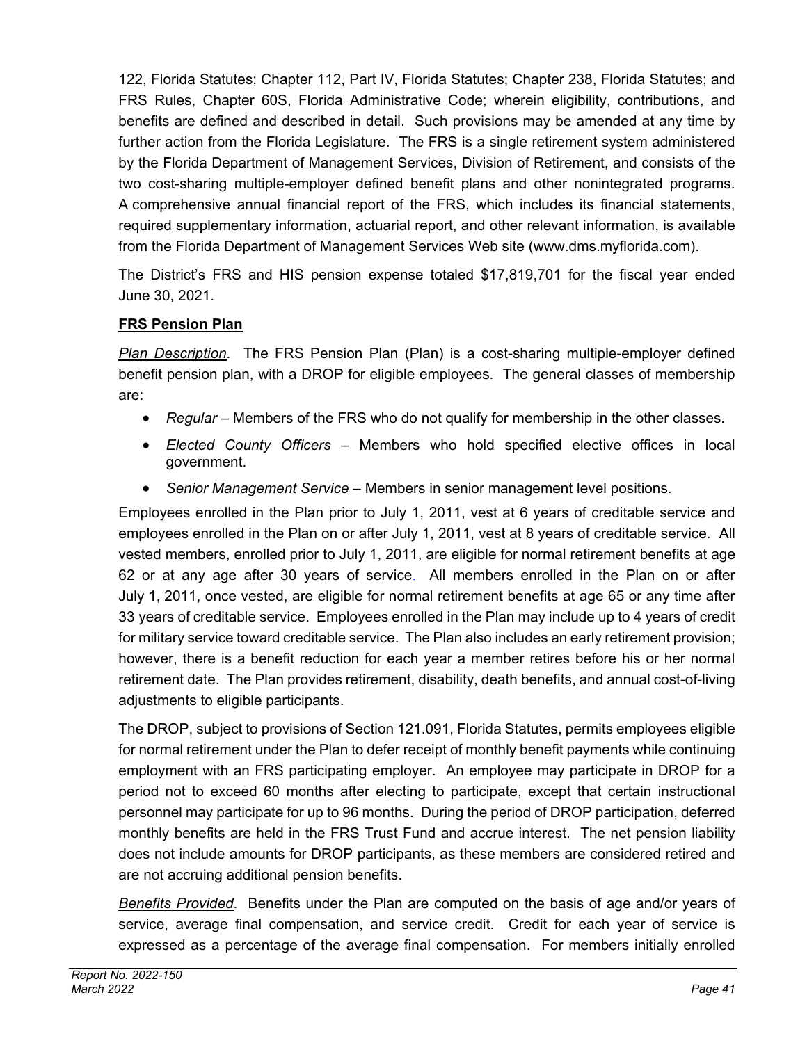122, Florida Statutes; Chapter 112, Part IV, Florida Statutes; Chapter 238, Florida Statutes; and FRS Rules, Chapter 60S, Florida Administrative Code; wherein eligibility, contributions, and benefits are defined and described in detail. Such provisions may be amended at any time by further action from the Florida Legislature. The FRS is a single retirement system administered by the Florida Department of Management Services, Division of Retirement, and consists of the two cost-sharing multiple-employer defined benefit plans and other nonintegrated programs. A comprehensive annual financial report of the FRS, which includes its financial statements, required supplementary information, actuarial report, and other relevant information, is available from the Florida Department of Management Services Web site (www.dms.myflorida.com).

The District's FRS and HIS pension expense totaled $17,819,701 for the fiscal year ended June 30, 2021.

**FRS Pension Plan**

*Plan Description*. The FRS Pension Plan (Plan) is a cost-sharing multiple-employer defined benefit pension plan, with a DROP for eligible employees. The general classes of membership are:

- *Regular* – Members of the FRS who do not qualify for membership in the other classes.
- *Elected County Officers* – Members who hold specified elective offices in local government.
- *Senior Management Service* – Members in senior management level positions.

Employees enrolled in the Plan prior to July 1, 2011, vest at 6 years of creditable service and employees enrolled in the Plan on or after July 1, 2011, vest at 8 years of creditable service. All vested members, enrolled prior to July 1, 2011, are eligible for normal retirement benefits at age 62 or at any age after 30 years of service. All members enrolled in the Plan on or after July 1, 2011, once vested, are eligible for normal retirement benefits at age 65 or any time after 33 years of creditable service. Employees enrolled in the Plan may include up to 4 years of credit for military service toward creditable service. The Plan also includes an early retirement provision; however, there is a benefit reduction for each year a member retires before his or her normal retirement date. The Plan provides retirement, disability, death benefits, and annual cost-of-living adjustments to eligible participants.

The DROP, subject to provisions of Section 121.091, Florida Statutes, permits employees eligible for normal retirement under the Plan to defer receipt of monthly benefit payments while continuing employment with an FRS participating employer. An employee may participate in DROP for a period not to exceed 60 months after electing to participate, except that certain instructional personnel may participate for up to 96 months. During the period of DROP participation, deferred monthly benefits are held in the FRS Trust Fund and accrue interest. The net pension liability does not include amounts for DROP participants, as these members are considered retired and are not accruing additional pension benefits.

*Benefits Provided*. Benefits under the Plan are computed on the basis of age and/or years of service, average final compensation, and service credit. Credit for each year of service is expressed as a percentage of the average final compensation. For members initially enrolled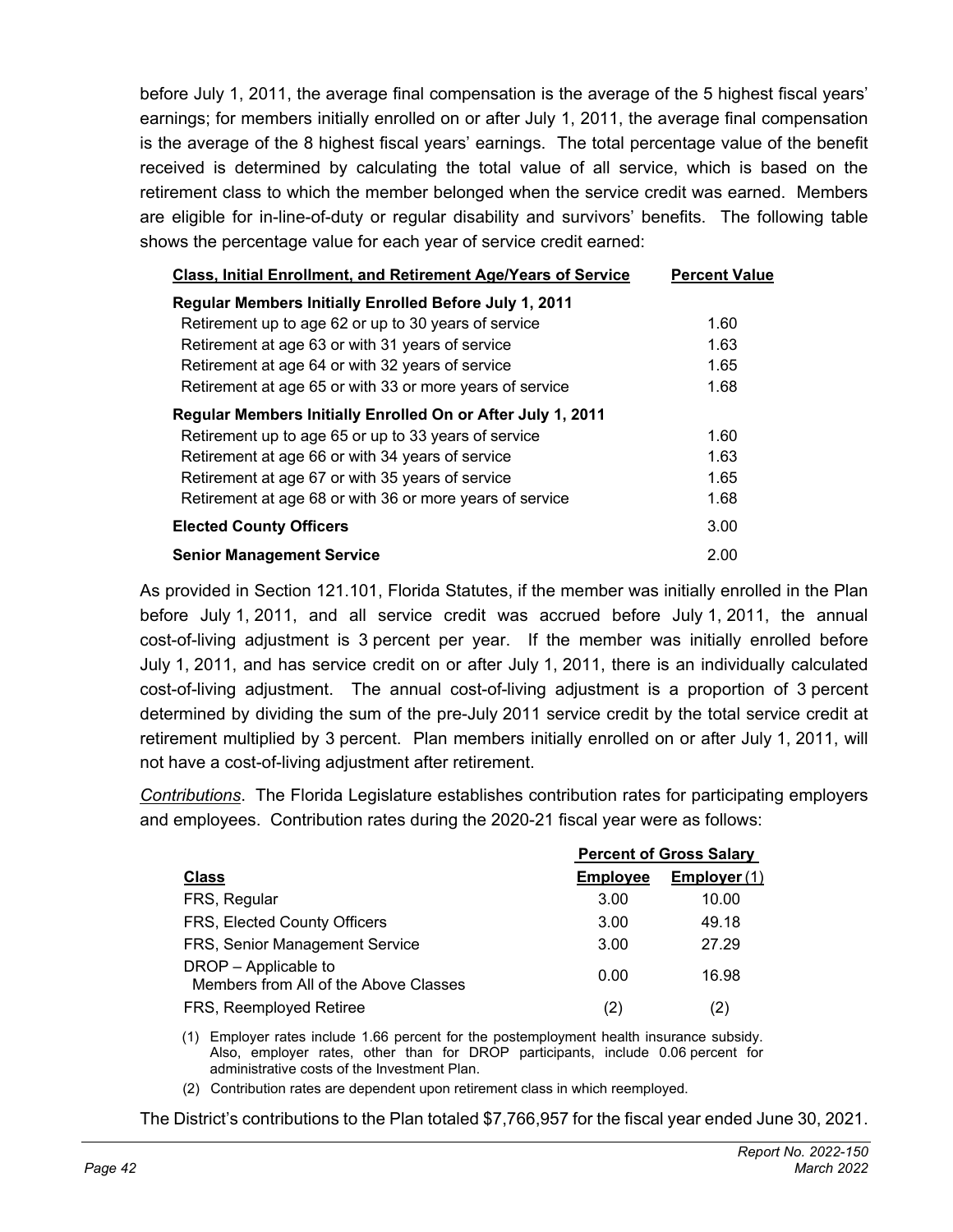before July 1, 2011, the average final compensation is the average of the 5 highest fiscal years' earnings; for members initially enrolled on or after July 1, 2011, the average final compensation is the average of the 8 highest fiscal years' earnings. The total percentage value of the benefit received is determined by calculating the total value of all service, which is based on the retirement class to which the member belonged when the service credit was earned. Members are eligible for in-line-of-duty or regular disability and survivors' benefits. The following table shows the percentage value for each year of service credit earned:

| Class, Initial Enrollment, and Retirement Age/Years of Service | Percent Value |
|---|---|
| **Regular Members Initially Enrolled Before July 1, 2011** | |
| Retirement up to age 62 or up to 30 years of service | 1.60 |
| Retirement at age 63 or with 31 years of service | 1.63 |
| Retirement at age 64 or with 32 years of service | 1.65 |
| Retirement at age 65 or with 33 or more years of service | 1.68 |
| **Regular Members Initially Enrolled On or After July 1, 2011** | |
| Retirement up to age 65 or up to 33 years of service | 1.60 |
| Retirement at age 66 or with 34 years of service | 1.63 |
| Retirement at age 67 or with 35 years of service | 1.65 |
| Retirement at age 68 or with 36 or more years of service | 1.68 |
| **Elected County Officers** | 3.00 |
| **Senior Management Service** | 2.00 |

As provided in Section 121.101, Florida Statutes, if the member was initially enrolled in the Plan before July 1, 2011, and all service credit was accrued before July 1, 2011, the annual cost-of-living adjustment is 3 percent per year. If the member was initially enrolled before July 1, 2011, and has service credit on or after July 1, 2011, there is an individually calculated cost-of-living adjustment. The annual cost-of-living adjustment is a proportion of 3 percent determined by dividing the sum of the pre-July 2011 service credit by the total service credit at retirement multiplied by 3 percent. Plan members initially enrolled on or after July 1, 2011, will not have a cost-of-living adjustment after retirement.

*Contributions*. The Florida Legislature establishes contribution rates for participating employers and employees. Contribution rates during the 2020-21 fiscal year were as follows:

| | Percent of Gross Salary | |
|---|---|---|
| **Class** | **Employee** | **Employer (1)** |
| FRS, Regular | 3.00 | 10.00 |
| FRS, Elected County Officers | 3.00 | 49.18 |
| FRS, Senior Management Service | 3.00 | 27.29 |
| DROP – Applicable to Members from All of the Above Classes | 0.00 | 16.98 |
| FRS, Reemployed Retiree | (2) | (2) |

(1) Employer rates include 1.66 percent for the postemployment health insurance subsidy. Also, employer rates, other than for DROP participants, include 0.06 percent for administrative costs of the Investment Plan.

(2) Contribution rates are dependent upon retirement class in which reemployed.

The District's contributions to the Plan totaled $7,766,957 for the fiscal year ended June 30, 2021.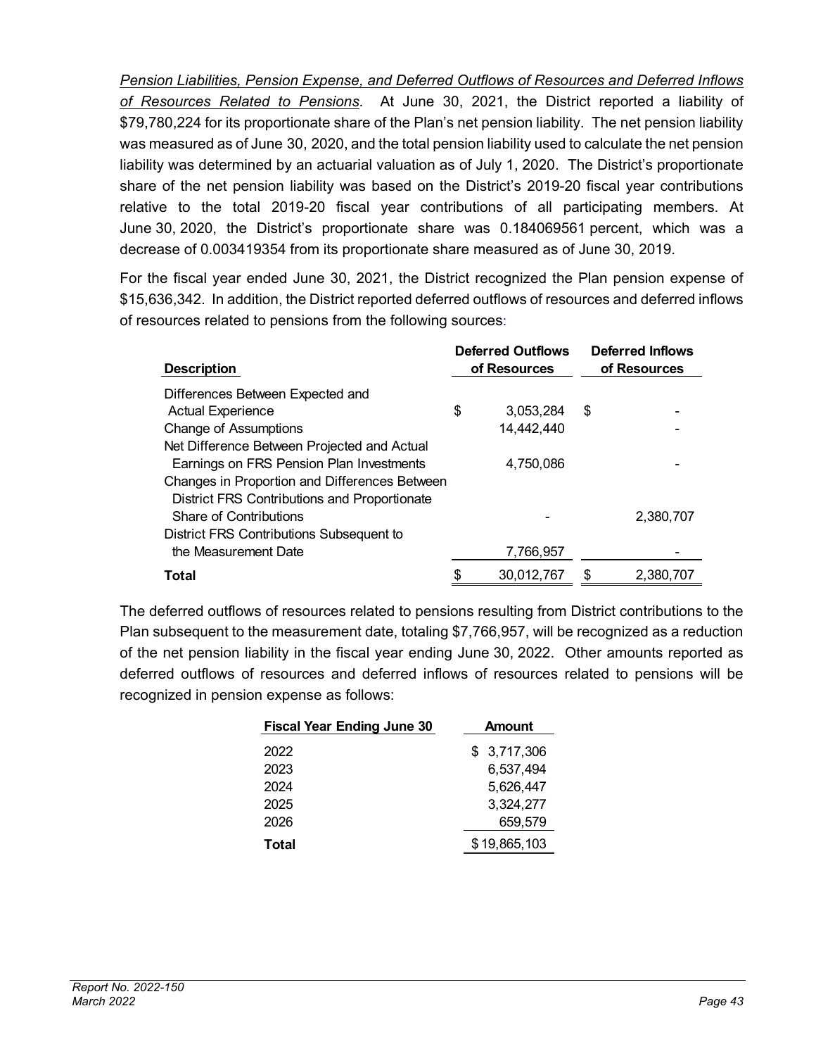*Pension Liabilities, Pension Expense, and Deferred Outflows of Resources and Deferred Inflows of Resources Related to Pensions*. At June 30, 2021, the District reported a liability of $79,780,224 for its proportionate share of the Plan's net pension liability. The net pension liability was measured as of June 30, 2020, and the total pension liability used to calculate the net pension liability was determined by an actuarial valuation as of July 1, 2020. The District's proportionate share of the net pension liability was based on the District's 2019-20 fiscal year contributions relative to the total 2019-20 fiscal year contributions of all participating members. At June 30, 2020, the District's proportionate share was 0.184069561 percent, which was a decrease of 0.003419354 from its proportionate share measured as of June 30, 2019.

For the fiscal year ended June 30, 2021, the District recognized the Plan pension expense of $15,636,342. In addition, the District reported deferred outflows of resources and deferred inflows of resources related to pensions from the following sources:

| Description | Deferred Outflows of Resources | Deferred Inflows of Resources |
|---|---|---|
| Differences Between Expected and Actual Experience | $ 3,053,284 | $ - |
| Change of Assumptions | 14,442,440 | - |
| Net Difference Between Projected and Actual Earnings on FRS Pension Plan Investments | 4,750,086 | - |
| Changes in Proportion and Differences Between District FRS Contributions and Proportionate Share of Contributions | - | 2,380,707 |
| District FRS Contributions Subsequent to the Measurement Date | 7,766,957 | - |
| **Total** | $ 30,012,767 | $ 2,380,707 |

The deferred outflows of resources related to pensions resulting from District contributions to the Plan subsequent to the measurement date, totaling $7,766,957, will be recognized as a reduction of the net pension liability in the fiscal year ending June 30, 2022. Other amounts reported as deferred outflows of resources and deferred inflows of resources related to pensions will be recognized in pension expense as follows:

| Fiscal Year Ending June 30 | Amount |
|---|---|
| 2022 | $ 3,717,306 |
| 2023 | 6,537,494 |
| 2024 | 5,626,447 |
| 2025 | 3,324,277 |
| 2026 | 659,579 |
| **Total** | $ 19,865,103 |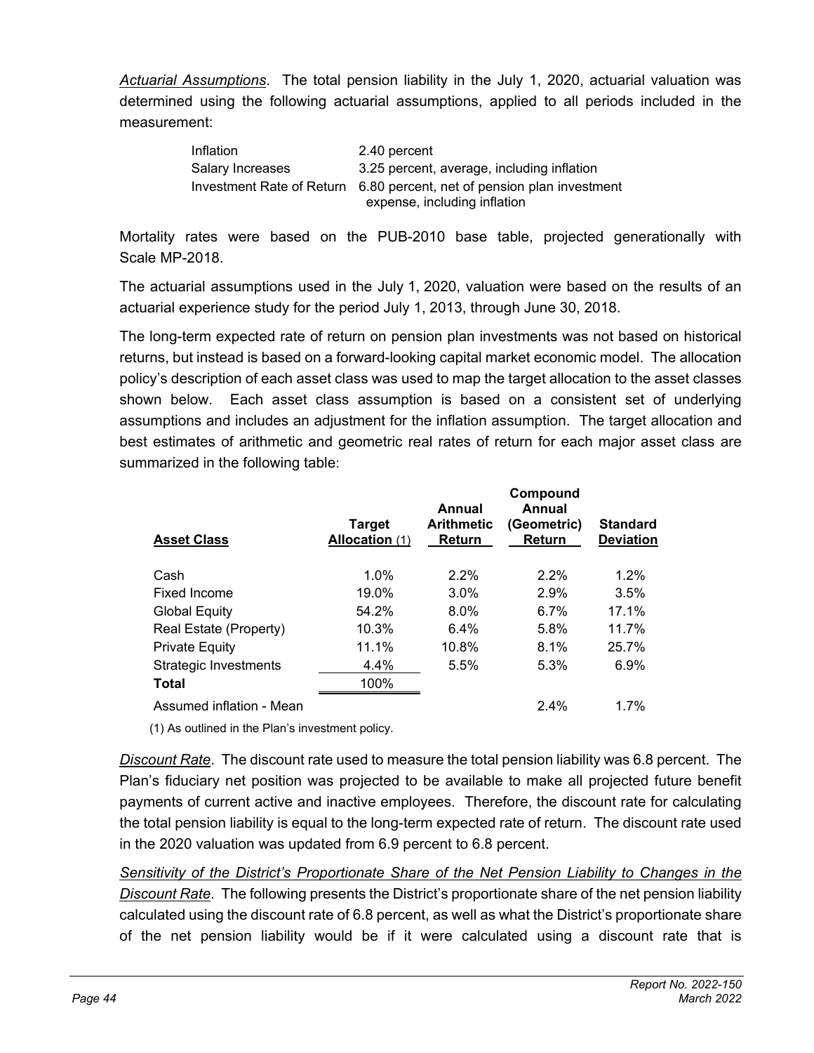*Actuarial Assumptions*. The total pension liability in the July 1, 2020, actuarial valuation was determined using the following actuarial assumptions, applied to all periods included in the measurement:

| | |
|---|---|
| Inflation | 2.40 percent |
| Salary Increases | 3.25 percent, average, including inflation |
| Investment Rate of Return | 6.80 percent, net of pension plan investment expense, including inflation |

Mortality rates were based on the PUB-2010 base table, projected generationally with Scale MP-2018.

The actuarial assumptions used in the July 1, 2020, valuation were based on the results of an actuarial experience study for the period July 1, 2013, through June 30, 2018.

The long-term expected rate of return on pension plan investments was not based on historical returns, but instead is based on a forward-looking capital market economic model. The allocation policy's description of each asset class was used to map the target allocation to the asset classes shown below. Each asset class assumption is based on a consistent set of underlying assumptions and includes an adjustment for the inflation assumption. The target allocation and best estimates of arithmetic and geometric real rates of return for each major asset class are summarized in the following table:

| Asset Class | Target Allocation (1) | Annual Arithmetic Return | Compound Annual (Geometric) Return | Standard Deviation |
|---|---|---|---|---|
| Cash | 1.0% | 2.2% | 2.2% | 1.2% |
| Fixed Income | 19.0% | 3.0% | 2.9% | 3.5% |
| Global Equity | 54.2% | 8.0% | 6.7% | 17.1% |
| Real Estate (Property) | 10.3% | 6.4% | 5.8% | 11.7% |
| Private Equity | 11.1% | 10.8% | 8.1% | 25.7% |
| Strategic Investments | 4.4% | 5.5% | 5.3% | 6.9% |
| **Total** | 100% | | | |
| Assumed inflation - Mean | | | 2.4% | 1.7% |

(1) As outlined in the Plan's investment policy.

*Discount Rate*. The discount rate used to measure the total pension liability was 6.8 percent. The Plan's fiduciary net position was projected to be available to make all projected future benefit payments of current active and inactive employees. Therefore, the discount rate for calculating the total pension liability is equal to the long-term expected rate of return. The discount rate used in the 2020 valuation was updated from 6.9 percent to 6.8 percent.

*Sensitivity of the District's Proportionate Share of the Net Pension Liability to Changes in the Discount Rate*. The following presents the District's proportionate share of the net pension liability calculated using the discount rate of 6.8 percent, as well as what the District's proportionate share of the net pension liability would be if it were calculated using a discount rate that is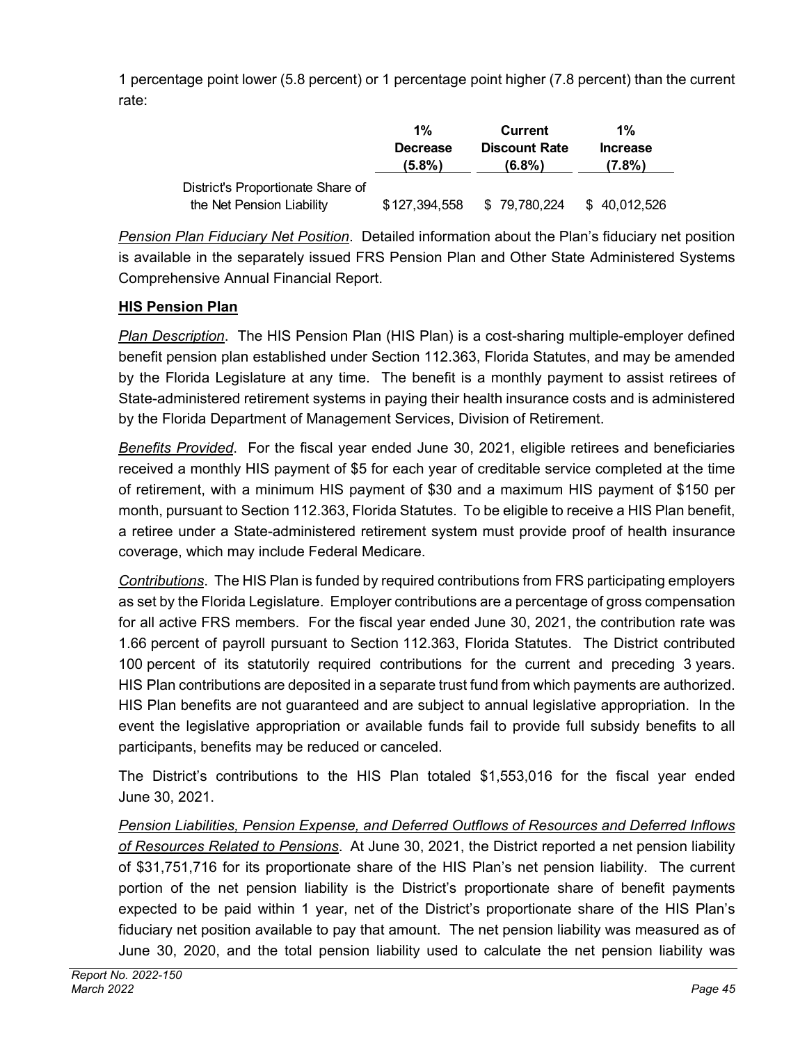1 percentage point lower (5.8 percent) or 1 percentage point higher (7.8 percent) than the current rate:

| | 1% Decrease (5.8%) | Current Discount Rate (6.8%) | 1% Increase (7.8%) |
|---|---|---|---|
| District's Proportionate Share of the Net Pension Liability | $127,394,558 | $ 79,780,224 | $ 40,012,526 |

*Pension Plan Fiduciary Net Position*. Detailed information about the Plan's fiduciary net position is available in the separately issued FRS Pension Plan and Other State Administered Systems Comprehensive Annual Financial Report.

**HIS Pension Plan**

*Plan Description*. The HIS Pension Plan (HIS Plan) is a cost-sharing multiple-employer defined benefit pension plan established under Section 112.363, Florida Statutes, and may be amended by the Florida Legislature at any time. The benefit is a monthly payment to assist retirees of State-administered retirement systems in paying their health insurance costs and is administered by the Florida Department of Management Services, Division of Retirement.

*Benefits Provided*. For the fiscal year ended June 30, 2021, eligible retirees and beneficiaries received a monthly HIS payment of $5 for each year of creditable service completed at the time of retirement, with a minimum HIS payment of $30 and a maximum HIS payment of $150 per month, pursuant to Section 112.363, Florida Statutes. To be eligible to receive a HIS Plan benefit, a retiree under a State-administered retirement system must provide proof of health insurance coverage, which may include Federal Medicare.

*Contributions*. The HIS Plan is funded by required contributions from FRS participating employers as set by the Florida Legislature. Employer contributions are a percentage of gross compensation for all active FRS members. For the fiscal year ended June 30, 2021, the contribution rate was 1.66 percent of payroll pursuant to Section 112.363, Florida Statutes. The District contributed 100 percent of its statutorily required contributions for the current and preceding 3 years. HIS Plan contributions are deposited in a separate trust fund from which payments are authorized. HIS Plan benefits are not guaranteed and are subject to annual legislative appropriation. In the event the legislative appropriation or available funds fail to provide full subsidy benefits to all participants, benefits may be reduced or canceled.

The District's contributions to the HIS Plan totaled $1,553,016 for the fiscal year ended June 30, 2021.

*Pension Liabilities, Pension Expense, and Deferred Outflows of Resources and Deferred Inflows of Resources Related to Pensions*. At June 30, 2021, the District reported a net pension liability of $31,751,716 for its proportionate share of the HIS Plan's net pension liability. The current portion of the net pension liability is the District's proportionate share of benefit payments expected to be paid within 1 year, net of the District's proportionate share of the HIS Plan's fiduciary net position available to pay that amount. The net pension liability was measured as of June 30, 2020, and the total pension liability used to calculate the net pension liability was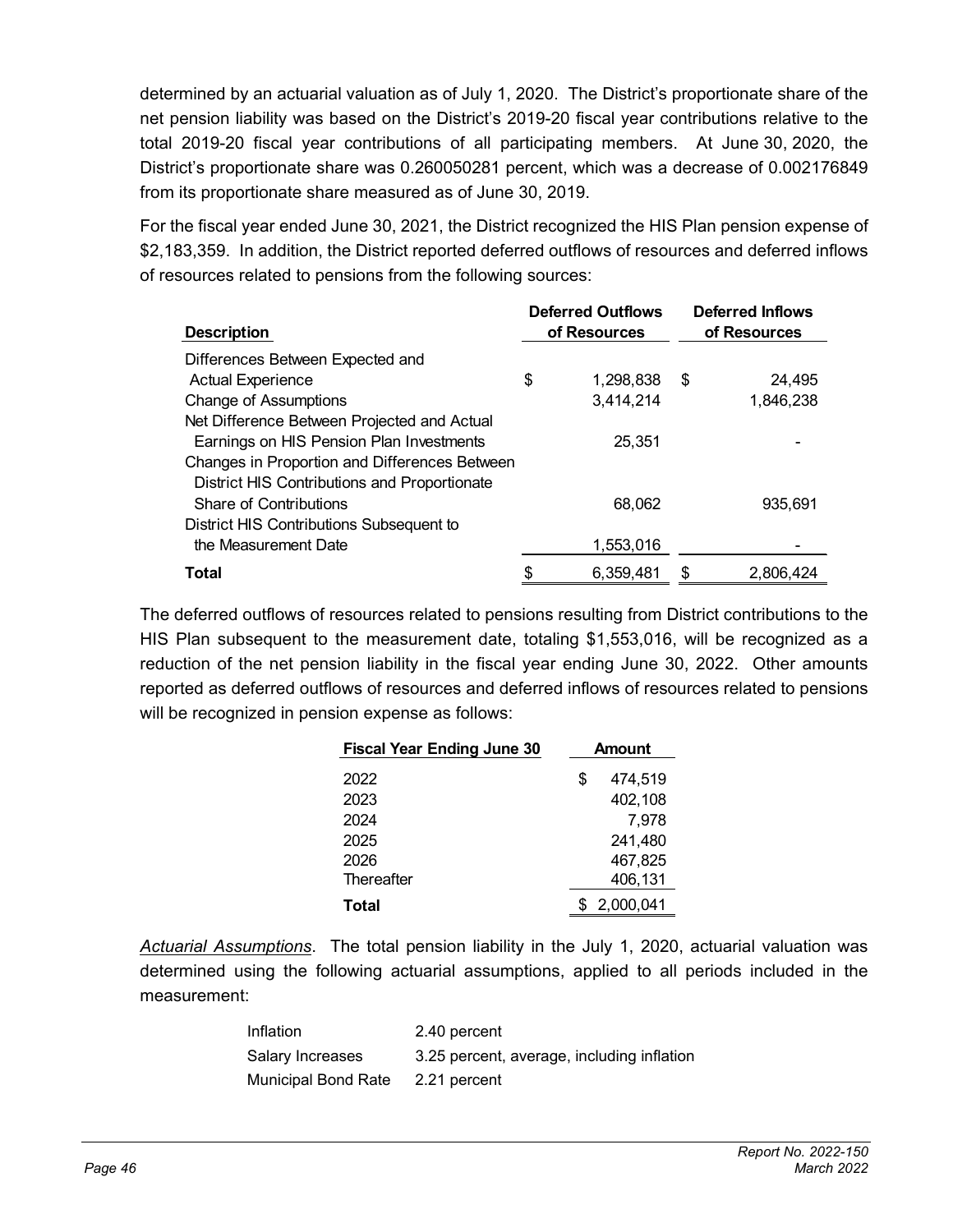determined by an actuarial valuation as of July 1, 2020. The District's proportionate share of the net pension liability was based on the District's 2019-20 fiscal year contributions relative to the total 2019-20 fiscal year contributions of all participating members. At June 30, 2020, the District's proportionate share was 0.260050281 percent, which was a decrease of 0.002176849 from its proportionate share measured as of June 30, 2019.

For the fiscal year ended June 30, 2021, the District recognized the HIS Plan pension expense of $2,183,359. In addition, the District reported deferred outflows of resources and deferred inflows of resources related to pensions from the following sources:

| Description | Deferred Outflows of Resources | Deferred Inflows of Resources |
|---|---|---|
| Differences Between Expected and Actual Experience | $ 1,298,838 | $ 24,495 |
| Change of Assumptions | 3,414,214 | 1,846,238 |
| Net Difference Between Projected and Actual Earnings on HIS Pension Plan Investments | 25,351 | - |
| Changes in Proportion and Differences Between District HIS Contributions and Proportionate Share of Contributions | 68,062 | 935,691 |
| District HIS Contributions Subsequent to the Measurement Date | 1,553,016 | - |
| **Total** | $ 6,359,481 | $ 2,806,424 |

The deferred outflows of resources related to pensions resulting from District contributions to the HIS Plan subsequent to the measurement date, totaling $1,553,016, will be recognized as a reduction of the net pension liability in the fiscal year ending June 30, 2022. Other amounts reported as deferred outflows of resources and deferred inflows of resources related to pensions will be recognized in pension expense as follows:

| Fiscal Year Ending June 30 | Amount |
|---|---|
| 2022 | $ 474,519 |
| 2023 | 402,108 |
| 2024 | 7,978 |
| 2025 | 241,480 |
| 2026 | 467,825 |
| Thereafter | 406,131 |
| **Total** | $ 2,000,041 |

*Actuarial Assumptions*. The total pension liability in the July 1, 2020, actuarial valuation was determined using the following actuarial assumptions, applied to all periods included in the measurement:

| | |
|---|---|
| Inflation | 2.40 percent |
| Salary Increases | 3.25 percent, average, including inflation |
| Municipal Bond Rate | 2.21 percent |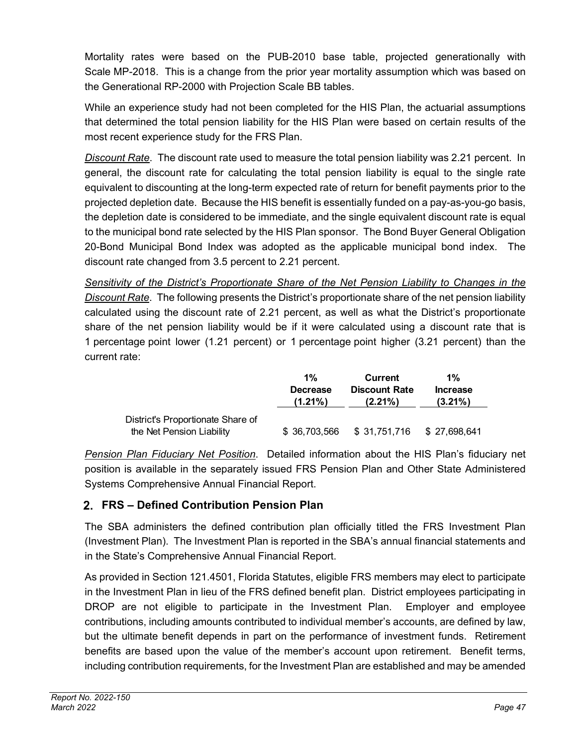Mortality rates were based on the PUB-2010 base table, projected generationally with Scale MP-2018. This is a change from the prior year mortality assumption which was based on the Generational RP-2000 with Projection Scale BB tables.

While an experience study had not been completed for the HIS Plan, the actuarial assumptions that determined the total pension liability for the HIS Plan were based on certain results of the most recent experience study for the FRS Plan.

*Discount Rate*. The discount rate used to measure the total pension liability was 2.21 percent. In general, the discount rate for calculating the total pension liability is equal to the single rate equivalent to discounting at the long-term expected rate of return for benefit payments prior to the projected depletion date. Because the HIS benefit is essentially funded on a pay-as-you-go basis, the depletion date is considered to be immediate, and the single equivalent discount rate is equal to the municipal bond rate selected by the HIS Plan sponsor. The Bond Buyer General Obligation 20-Bond Municipal Bond Index was adopted as the applicable municipal bond index. The discount rate changed from 3.5 percent to 2.21 percent.

*Sensitivity of the District's Proportionate Share of the Net Pension Liability to Changes in the Discount Rate*. The following presents the District's proportionate share of the net pension liability calculated using the discount rate of 2.21 percent, as well as what the District's proportionate share of the net pension liability would be if it were calculated using a discount rate that is 1 percentage point lower (1.21 percent) or 1 percentage point higher (3.21 percent) than the current rate:

| | 1% Decrease (1.21%) | Current Discount Rate (2.21%) | 1% Increase (3.21%) |
|---|---|---|---|
| District's Proportionate Share of the Net Pension Liability | $ 36,703,566 | $ 31,751,716 | $ 27,698,641 |

*Pension Plan Fiduciary Net Position*. Detailed information about the HIS Plan's fiduciary net position is available in the separately issued FRS Pension Plan and Other State Administered Systems Comprehensive Annual Financial Report.

## 2. FRS – Defined Contribution Pension Plan

The SBA administers the defined contribution plan officially titled the FRS Investment Plan (Investment Plan). The Investment Plan is reported in the SBA's annual financial statements and in the State's Comprehensive Annual Financial Report.

As provided in Section 121.4501, Florida Statutes, eligible FRS members may elect to participate in the Investment Plan in lieu of the FRS defined benefit plan. District employees participating in DROP are not eligible to participate in the Investment Plan. Employer and employee contributions, including amounts contributed to individual member's accounts, are defined by law, but the ultimate benefit depends in part on the performance of investment funds. Retirement benefits are based upon the value of the member's account upon retirement. Benefit terms, including contribution requirements, for the Investment Plan are established and may be amended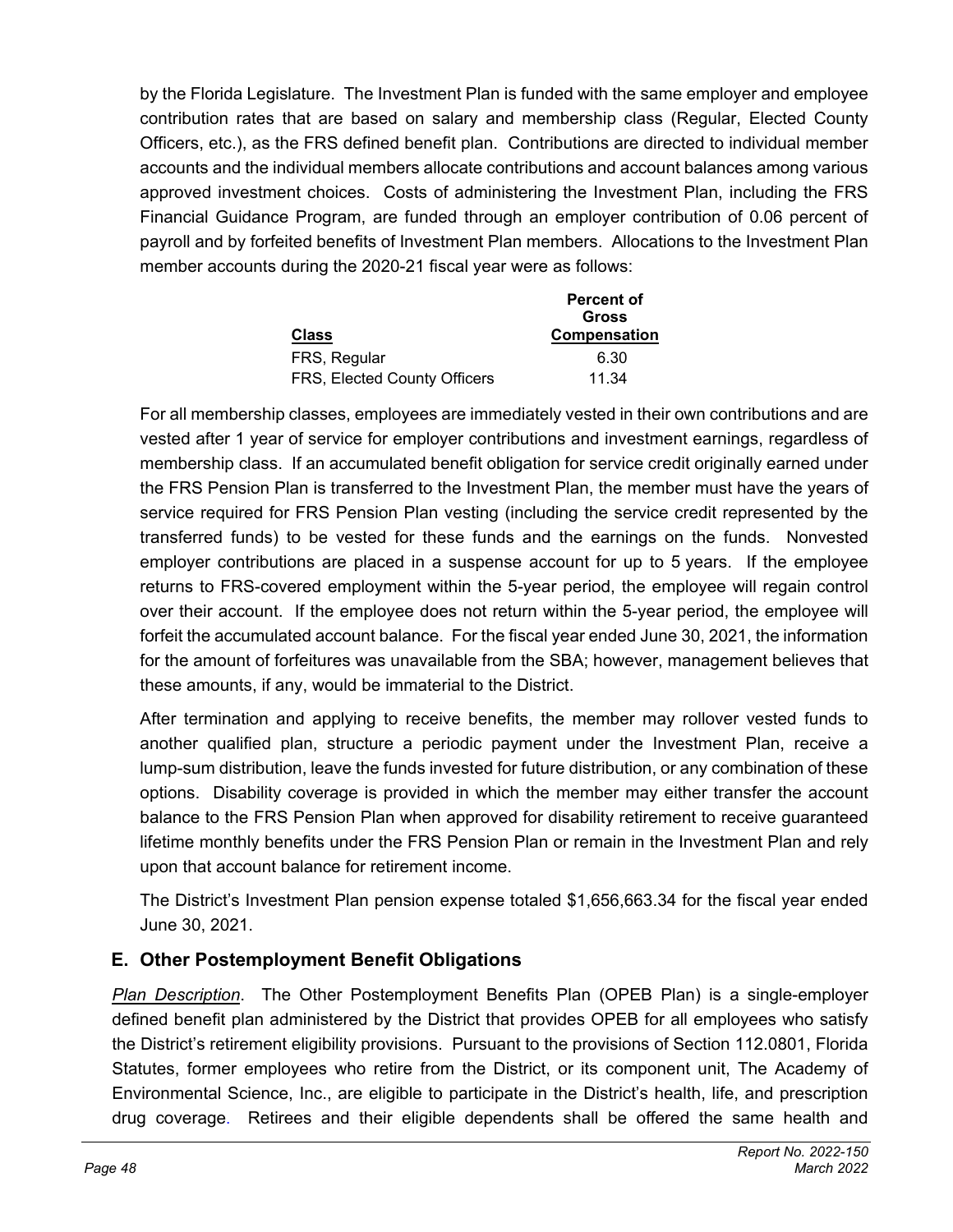by the Florida Legislature. The Investment Plan is funded with the same employer and employee contribution rates that are based on salary and membership class (Regular, Elected County Officers, etc.), as the FRS defined benefit plan. Contributions are directed to individual member accounts and the individual members allocate contributions and account balances among various approved investment choices. Costs of administering the Investment Plan, including the FRS Financial Guidance Program, are funded through an employer contribution of 0.06 percent of payroll and by forfeited benefits of Investment Plan members. Allocations to the Investment Plan member accounts during the 2020-21 fiscal year were as follows:

| Class | Percent of Gross Compensation |
|---|---|
| FRS, Regular | 6.30 |
| FRS, Elected County Officers | 11.34 |

For all membership classes, employees are immediately vested in their own contributions and are vested after 1 year of service for employer contributions and investment earnings, regardless of membership class. If an accumulated benefit obligation for service credit originally earned under the FRS Pension Plan is transferred to the Investment Plan, the member must have the years of service required for FRS Pension Plan vesting (including the service credit represented by the transferred funds) to be vested for these funds and the earnings on the funds. Nonvested employer contributions are placed in a suspense account for up to 5 years. If the employee returns to FRS-covered employment within the 5-year period, the employee will regain control over their account. If the employee does not return within the 5-year period, the employee will forfeit the accumulated account balance. For the fiscal year ended June 30, 2021, the information for the amount of forfeitures was unavailable from the SBA; however, management believes that these amounts, if any, would be immaterial to the District.

After termination and applying to receive benefits, the member may rollover vested funds to another qualified plan, structure a periodic payment under the Investment Plan, receive a lump-sum distribution, leave the funds invested for future distribution, or any combination of these options. Disability coverage is provided in which the member may either transfer the account balance to the FRS Pension Plan when approved for disability retirement to receive guaranteed lifetime monthly benefits under the FRS Pension Plan or remain in the Investment Plan and rely upon that account balance for retirement income.

The District's Investment Plan pension expense totaled $1,656,663.34 for the fiscal year ended June 30, 2021.

## E. Other Postemployment Benefit Obligations

*Plan Description*. The Other Postemployment Benefits Plan (OPEB Plan) is a single-employer defined benefit plan administered by the District that provides OPEB for all employees who satisfy the District's retirement eligibility provisions. Pursuant to the provisions of Section 112.0801, Florida Statutes, former employees who retire from the District, or its component unit, The Academy of Environmental Science, Inc., are eligible to participate in the District's health, life, and prescription drug coverage. Retirees and their eligible dependents shall be offered the same health and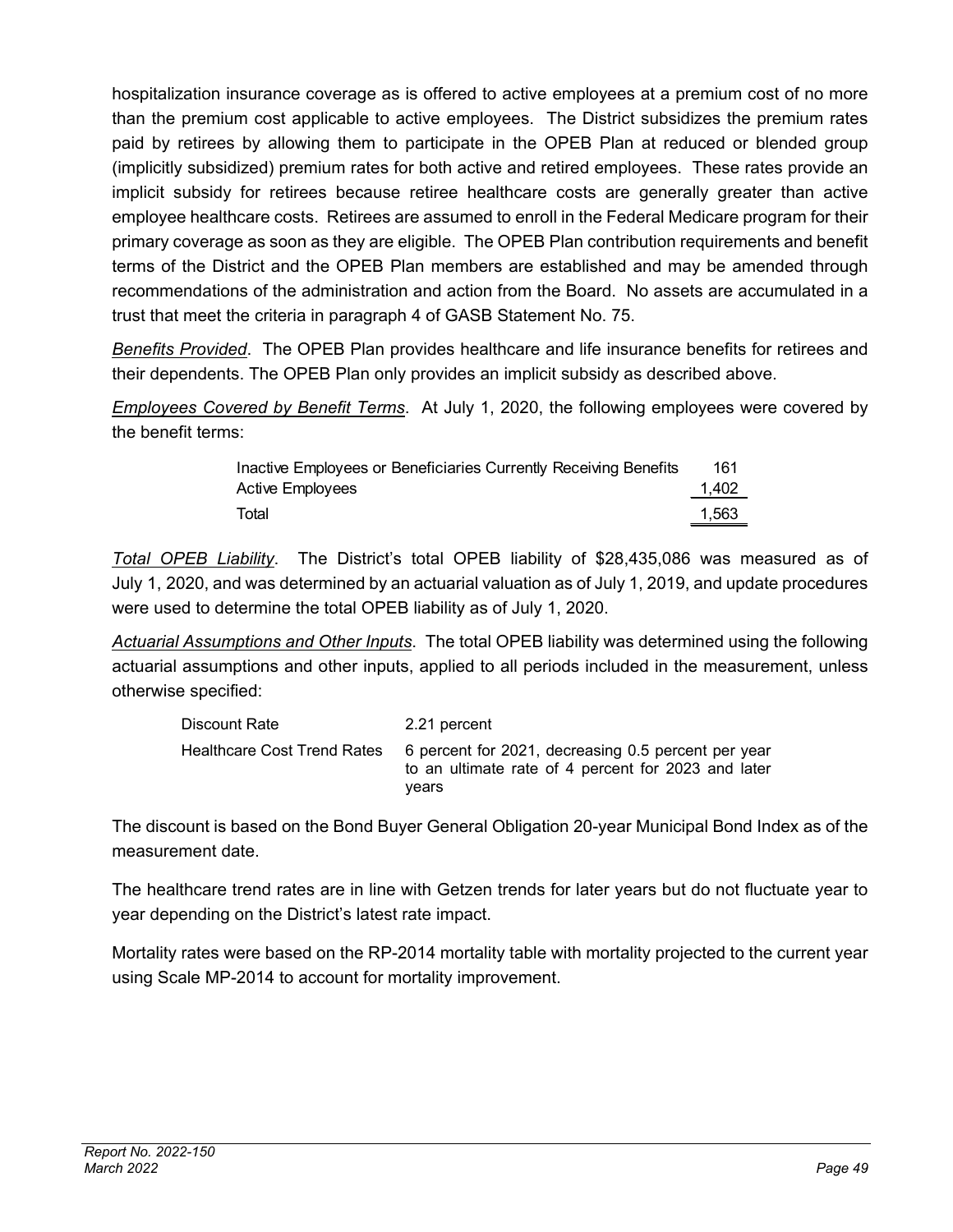hospitalization insurance coverage as is offered to active employees at a premium cost of no more than the premium cost applicable to active employees. The District subsidizes the premium rates paid by retirees by allowing them to participate in the OPEB Plan at reduced or blended group (implicitly subsidized) premium rates for both active and retired employees. These rates provide an implicit subsidy for retirees because retiree healthcare costs are generally greater than active employee healthcare costs. Retirees are assumed to enroll in the Federal Medicare program for their primary coverage as soon as they are eligible. The OPEB Plan contribution requirements and benefit terms of the District and the OPEB Plan members are established and may be amended through recommendations of the administration and action from the Board. No assets are accumulated in a trust that meet the criteria in paragraph 4 of GASB Statement No. 75.

*Benefits Provided*. The OPEB Plan provides healthcare and life insurance benefits for retirees and their dependents. The OPEB Plan only provides an implicit subsidy as described above.

*Employees Covered by Benefit Terms*. At July 1, 2020, the following employees were covered by the benefit terms:

| | |
|---|---|
| Inactive Employees or Beneficiaries Currently Receiving Benefits | 161 |
| Active Employees | 1,402 |
| Total | 1,563 |

*Total OPEB Liability*. The District's total OPEB liability of $28,435,086 was measured as of July 1, 2020, and was determined by an actuarial valuation as of July 1, 2019, and update procedures were used to determine the total OPEB liability as of July 1, 2020.

*Actuarial Assumptions and Other Inputs*. The total OPEB liability was determined using the following actuarial assumptions and other inputs, applied to all periods included in the measurement, unless otherwise specified:

| | |
|---|---|
| Discount Rate | 2.21 percent |
| Healthcare Cost Trend Rates | 6 percent for 2021, decreasing 0.5 percent per year to an ultimate rate of 4 percent for 2023 and later years |

The discount is based on the Bond Buyer General Obligation 20-year Municipal Bond Index as of the measurement date.

The healthcare trend rates are in line with Getzen trends for later years but do not fluctuate year to year depending on the District's latest rate impact.

Mortality rates were based on the RP-2014 mortality table with mortality projected to the current year using Scale MP-2014 to account for mortality improvement.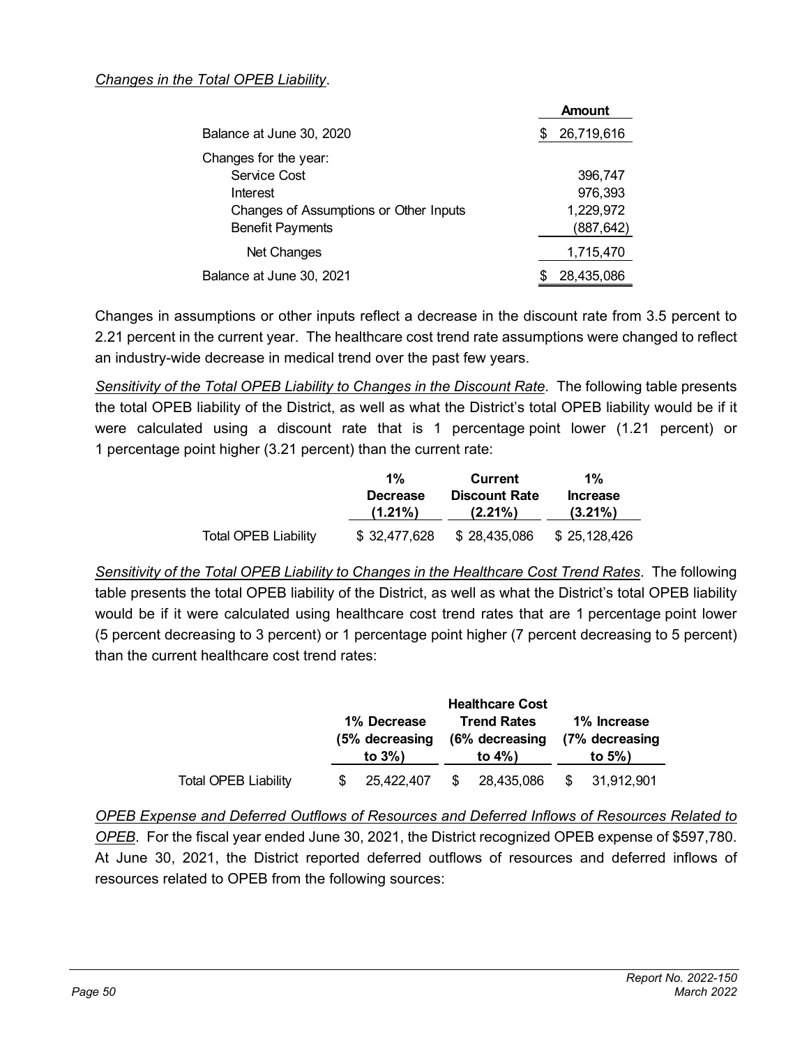*Changes in the Total OPEB Liability*.

| | Amount |
|---|---|
| Balance at June 30, 2020 | $ 26,719,616 |
| Changes for the year: | |
| Service Cost | 396,747 |
| Interest | 976,393 |
| Changes of Assumptions or Other Inputs | 1,229,972 |
| Benefit Payments | (887,642) |
| Net Changes | 1,715,470 |
| Balance at June 30, 2021 | $ 28,435,086 |

Changes in assumptions or other inputs reflect a decrease in the discount rate from 3.5 percent to 2.21 percent in the current year. The healthcare cost trend rate assumptions were changed to reflect an industry-wide decrease in medical trend over the past few years.

*Sensitivity of the Total OPEB Liability to Changes in the Discount Rate*. The following table presents the total OPEB liability of the District, as well as what the District's total OPEB liability would be if it were calculated using a discount rate that is 1 percentage point lower (1.21 percent) or 1 percentage point higher (3.21 percent) than the current rate:

| | 1% Decrease (1.21%) | Current Discount Rate (2.21%) | 1% Increase (3.21%) |
|---|---|---|---|
| Total OPEB Liability | $ 32,477,628 | $ 28,435,086 | $ 25,128,426 |

*Sensitivity of the Total OPEB Liability to Changes in the Healthcare Cost Trend Rates*. The following table presents the total OPEB liability of the District, as well as what the District's total OPEB liability would be if it were calculated using healthcare cost trend rates that are 1 percentage point lower (5 percent decreasing to 3 percent) or 1 percentage point higher (7 percent decreasing to 5 percent) than the current healthcare cost trend rates:

| | 1% Decrease (5% decreasing to 3%) | Healthcare Cost Trend Rates (6% decreasing to 4%) | 1% Increase (7% decreasing to 5%) |
|---|---|---|---|
| Total OPEB Liability | $ 25,422,407 | $ 28,435,086 | $ 31,912,901 |

*OPEB Expense and Deferred Outflows of Resources and Deferred Inflows of Resources Related to OPEB*. For the fiscal year ended June 30, 2021, the District recognized OPEB expense of $597,780. At June 30, 2021, the District reported deferred outflows of resources and deferred inflows of resources related to OPEB from the following sources: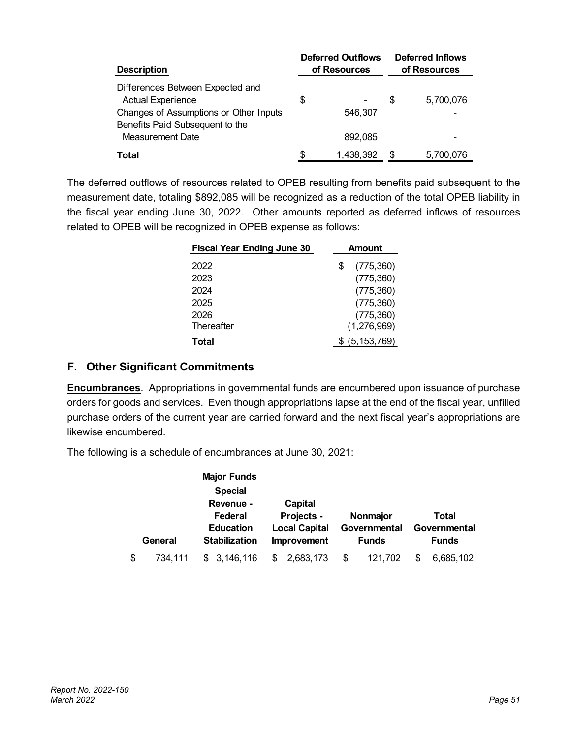| Description | Deferred Outflows of Resources | Deferred Inflows of Resources |
|---|---|---|
| Differences Between Expected and Actual Experience | $ - | $ 5,700,076 |
| Changes of Assumptions or Other Inputs | 546,307 | - |
| Benefits Paid Subsequent to the Measurement Date | 892,085 | - |
| **Total** | $ 1,438,392 | $ 5,700,076 |

The deferred outflows of resources related to OPEB resulting from benefits paid subsequent to the measurement date, totaling $892,085 will be recognized as a reduction of the total OPEB liability in the fiscal year ending June 30, 2022. Other amounts reported as deferred inflows of resources related to OPEB will be recognized in OPEB expense as follows:

| Fiscal Year Ending June 30 | Amount |
|---|---|
| 2022 | $ (775,360) |
| 2023 | (775,360) |
| 2024 | (775,360) |
| 2025 | (775,360) |
| 2026 | (775,360) |
| Thereafter | (1,276,969) |
| **Total** | $ (5,153,769) |

## F. Other Significant Commitments

**Encumbrances**. Appropriations in governmental funds are encumbered upon issuance of purchase orders for goods and services. Even though appropriations lapse at the end of the fiscal year, unfilled purchase orders of the current year are carried forward and the next fiscal year's appropriations are likewise encumbered.

The following is a schedule of encumbrances at June 30, 2021:

| Major Funds | | | | |
|---|---|---|---|---|
| General | Special Revenue - Federal Education Stabilization | Capital Projects - Local Capital Improvement | Nonmajor Governmental Funds | Total Governmental Funds |
| $ 734,111 | $ 3,146,116 | $ 2,683,173 | $ 121,702 | $ 6,685,102 |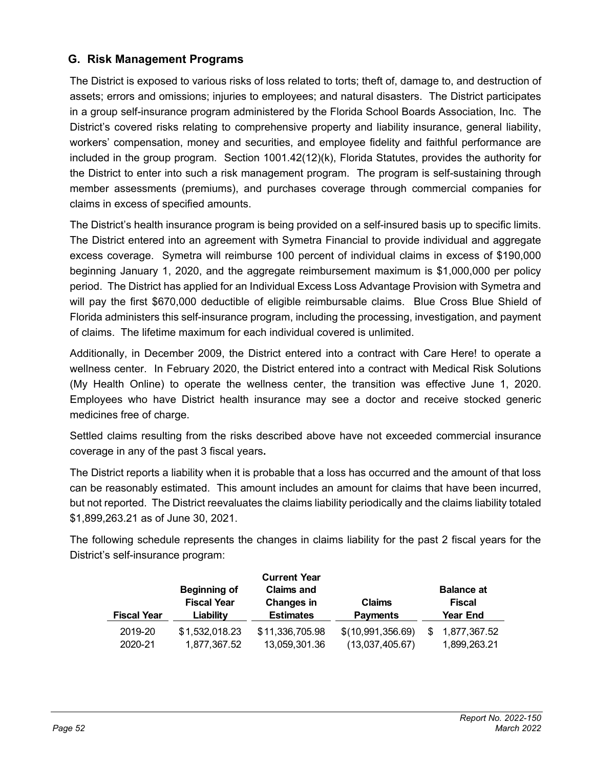### G. Risk Management Programs

The District is exposed to various risks of loss related to torts; theft of, damage to, and destruction of assets; errors and omissions; injuries to employees; and natural disasters. The District participates in a group self-insurance program administered by the Florida School Boards Association, Inc. The District's covered risks relating to comprehensive property and liability insurance, general liability, workers' compensation, money and securities, and employee fidelity and faithful performance are included in the group program. Section 1001.42(12)(k), Florida Statutes, provides the authority for the District to enter into such a risk management program. The program is self-sustaining through member assessments (premiums), and purchases coverage through commercial companies for claims in excess of specified amounts.

The District's health insurance program is being provided on a self-insured basis up to specific limits. The District entered into an agreement with Symetra Financial to provide individual and aggregate excess coverage. Symetra will reimburse 100 percent of individual claims in excess of $190,000 beginning January 1, 2020, and the aggregate reimbursement maximum is $1,000,000 per policy period. The District has applied for an Individual Excess Loss Advantage Provision with Symetra and will pay the first $670,000 deductible of eligible reimbursable claims. Blue Cross Blue Shield of Florida administers this self-insurance program, including the processing, investigation, and payment of claims. The lifetime maximum for each individual covered is unlimited.

Additionally, in December 2009, the District entered into a contract with Care Here! to operate a wellness center. In February 2020, the District entered into a contract with Medical Risk Solutions (My Health Online) to operate the wellness center, the transition was effective June 1, 2020. Employees who have District health insurance may see a doctor and receive stocked generic medicines free of charge.

Settled claims resulting from the risks described above have not exceeded commercial insurance coverage in any of the past 3 fiscal years**.**

The District reports a liability when it is probable that a loss has occurred and the amount of that loss can be reasonably estimated. This amount includes an amount for claims that have been incurred, but not reported. The District reevaluates the claims liability periodically and the claims liability totaled $1,899,263.21 as of June 30, 2021.

The following schedule represents the changes in claims liability for the past 2 fiscal years for the District's self-insurance program:

| Fiscal Year | Beginning of Fiscal Year Liability | Current Year Claims and Changes in Estimates | Claims Payments | Balance at Fiscal Year End |
|---|---|---|---|---|
| 2019-20 | $1,532,018.23 | $11,336,705.98 | $(10,991,356.69) | $ 1,877,367.52 |
| 2020-21 | 1,877,367.52 | 13,059,301.36 | (13,037,405.67) | 1,899,263.21 |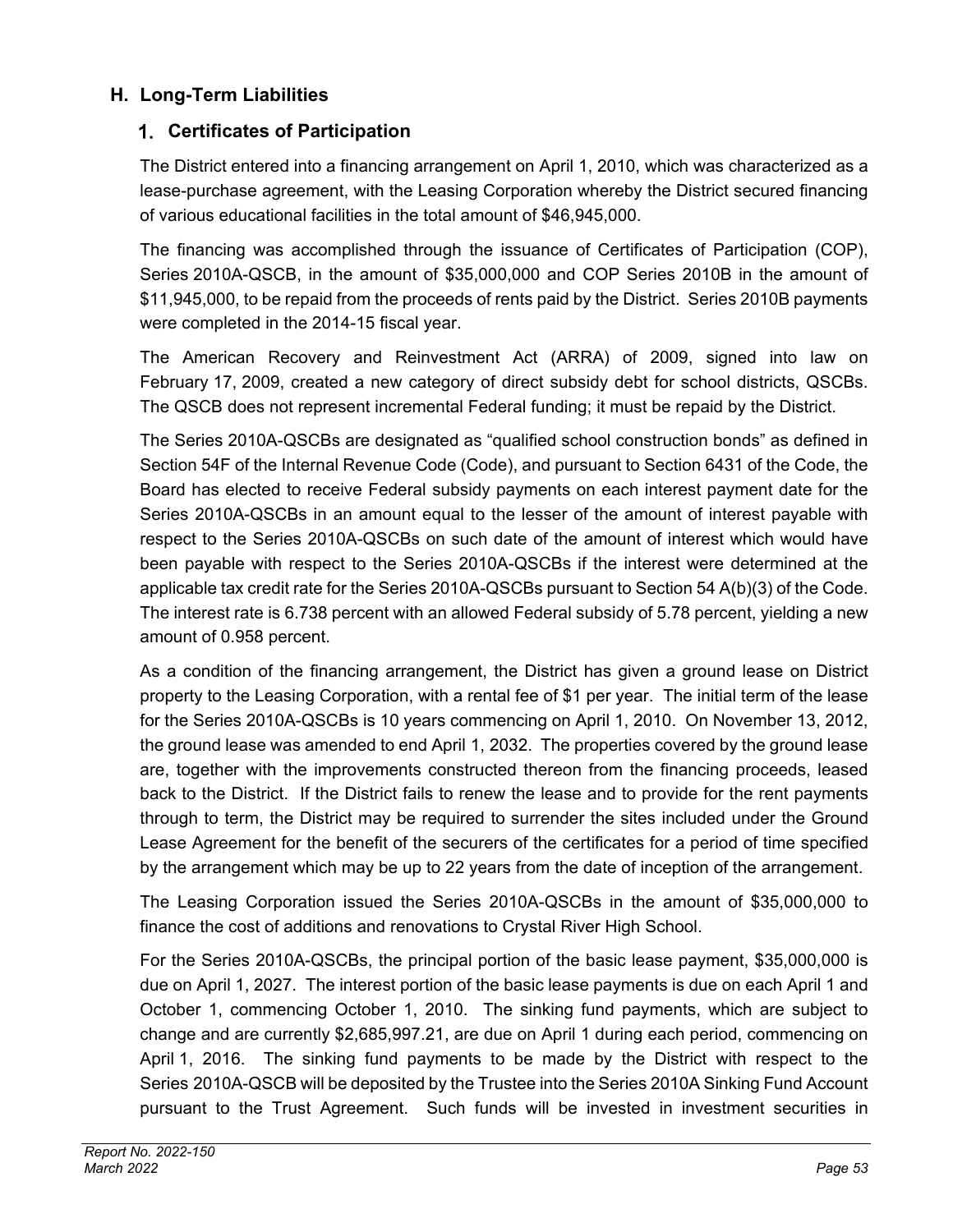## H. Long-Term Liabilities

### 1. Certificates of Participation

The District entered into a financing arrangement on April 1, 2010, which was characterized as a lease-purchase agreement, with the Leasing Corporation whereby the District secured financing of various educational facilities in the total amount of $46,945,000.

The financing was accomplished through the issuance of Certificates of Participation (COP), Series 2010A-QSCB, in the amount of $35,000,000 and COP Series 2010B in the amount of $11,945,000, to be repaid from the proceeds of rents paid by the District. Series 2010B payments were completed in the 2014-15 fiscal year.

The American Recovery and Reinvestment Act (ARRA) of 2009, signed into law on February 17, 2009, created a new category of direct subsidy debt for school districts, QSCBs. The QSCB does not represent incremental Federal funding; it must be repaid by the District.

The Series 2010A-QSCBs are designated as "qualified school construction bonds" as defined in Section 54F of the Internal Revenue Code (Code), and pursuant to Section 6431 of the Code, the Board has elected to receive Federal subsidy payments on each interest payment date for the Series 2010A-QSCBs in an amount equal to the lesser of the amount of interest payable with respect to the Series 2010A-QSCBs on such date of the amount of interest which would have been payable with respect to the Series 2010A-QSCBs if the interest were determined at the applicable tax credit rate for the Series 2010A-QSCBs pursuant to Section 54 A(b)(3) of the Code. The interest rate is 6.738 percent with an allowed Federal subsidy of 5.78 percent, yielding a new amount of 0.958 percent.

As a condition of the financing arrangement, the District has given a ground lease on District property to the Leasing Corporation, with a rental fee of $1 per year. The initial term of the lease for the Series 2010A-QSCBs is 10 years commencing on April 1, 2010. On November 13, 2012, the ground lease was amended to end April 1, 2032. The properties covered by the ground lease are, together with the improvements constructed thereon from the financing proceeds, leased back to the District. If the District fails to renew the lease and to provide for the rent payments through to term, the District may be required to surrender the sites included under the Ground Lease Agreement for the benefit of the securers of the certificates for a period of time specified by the arrangement which may be up to 22 years from the date of inception of the arrangement.

The Leasing Corporation issued the Series 2010A-QSCBs in the amount of $35,000,000 to finance the cost of additions and renovations to Crystal River High School.

For the Series 2010A-QSCBs, the principal portion of the basic lease payment, $35,000,000 is due on April 1, 2027. The interest portion of the basic lease payments is due on each April 1 and October 1, commencing October 1, 2010. The sinking fund payments, which are subject to change and are currently $2,685,997.21, are due on April 1 during each period, commencing on April 1, 2016. The sinking fund payments to be made by the District with respect to the Series 2010A-QSCB will be deposited by the Trustee into the Series 2010A Sinking Fund Account pursuant to the Trust Agreement. Such funds will be invested in investment securities in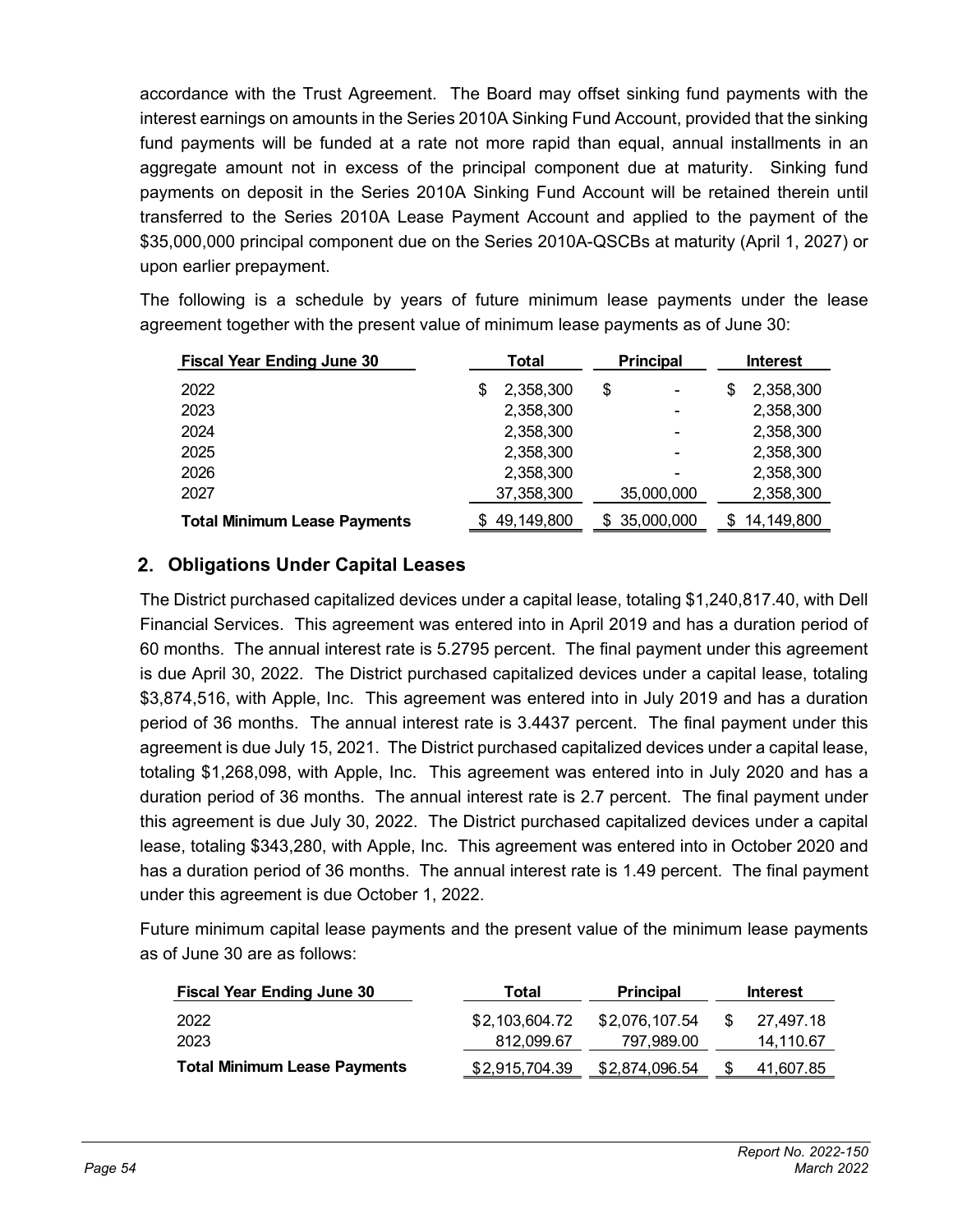accordance with the Trust Agreement. The Board may offset sinking fund payments with the interest earnings on amounts in the Series 2010A Sinking Fund Account, provided that the sinking fund payments will be funded at a rate not more rapid than equal, annual installments in an aggregate amount not in excess of the principal component due at maturity. Sinking fund payments on deposit in the Series 2010A Sinking Fund Account will be retained therein until transferred to the Series 2010A Lease Payment Account and applied to the payment of the $35,000,000 principal component due on the Series 2010A-QSCBs at maturity (April 1, 2027) or upon earlier prepayment.

The following is a schedule by years of future minimum lease payments under the lease agreement together with the present value of minimum lease payments as of June 30:

| Fiscal Year Ending June 30 | Total | Principal | Interest |
|---|---|---|---|
| 2022 | $ 2,358,300 | $ - | $ 2,358,300 |
| 2023 | 2,358,300 | - | 2,358,300 |
| 2024 | 2,358,300 | - | 2,358,300 |
| 2025 | 2,358,300 | - | 2,358,300 |
| 2026 | 2,358,300 | - | 2,358,300 |
| 2027 | 37,358,300 | 35,000,000 | 2,358,300 |
| **Total Minimum Lease Payments** | $ 49,149,800 | $ 35,000,000 | $ 14,149,800 |

## 2. Obligations Under Capital Leases

The District purchased capitalized devices under a capital lease, totaling $1,240,817.40, with Dell Financial Services. This agreement was entered into in April 2019 and has a duration period of 60 months. The annual interest rate is 5.2795 percent. The final payment under this agreement is due April 30, 2022. The District purchased capitalized devices under a capital lease, totaling $3,874,516, with Apple, Inc. This agreement was entered into in July 2019 and has a duration period of 36 months. The annual interest rate is 3.4437 percent. The final payment under this agreement is due July 15, 2021. The District purchased capitalized devices under a capital lease, totaling $1,268,098, with Apple, Inc. This agreement was entered into in July 2020 and has a duration period of 36 months. The annual interest rate is 2.7 percent. The final payment under this agreement is due July 30, 2022. The District purchased capitalized devices under a capital lease, totaling $343,280, with Apple, Inc. This agreement was entered into in October 2020 and has a duration period of 36 months. The annual interest rate is 1.49 percent. The final payment under this agreement is due October 1, 2022.

Future minimum capital lease payments and the present value of the minimum lease payments as of June 30 are as follows:

| Fiscal Year Ending June 30 | Total | Principal | Interest |
|---|---|---|---|
| 2022 | $2,103,604.72 | $2,076,107.54 | $ 27,497.18 |
| 2023 | 812,099.67 | 797,989.00 | 14,110.67 |
| **Total Minimum Lease Payments** | $2,915,704.39 | $2,874,096.54 | $ 41,607.85 |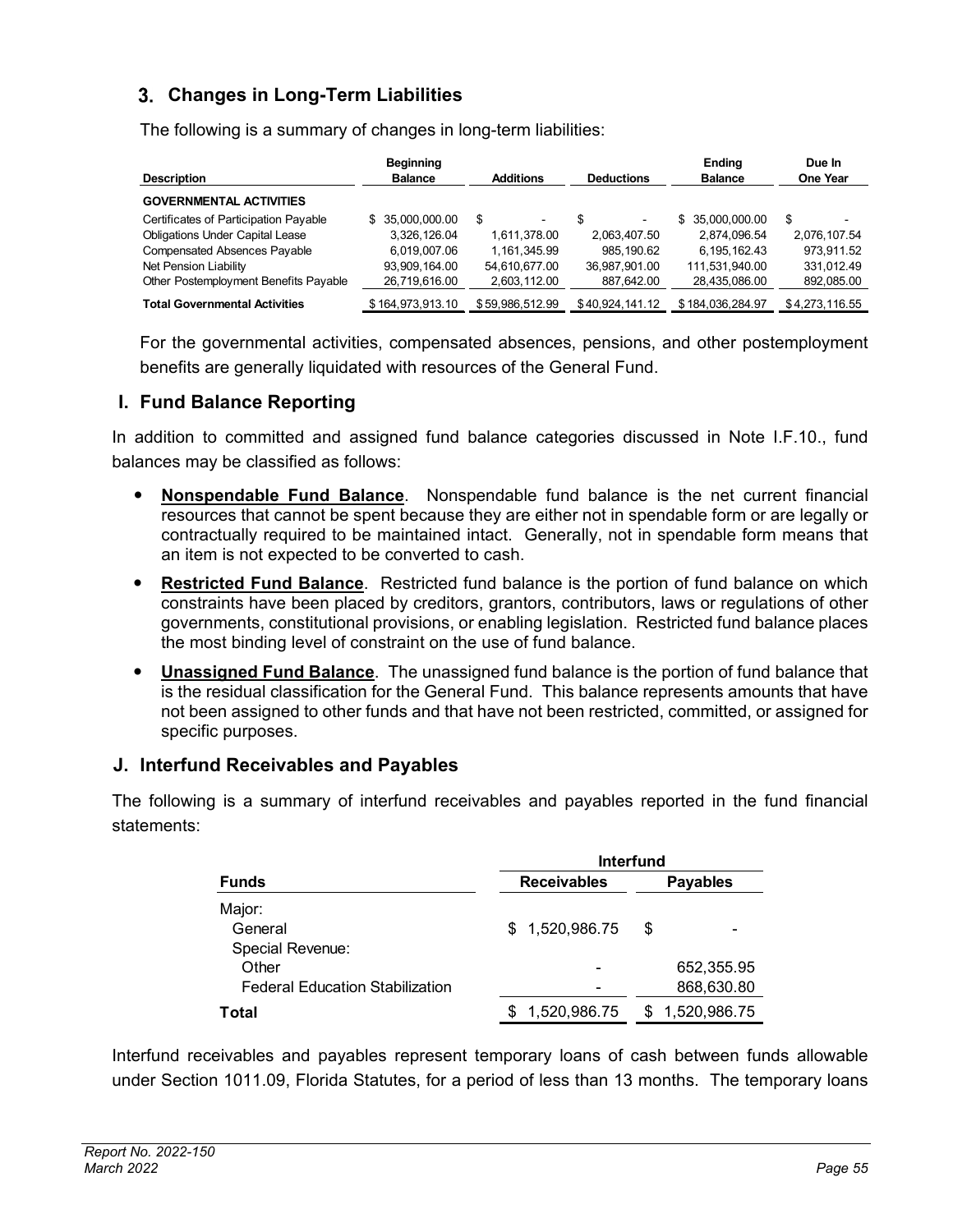## 3. Changes in Long-Term Liabilities

The following is a summary of changes in long-term liabilities:

| Description | Beginning Balance | Additions | Deductions | Ending Balance | Due In One Year |
|---|---|---|---|---|---|
| **GOVERNMENTAL ACTIVITIES** | | | | | |
| Certificates of Participation Payable | $ 35,000,000.00 | $ - | $ - | $ 35,000,000.00 | $ - |
| Obligations Under Capital Lease | 3,326,126.04 | 1,611,378.00 | 2,063,407.50 | 2,874,096.54 | 2,076,107.54 |
| Compensated Absences Payable | 6,019,007.06 | 1,161,345.99 | 985,190.62 | 6,195,162.43 | 973,911.52 |
| Net Pension Liability | 93,909,164.00 | 54,610,677.00 | 36,987,901.00 | 111,531,940.00 | 331,012.49 |
| Other Postemployment Benefits Payable | 26,719,616.00 | 2,603,112.00 | 887,642.00 | 28,435,086.00 | 892,085.00 |
| **Total Governmental Activities** | $ 164,973,913.10 | $ 59,986,512.99 | $ 40,924,141.12 | $ 184,036,284.97 | $ 4,273,116.55 |

For the governmental activities, compensated absences, pensions, and other postemployment benefits are generally liquidated with resources of the General Fund.

## I. Fund Balance Reporting

In addition to committed and assigned fund balance categories discussed in Note I.F.10., fund balances may be classified as follows:

- **Nonspendable Fund Balance**. Nonspendable fund balance is the net current financial resources that cannot be spent because they are either not in spendable form or are legally or contractually required to be maintained intact. Generally, not in spendable form means that an item is not expected to be converted to cash.
- **Restricted Fund Balance**. Restricted fund balance is the portion of fund balance on which constraints have been placed by creditors, grantors, contributors, laws or regulations of other governments, constitutional provisions, or enabling legislation. Restricted fund balance places the most binding level of constraint on the use of fund balance.
- **Unassigned Fund Balance**. The unassigned fund balance is the portion of fund balance that is the residual classification for the General Fund. This balance represents amounts that have not been assigned to other funds and that have not been restricted, committed, or assigned for specific purposes.

## J. Interfund Receivables and Payables

The following is a summary of interfund receivables and payables reported in the fund financial statements:

| Funds | Interfund Receivables | Interfund Payables |
|---|---|---|
| Major: | | |
| General | $ 1,520,986.75 | $ - |
| Special Revenue: | | |
| Other | - | 652,355.95 |
| Federal Education Stabilization | - | 868,630.80 |
| **Total** | $ 1,520,986.75 | $ 1,520,986.75 |

Interfund receivables and payables represent temporary loans of cash between funds allowable under Section 1011.09, Florida Statutes, for a period of less than 13 months. The temporary loans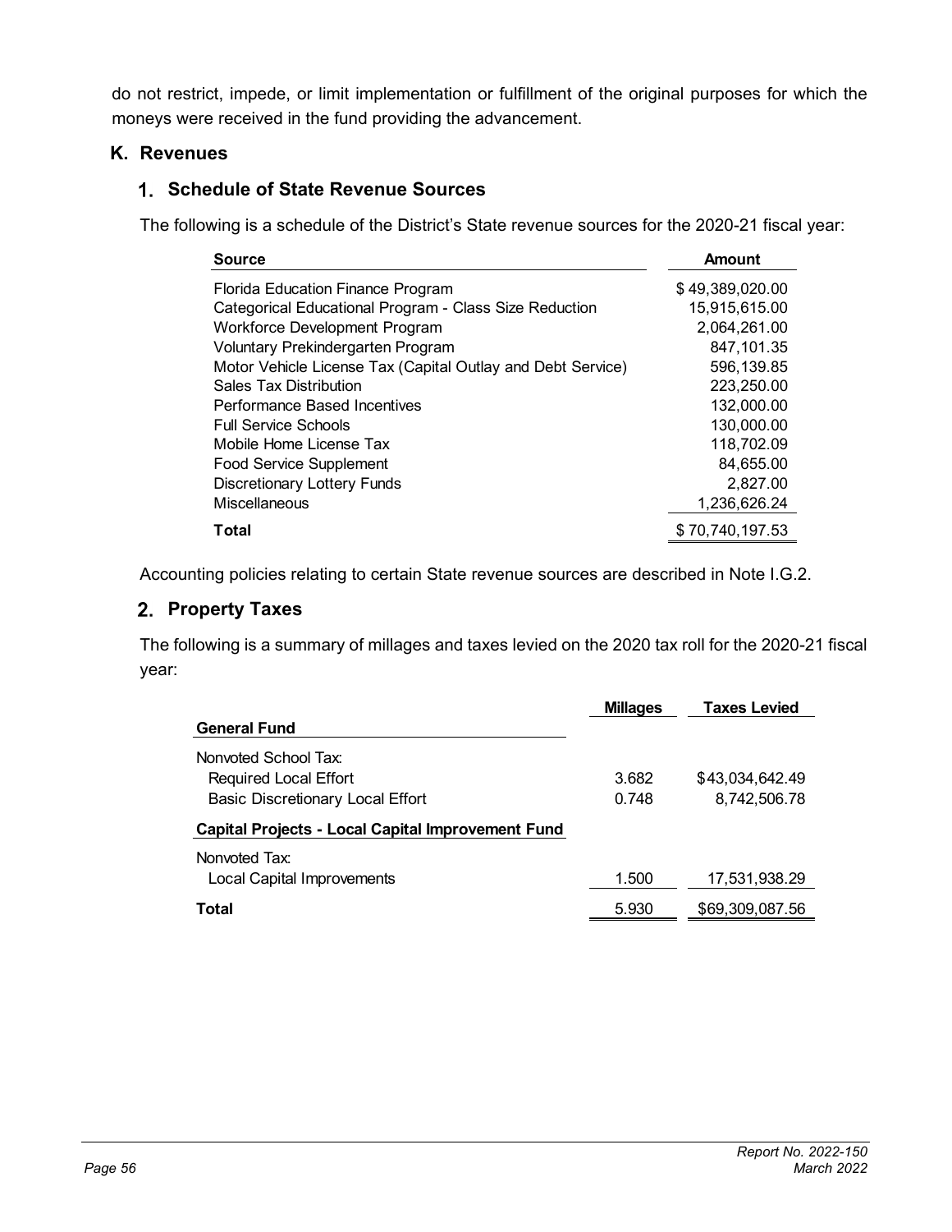do not restrict, impede, or limit implementation or fulfillment of the original purposes for which the moneys were received in the fund providing the advancement.

## K. Revenues

### 1. Schedule of State Revenue Sources

The following is a schedule of the District's State revenue sources for the 2020-21 fiscal year:

| Source | Amount |
|---|---|
| Florida Education Finance Program | $ 49,389,020.00 |
| Categorical Educational Program - Class Size Reduction | 15,915,615.00 |
| Workforce Development Program | 2,064,261.00 |
| Voluntary Prekindergarten Program | 847,101.35 |
| Motor Vehicle License Tax (Capital Outlay and Debt Service) | 596,139.85 |
| Sales Tax Distribution | 223,250.00 |
| Performance Based Incentives | 132,000.00 |
| Full Service Schools | 130,000.00 |
| Mobile Home License Tax | 118,702.09 |
| Food Service Supplement | 84,655.00 |
| Discretionary Lottery Funds | 2,827.00 |
| Miscellaneous | 1,236,626.24 |
| **Total** | $ 70,740,197.53 |

Accounting policies relating to certain State revenue sources are described in Note I.G.2.

### 2. Property Taxes

The following is a summary of millages and taxes levied on the 2020 tax roll for the 2020-21 fiscal year:

| | Millages | Taxes Levied |
|---|---|---|
| **General Fund** | | |
| Nonvoted School Tax: | | |
| Required Local Effort | 3.682 | $43,034,642.49 |
| Basic Discretionary Local Effort | 0.748 | 8,742,506.78 |
| **Capital Projects - Local Capital Improvement Fund** | | |
| Nonvoted Tax: | | |
| Local Capital Improvements | 1.500 | 17,531,938.29 |
| **Total** | 5.930 | $69,309,087.56 |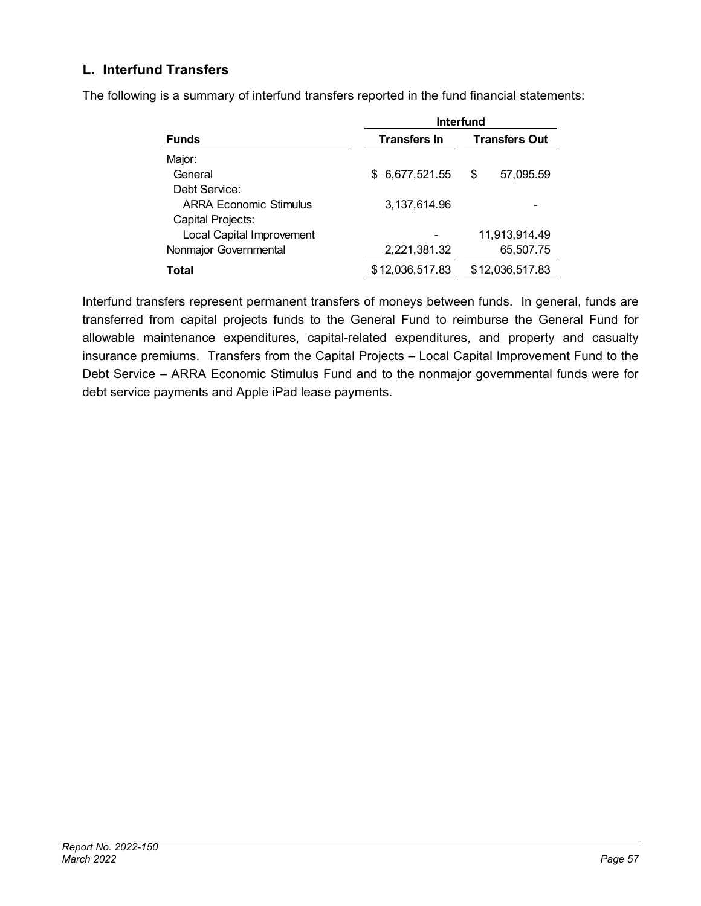## L. Interfund Transfers

The following is a summary of interfund transfers reported in the fund financial statements:

| | Interfund | |
|---|---|---|
| **Funds** | **Transfers In** | **Transfers Out** |
| Major: | | |
| General | $ 6,677,521.55 | $ 57,095.59 |
| Debt Service: | | |
| ARRA Economic Stimulus | 3,137,614.96 | - |
| Capital Projects: | | |
| Local Capital Improvement | - | 11,913,914.49 |
| Nonmajor Governmental | 2,221,381.32 | 65,507.75 |
| **Total** | $12,036,517.83 | $12,036,517.83 |

Interfund transfers represent permanent transfers of moneys between funds. In general, funds are transferred from capital projects funds to the General Fund to reimburse the General Fund for allowable maintenance expenditures, capital-related expenditures, and property and casualty insurance premiums. Transfers from the Capital Projects – Local Capital Improvement Fund to the Debt Service – ARRA Economic Stimulus Fund and to the nonmajor governmental funds were for debt service payments and Apple iPad lease payments.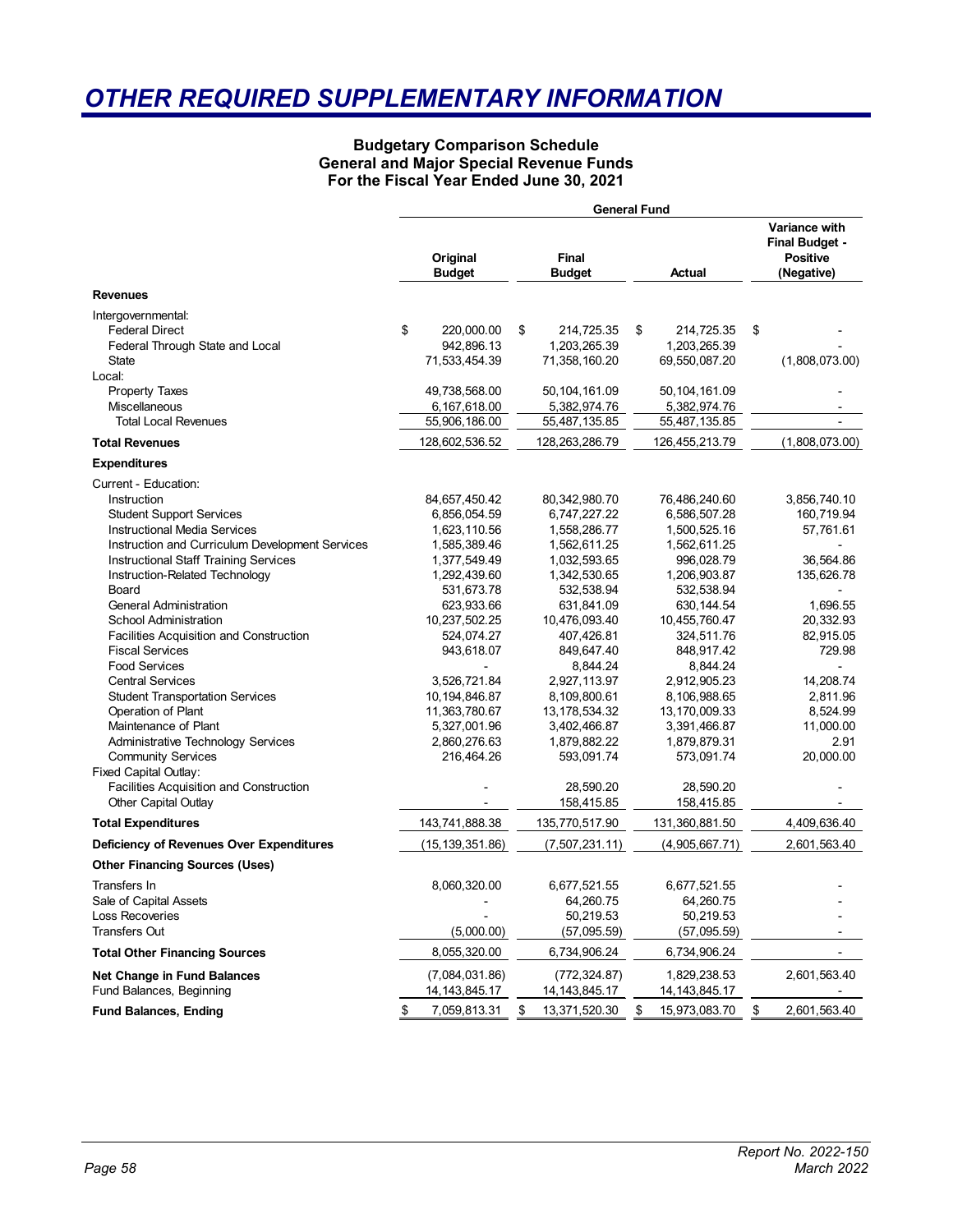# OTHER REQUIRED SUPPLEMENTARY INFORMATION

### Budgetary Comparison Schedule
### General and Major Special Revenue Funds
### For the Fiscal Year Ended June 30, 2021

| | General Fund | | | |
|---|---|---|---|---|
| | Original Budget | Final Budget | Actual | Variance with Final Budget - Positive (Negative) |
| **Revenues** | | | | |
| Intergovernmental: | | | | |
| Federal Direct | $ 220,000.00 | $ 214,725.35 | $ 214,725.35 | $ - |
| Federal Through State and Local | 942,896.13 | 1,203,265.39 | 1,203,265.39 | - |
| State | 71,533,454.39 | 71,358,160.20 | 69,550,087.20 | (1,808,073.00) |
| Local: | | | | |
| Property Taxes | 49,738,568.00 | 50,104,161.09 | 50,104,161.09 | - |
| Miscellaneous | 6,167,618.00 | 5,382,974.76 | 5,382,974.76 | - |
| Total Local Revenues | 55,906,186.00 | 55,487,135.85 | 55,487,135.85 | - |
| **Total Revenues** | 128,602,536.52 | 128,263,286.79 | 126,455,213.79 | (1,808,073.00) |
| **Expenditures** | | | | |
| Current - Education: | | | | |
| Instruction | 84,657,450.42 | 80,342,980.70 | 76,486,240.60 | 3,856,740.10 |
| Student Support Services | 6,856,054.59 | 6,747,227.22 | 6,586,507.28 | 160,719.94 |
| Instructional Media Services | 1,623,110.56 | 1,558,286.77 | 1,500,525.16 | 57,761.61 |
| Instruction and Curriculum Development Services | 1,585,389.46 | 1,562,611.25 | 1,562,611.25 | - |
| Instructional Staff Training Services | 1,377,549.49 | 1,032,593.65 | 996,028.79 | 36,564.86 |
| Instruction-Related Technology | 1,292,439.60 | 1,342,530.65 | 1,206,903.87 | 135,626.78 |
| Board | 531,673.78 | 532,538.94 | 532,538.94 | - |
| General Administration | 623,933.66 | 631,841.09 | 630,144.54 | 1,696.55 |
| School Administration | 10,237,502.25 | 10,476,093.40 | 10,455,760.47 | 20,332.93 |
| Facilities Acquisition and Construction | 524,074.27 | 407,426.81 | 324,511.76 | 82,915.05 |
| Fiscal Services | 943,618.07 | 849,647.40 | 848,917.42 | 729.98 |
| Food Services | - | 8,844.24 | 8,844.24 | - |
| Central Services | 3,526,721.84 | 2,927,113.97 | 2,912,905.23 | 14,208.74 |
| Student Transportation Services | 10,194,846.87 | 8,109,800.61 | 8,106,988.65 | 2,811.96 |
| Operation of Plant | 11,363,780.67 | 13,178,534.32 | 13,170,009.33 | 8,524.99 |
| Maintenance of Plant | 5,327,001.96 | 3,402,466.87 | 3,391,466.87 | 11,000.00 |
| Administrative Technology Services | 2,860,276.63 | 1,879,882.22 | 1,879,879.31 | 2.91 |
| Community Services | 216,464.26 | 593,091.74 | 573,091.74 | 20,000.00 |
| Fixed Capital Outlay: | | | | |
| Facilities Acquisition and Construction | - | 28,590.20 | 28,590.20 | - |
| Other Capital Outlay | - | 158,415.85 | 158,415.85 | - |
| **Total Expenditures** | 143,741,888.38 | 135,770,517.90 | 131,360,881.50 | 4,409,636.40 |
| **Deficiency of Revenues Over Expenditures** | (15,139,351.86) | (7,507,231.11) | (4,905,667.71) | 2,601,563.40 |
| **Other Financing Sources (Uses)** | | | | |
| Transfers In | 8,060,320.00 | 6,677,521.55 | 6,677,521.55 | - |
| Sale of Capital Assets | - | 64,260.75 | 64,260.75 | - |
| Loss Recoveries | - | 50,219.53 | 50,219.53 | - |
| Transfers Out | (5,000.00) | (57,095.59) | (57,095.59) | - |
| **Total Other Financing Sources** | 8,055,320.00 | 6,734,906.24 | 6,734,906.24 | - |
| **Net Change in Fund Balances** | (7,084,031.86) | (772,324.87) | 1,829,238.53 | 2,601,563.40 |
| Fund Balances, Beginning | 14,143,845.17 | 14,143,845.17 | 14,143,845.17 | - |
| **Fund Balances, Ending** | $ 7,059,813.31 | $ 13,371,520.30 | $ 15,973,083.70 | $ 2,601,563.40 |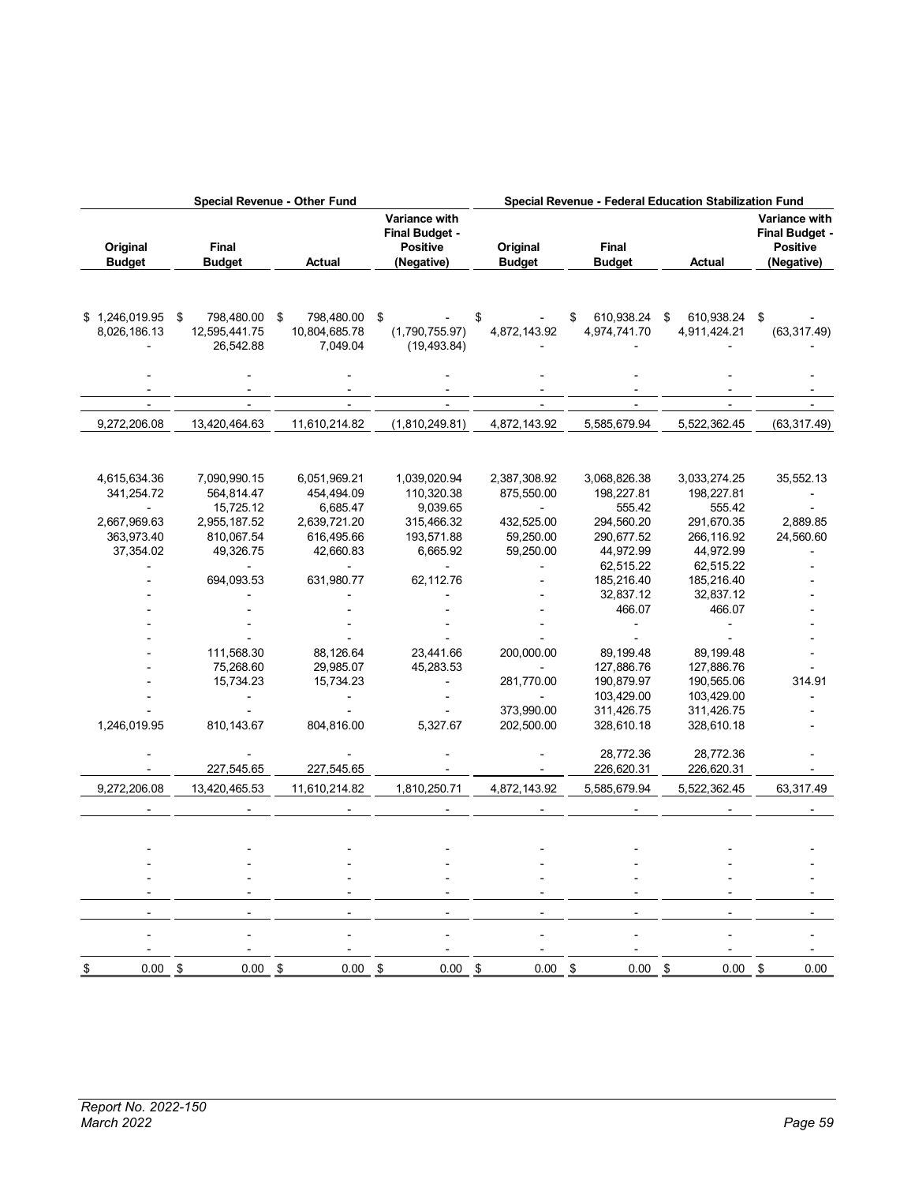| Special Revenue - Other Fund | | | | Special Revenue - Federal Education Stabilization Fund | | | |
|---|---|---|---|---|---|---|---|
| Original Budget | Final Budget | Actual | Variance with Final Budget - Positive (Negative) | Original Budget | Final Budget | Actual | Variance with Final Budget - Positive (Negative) |
| $ 1,246,019.95 | $ 798,480.00 | $ 798,480.00 | $ - | $ - | $ 610,938.24 | $ 610,938.24 | $ - |
| 8,026,186.13 | 12,595,441.75 | 10,804,685.78 | (1,790,755.97) | 4,872,143.92 | 4,974,741.70 | 4,911,424.21 | (63,317.49) |
| - | 26,542.88 | 7,049.04 | (19,493.84) | - | - | - | - |
| - | - | - | - | - | - | - | - |
| - | - | - | - | - | - | - | - |
| - | - | - | - | - | - | - | - |
| 9,272,206.08 | 13,420,464.63 | 11,610,214.82 | (1,810,249.81) | 4,872,143.92 | 5,585,679.94 | 5,522,362.45 | (63,317.49) |
| 4,615,634.36 | 7,090,990.15 | 6,051,969.21 | 1,039,020.94 | 2,387,308.92 | 3,068,826.38 | 3,033,274.25 | 35,552.13 |
| 341,254.72 | 564,814.47 | 454,494.09 | 110,320.38 | 875,550.00 | 198,227.81 | 198,227.81 | - |
| - | 15,725.12 | 6,685.47 | 9,039.65 | - | 555.42 | 555.42 | - |
| 2,667,969.63 | 2,955,187.52 | 2,639,721.20 | 315,466.32 | 432,525.00 | 294,560.20 | 291,670.35 | 2,889.85 |
| 363,973.40 | 810,067.54 | 616,495.66 | 193,571.88 | 59,250.00 | 290,677.52 | 266,116.92 | 24,560.60 |
| 37,354.02 | 49,326.75 | 42,660.83 | 6,665.92 | 59,250.00 | 44,972.99 | 44,972.99 | - |
| - | - | - | - | - | 62,515.22 | 62,515.22 | - |
| - | 694,093.53 | 631,980.77 | 62,112.76 | - | 185,216.40 | 185,216.40 | - |
| - | - | - | - | - | 32,837.12 | 32,837.12 | - |
| - | - | - | - | - | 466.07 | 466.07 | - |
| - | - | - | - | - | - | - | - |
| - | - | - | - | - | - | - | - |
| - | 111,568.30 | 88,126.64 | 23,441.66 | 200,000.00 | 89,199.48 | 89,199.48 | - |
| - | 75,268.60 | 29,985.07 | 45,283.53 | - | 127,886.76 | 127,886.76 | - |
| - | 15,734.23 | 15,734.23 | - | 281,770.00 | 190,879.97 | 190,565.06 | 314.91 |
| - | - | - | - | - | 103,429.00 | 103,429.00 | - |
| - | - | - | - | 373,990.00 | 311,426.75 | 311,426.75 | - |
| 1,246,019.95 | 810,143.67 | 804,816.00 | 5,327.67 | 202,500.00 | 328,610.18 | 328,610.18 | - |
| - | - | - | - | - | 28,772.36 | 28,772.36 | - |
| - | 227,545.65 | 227,545.65 | - | - | 226,620.31 | 226,620.31 | - |
| 9,272,206.08 | 13,420,465.53 | 11,610,214.82 | 1,810,250.71 | 4,872,143.92 | 5,585,679.94 | 5,522,362.45 | 63,317.49 |
| - | - | - | - | - | - | - | - |
| - | - | - | - | - | - | - | - |
| - | - | - | - | - | - | - | - |
| - | - | - | - | - | - | - | - |
| - | - | - | - | - | - | - | - |
| - | - | - | - | - | - | - | - |
| - | - | - | - | - | - | - | - |
| - | - | - | - | - | - | - | - |
| $ 0.00 | $ 0.00 | $ 0.00 | $ 0.00 | $ 0.00 | $ 0.00 | $ 0.00 | $ 0.00 |

*Report No. 2022-150*
*March 2022*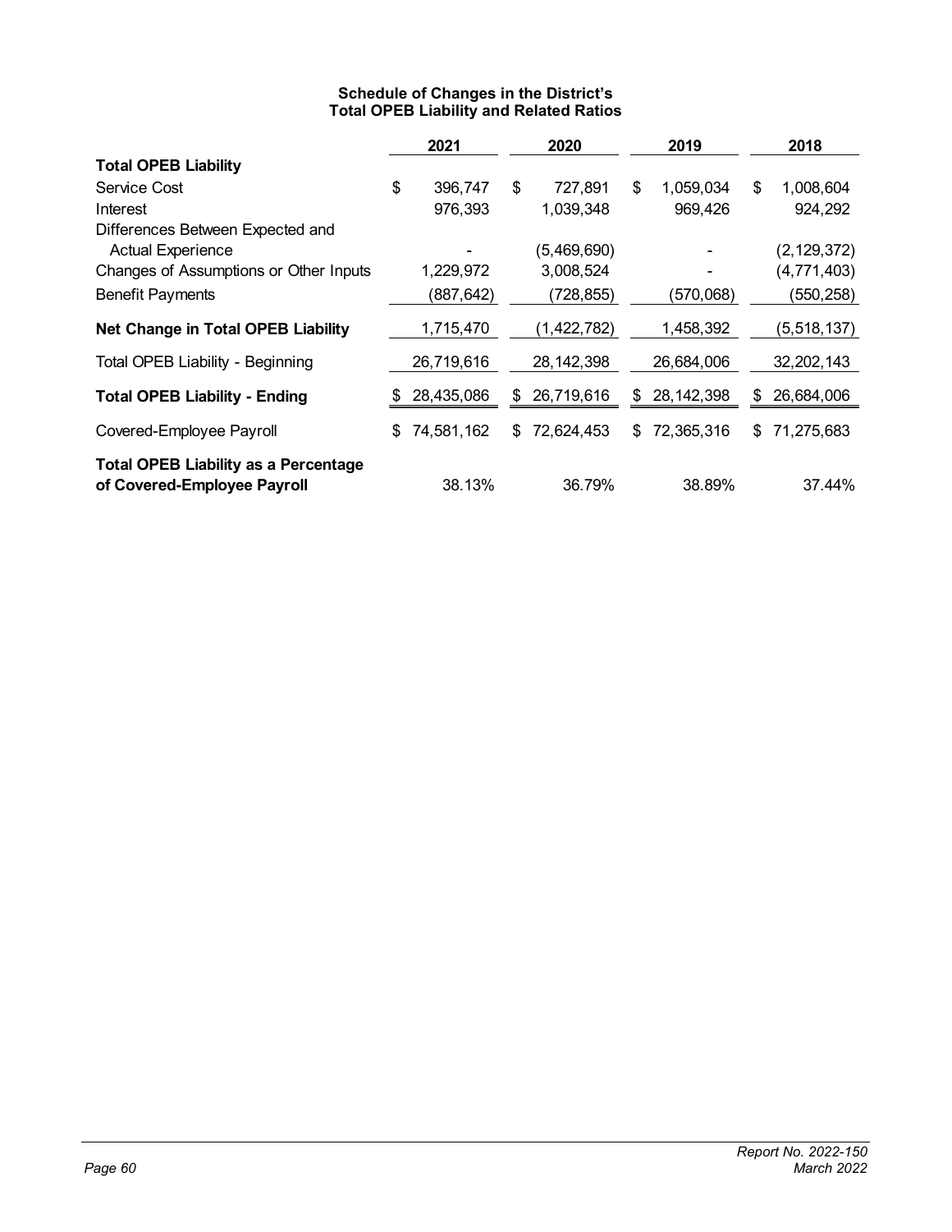### Schedule of Changes in the District's Total OPEB Liability and Related Ratios

| | 2021 | 2020 | 2019 | 2018 |
|---|---|---|---|---|
| **Total OPEB Liability** | | | | |
| Service Cost | $ 396,747 | $ 727,891 | $ 1,059,034 | $ 1,008,604 |
| Interest | 976,393 | 1,039,348 | 969,426 | 924,292 |
| Differences Between Expected and Actual Experience | - | (5,469,690) | - | (2,129,372) |
| Changes of Assumptions or Other Inputs | 1,229,972 | 3,008,524 | - | (4,771,403) |
| Benefit Payments | (887,642) | (728,855) | (570,068) | (550,258) |
| **Net Change in Total OPEB Liability** | 1,715,470 | (1,422,782) | 1,458,392 | (5,518,137) |
| Total OPEB Liability - Beginning | 26,719,616 | 28,142,398 | 26,684,006 | 32,202,143 |
| **Total OPEB Liability - Ending** | $ 28,435,086 | $ 26,719,616 | $ 28,142,398 | $ 26,684,006 |
| Covered-Employee Payroll | $ 74,581,162 | $ 72,624,453 | $ 72,365,316 | $ 71,275,683 |
| **Total OPEB Liability as a Percentage of Covered-Employee Payroll** | 38.13% | 36.79% | 38.89% | 37.44% |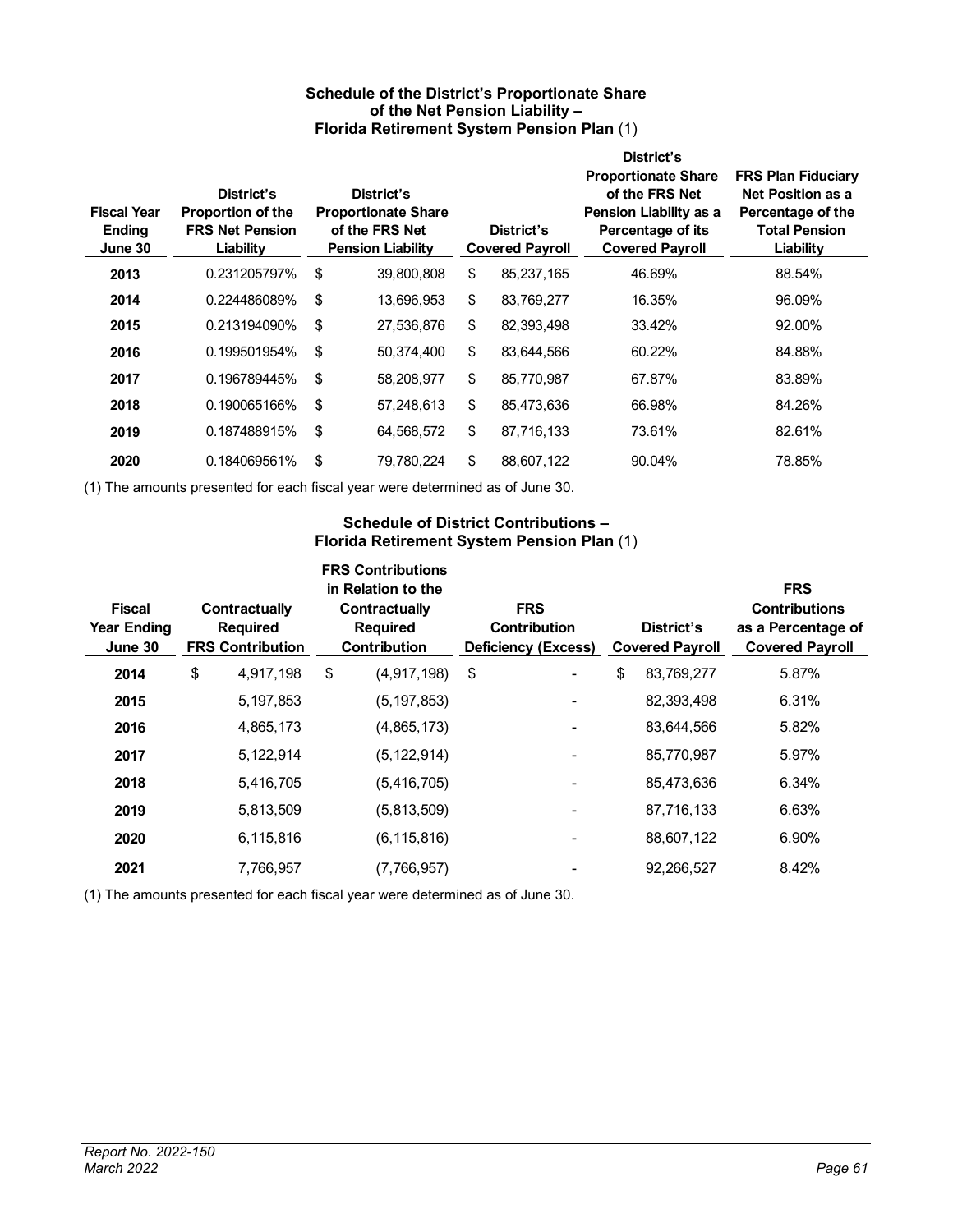### Schedule of the District's Proportionate Share of the Net Pension Liability – Florida Retirement System Pension Plan (1)

| Fiscal Year Ending June 30 | District's Proportion of the FRS Net Pension Liability | District's Proportionate Share of the FRS Net Pension Liability | District's Covered Payroll | District's Proportionate Share of the FRS Net Pension Liability as a Percentage of its Covered Payroll | FRS Plan Fiduciary Net Position as a Percentage of the Total Pension Liability |
|---|---|---|---|---|---|
| 2013 | 0.231205797% | $ 39,800,808 | $ 85,237,165 | 46.69% | 88.54% |
| 2014 | 0.224486089% | $ 13,696,953 | $ 83,769,277 | 16.35% | 96.09% |
| 2015 | 0.213194090% | $ 27,536,876 | $ 82,393,498 | 33.42% | 92.00% |
| 2016 | 0.199501954% | $ 50,374,400 | $ 83,644,566 | 60.22% | 84.88% |
| 2017 | 0.196789445% | $ 58,208,977 | $ 85,770,987 | 67.87% | 83.89% |
| 2018 | 0.190065166% | $ 57,248,613 | $ 85,473,636 | 66.98% | 84.26% |
| 2019 | 0.187488915% | $ 64,568,572 | $ 87,716,133 | 73.61% | 82.61% |
| 2020 | 0.184069561% | $ 79,780,224 | $ 88,607,122 | 90.04% | 78.85% |

(1) The amounts presented for each fiscal year were determined as of June 30.

### Schedule of District Contributions – Florida Retirement System Pension Plan (1)

| Fiscal Year Ending June 30 | Contractually Required FRS Contribution | FRS Contributions in Relation to the Contractually Required Contribution | FRS Contribution Deficiency (Excess) | District's Covered Payroll | FRS Contributions as a Percentage of Covered Payroll |
|---|---|---|---|---|---|
| 2014 | $ 4,917,198 | $ (4,917,198) | $ - | $ 83,769,277 | 5.87% |
| 2015 | 5,197,853 | (5,197,853) | - | 82,393,498 | 6.31% |
| 2016 | 4,865,173 | (4,865,173) | - | 83,644,566 | 5.82% |
| 2017 | 5,122,914 | (5,122,914) | - | 85,770,987 | 5.97% |
| 2018 | 5,416,705 | (5,416,705) | - | 85,473,636 | 6.34% |
| 2019 | 5,813,509 | (5,813,509) | - | 87,716,133 | 6.63% |
| 2020 | 6,115,816 | (6,115,816) | - | 88,607,122 | 6.90% |
| 2021 | 7,766,957 | (7,766,957) | - | 92,266,527 | 8.42% |

(1) The amounts presented for each fiscal year were determined as of June 30.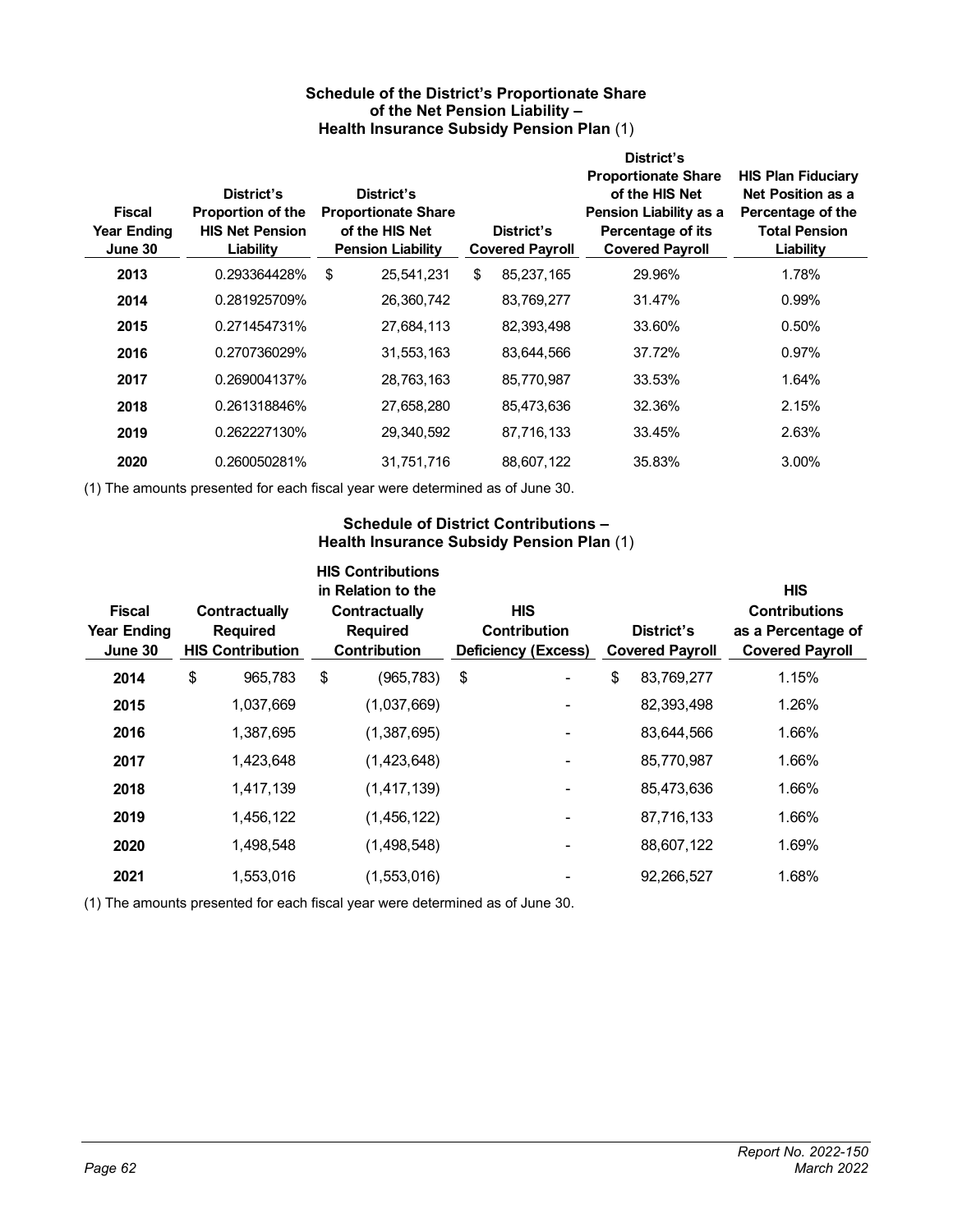### Schedule of the District's Proportionate Share of the Net Pension Liability – Health Insurance Subsidy Pension Plan (1)

| Fiscal Year Ending June 30 | District's Proportion of the HIS Net Pension Liability | District's Proportionate Share of the HIS Net Pension Liability | District's Covered Payroll | District's Proportionate Share of the HIS Net Pension Liability as a Percentage of its Covered Payroll | HIS Plan Fiduciary Net Position as a Percentage of the Total Pension Liability |
|---|---|---|---|---|---|
| 2013 | 0.293364428% | $ 25,541,231 | $ 85,237,165 | 29.96% | 1.78% |
| 2014 | 0.281925709% | 26,360,742 | 83,769,277 | 31.47% | 0.99% |
| 2015 | 0.271454731% | 27,684,113 | 82,393,498 | 33.60% | 0.50% |
| 2016 | 0.270736029% | 31,553,163 | 83,644,566 | 37.72% | 0.97% |
| 2017 | 0.269004137% | 28,763,163 | 85,770,987 | 33.53% | 1.64% |
| 2018 | 0.261318846% | 27,658,280 | 85,473,636 | 32.36% | 2.15% |
| 2019 | 0.262227130% | 29,340,592 | 87,716,133 | 33.45% | 2.63% |
| 2020 | 0.260050281% | 31,751,716 | 88,607,122 | 35.83% | 3.00% |

(1) The amounts presented for each fiscal year were determined as of June 30.

### Schedule of District Contributions – Health Insurance Subsidy Pension Plan (1)

| Fiscal Year Ending June 30 | Contractually Required HIS Contribution | HIS Contributions in Relation to the Contractually Required Contribution | HIS Contribution Deficiency (Excess) | District's Covered Payroll | HIS Contributions as a Percentage of Covered Payroll |
|---|---|---|---|---|---|
| 2014 | $ 965,783 | $ (965,783) | $ - | $ 83,769,277 | 1.15% |
| 2015 | 1,037,669 | (1,037,669) | - | 82,393,498 | 1.26% |
| 2016 | 1,387,695 | (1,387,695) | - | 83,644,566 | 1.66% |
| 2017 | 1,423,648 | (1,423,648) | - | 85,770,987 | 1.66% |
| 2018 | 1,417,139 | (1,417,139) | - | 85,473,636 | 1.66% |
| 2019 | 1,456,122 | (1,456,122) | - | 87,716,133 | 1.66% |
| 2020 | 1,498,548 | (1,498,548) | - | 88,607,122 | 1.69% |
| 2021 | 1,553,016 | (1,553,016) | - | 92,266,527 | 1.68% |

(1) The amounts presented for each fiscal year were determined as of June 30.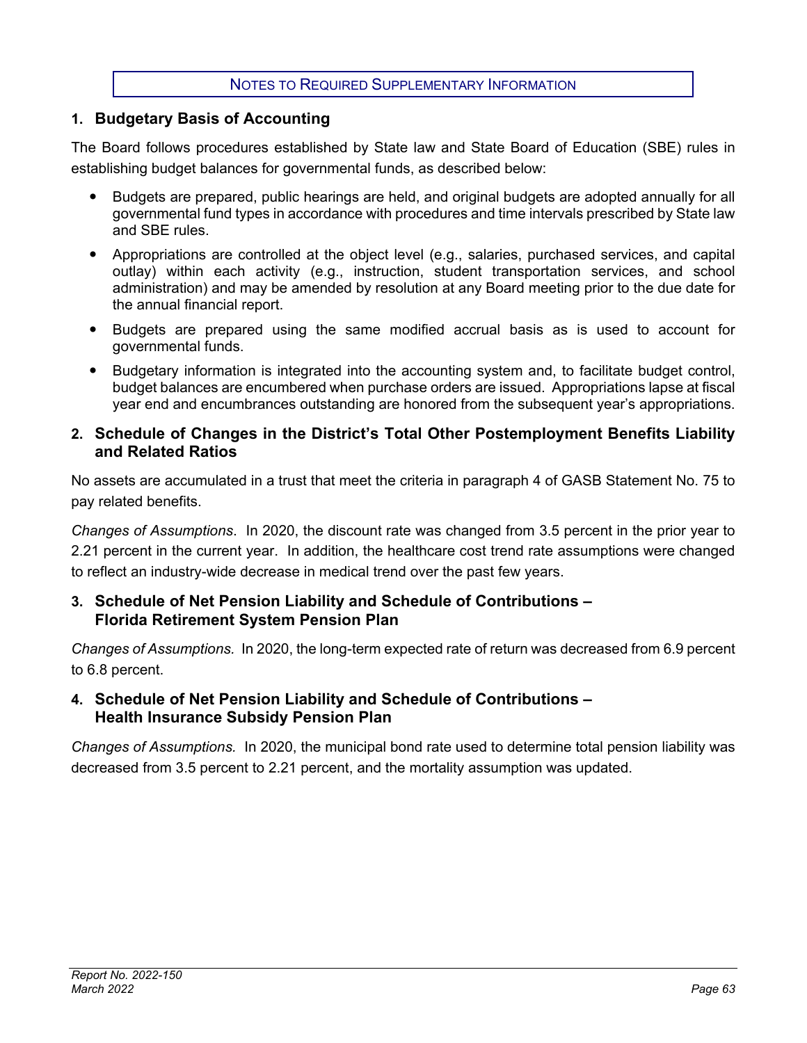## Notes to Required Supplementary Information

### 1. Budgetary Basis of Accounting

The Board follows procedures established by State law and State Board of Education (SBE) rules in establishing budget balances for governmental funds, as described below:

- Budgets are prepared, public hearings are held, and original budgets are adopted annually for all governmental fund types in accordance with procedures and time intervals prescribed by State law and SBE rules.
- Appropriations are controlled at the object level (e.g., salaries, purchased services, and capital outlay) within each activity (e.g., instruction, student transportation services, and school administration) and may be amended by resolution at any Board meeting prior to the due date for the annual financial report.
- Budgets are prepared using the same modified accrual basis as is used to account for governmental funds.
- Budgetary information is integrated into the accounting system and, to facilitate budget control, budget balances are encumbered when purchase orders are issued. Appropriations lapse at fiscal year end and encumbrances outstanding are honored from the subsequent year's appropriations.

### 2. Schedule of Changes in the District's Total Other Postemployment Benefits Liability and Related Ratios

No assets are accumulated in a trust that meet the criteria in paragraph 4 of GASB Statement No. 75 to pay related benefits.

*Changes of Assumptions*. In 2020, the discount rate was changed from 3.5 percent in the prior year to 2.21 percent in the current year. In addition, the healthcare cost trend rate assumptions were changed to reflect an industry-wide decrease in medical trend over the past few years.

### 3. Schedule of Net Pension Liability and Schedule of Contributions – Florida Retirement System Pension Plan

*Changes of Assumptions.* In 2020, the long-term expected rate of return was decreased from 6.9 percent to 6.8 percent.

### 4. Schedule of Net Pension Liability and Schedule of Contributions – Health Insurance Subsidy Pension Plan

*Changes of Assumptions.* In 2020, the municipal bond rate used to determine total pension liability was decreased from 3.5 percent to 2.21 percent, and the mortality assumption was updated.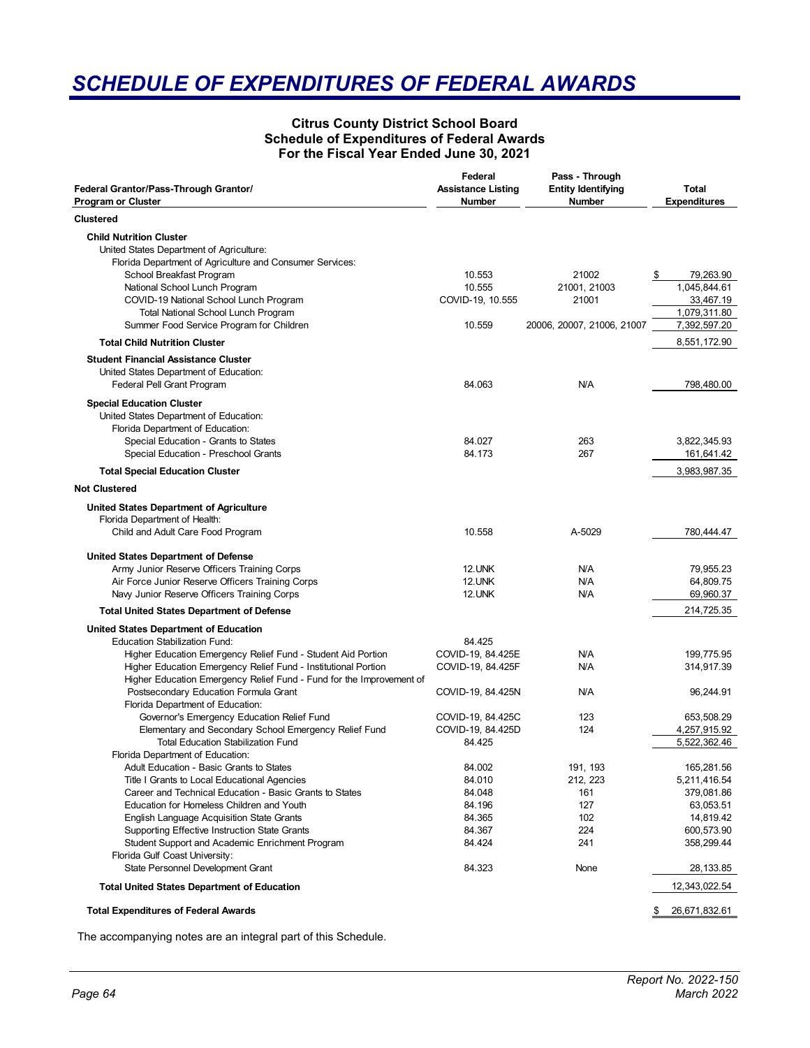# SCHEDULE OF EXPENDITURES OF FEDERAL AWARDS

**Citrus County District School Board**
**Schedule of Expenditures of Federal Awards**
**For the Fiscal Year Ended June 30, 2021**

| Federal Grantor/Pass-Through Grantor/ Program or Cluster | Federal Assistance Listing Number | Pass - Through Entity Identifying Number | Total Expenditures |
|---|---|---|---|
| **Clustered** | | | |
| **Child Nutrition Cluster** | | | |
| United States Department of Agriculture: | | | |
| Florida Department of Agriculture and Consumer Services: | | | |
| School Breakfast Program | 10.553 | 21002 | $ 79,263.90 |
| National School Lunch Program | 10.555 | 21001, 21003 | 1,045,844.61 |
| COVID-19 National School Lunch Program | COVID-19, 10.555 | 21001 | 33,467.19 |
| Total National School Lunch Program | | | 1,079,311.80 |
| Summer Food Service Program for Children | 10.559 | 20006, 20007, 21006, 21007 | 7,392,597.20 |
| **Total Child Nutrition Cluster** | | | 8,551,172.90 |
| **Student Financial Assistance Cluster** | | | |
| United States Department of Education: | | | |
| Federal Pell Grant Program | 84.063 | N/A | 798,480.00 |
| **Special Education Cluster** | | | |
| United States Department of Education: | | | |
| Florida Department of Education: | | | |
| Special Education - Grants to States | 84.027 | 263 | 3,822,345.93 |
| Special Education - Preschool Grants | 84.173 | 267 | 161,641.42 |
| **Total Special Education Cluster** | | | 3,983,987.35 |
| **Not Clustered** | | | |
| **United States Department of Agriculture** | | | |
| Florida Department of Health: | | | |
| Child and Adult Care Food Program | 10.558 | A-5029 | 780,444.47 |
| **United States Department of Defense** | | | |
| Army Junior Reserve Officers Training Corps | 12.UNK | N/A | 79,955.23 |
| Air Force Junior Reserve Officers Training Corps | 12.UNK | N/A | 64,809.75 |
| Navy Junior Reserve Officers Training Corps | 12.UNK | N/A | 69,960.37 |
| **Total United States Department of Defense** | | | 214,725.35 |
| **United States Department of Education** | | | |
| Education Stabilization Fund: | 84.425 | | |
| Higher Education Emergency Relief Fund - Student Aid Portion | COVID-19, 84.425E | N/A | 199,775.95 |
| Higher Education Emergency Relief Fund - Institutional Portion | COVID-19, 84.425F | N/A | 314,917.39 |
| Higher Education Emergency Relief Fund - Fund for the Improvement of Postsecondary Education Formula Grant | COVID-19, 84.425N | N/A | 96,244.91 |
| Florida Department of Education: | | | |
| Governor's Emergency Education Relief Fund | COVID-19, 84.425C | 123 | 653,508.29 |
| Elementary and Secondary School Emergency Relief Fund | COVID-19, 84.425D | 124 | 4,257,915.92 |
| Total Education Stabilization Fund | 84.425 | | 5,522,362.46 |
| Florida Department of Education: | | | |
| Adult Education - Basic Grants to States | 84.002 | 191, 193 | 165,281.56 |
| Title I Grants to Local Educational Agencies | 84.010 | 212, 223 | 5,211,416.54 |
| Career and Technical Education - Basic Grants to States | 84.048 | 161 | 379,081.86 |
| Education for Homeless Children and Youth | 84.196 | 127 | 63,053.51 |
| English Language Acquisition State Grants | 84.365 | 102 | 14,819.42 |
| Supporting Effective Instruction State Grants | 84.367 | 224 | 600,573.90 |
| Student Support and Academic Enrichment Program | 84.424 | 241 | 358,299.44 |
| Florida Gulf Coast University: | | | |
| State Personnel Development Grant | 84.323 | None | 28,133.85 |
| **Total United States Department of Education** | | | 12,343,022.54 |
| **Total Expenditures of Federal Awards** | | | $ 26,671,832.61 |

The accompanying notes are an integral part of this Schedule.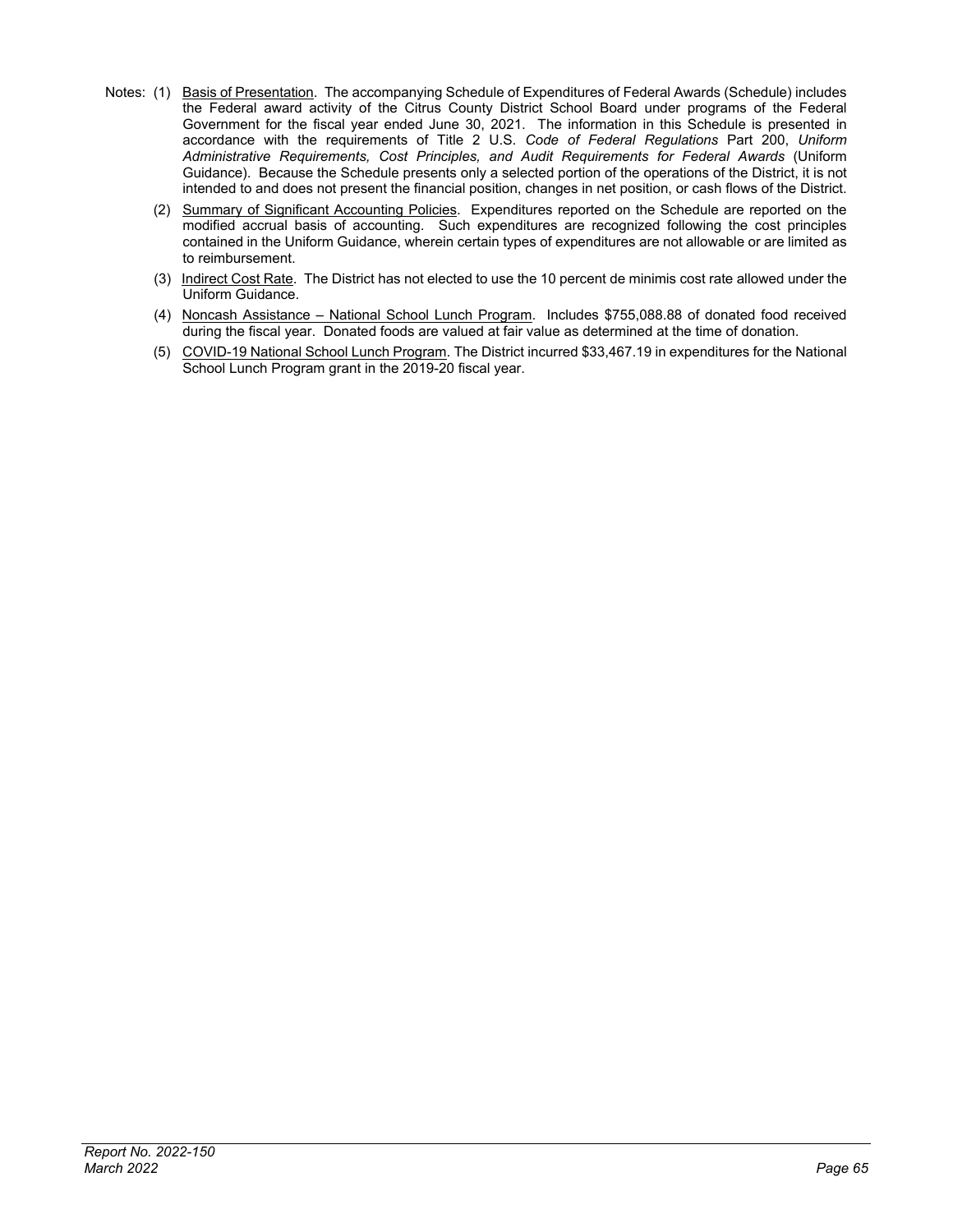Notes: (1) Basis of Presentation. The accompanying Schedule of Expenditures of Federal Awards (Schedule) includes the Federal award activity of the Citrus County District School Board under programs of the Federal Government for the fiscal year ended June 30, 2021. The information in this Schedule is presented in accordance with the requirements of Title 2 U.S. *Code of Federal Regulations* Part 200, *Uniform Administrative Requirements, Cost Principles, and Audit Requirements for Federal Awards* (Uniform Guidance). Because the Schedule presents only a selected portion of the operations of the District, it is not intended to and does not present the financial position, changes in net position, or cash flows of the District.

(2) Summary of Significant Accounting Policies. Expenditures reported on the Schedule are reported on the modified accrual basis of accounting. Such expenditures are recognized following the cost principles contained in the Uniform Guidance, wherein certain types of expenditures are not allowable or are limited as to reimbursement.

(3) Indirect Cost Rate. The District has not elected to use the 10 percent de minimis cost rate allowed under the Uniform Guidance.

(4) Noncash Assistance – National School Lunch Program. Includes $755,088.88 of donated food received during the fiscal year. Donated foods are valued at fair value as determined at the time of donation.

(5) COVID-19 National School Lunch Program. The District incurred $33,467.19 in expenditures for the National School Lunch Program grant in the 2019-20 fiscal year.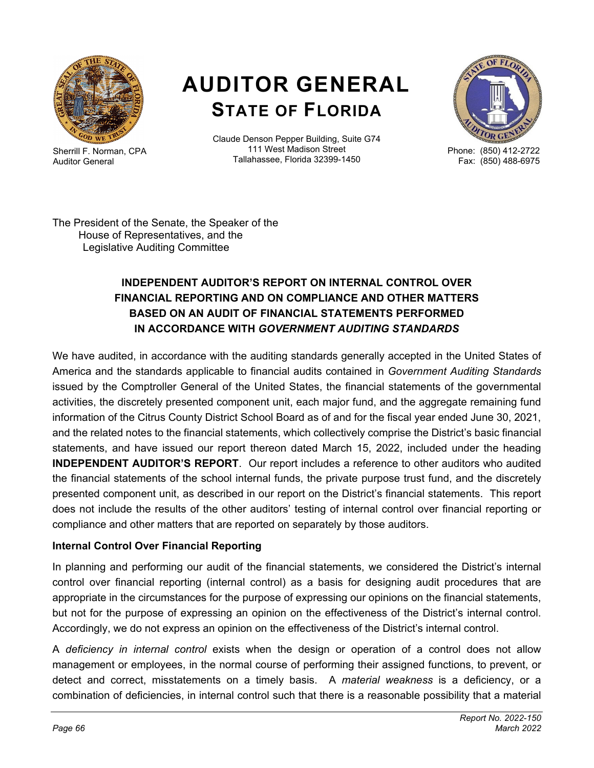**Sherrill F. Norman, CPA**
Auditor General

# AUDITOR GENERAL
## STATE OF FLORIDA

Claude Denson Pepper Building, Suite G74
111 West Madison Street
Tallahassee, Florida 32399-1450

Phone: (850) 412-2722
Fax: (850) 488-6975

The President of the Senate, the Speaker of the
House of Representatives, and the
Legislative Auditing Committee

### INDEPENDENT AUDITOR'S REPORT ON INTERNAL CONTROL OVER FINANCIAL REPORTING AND ON COMPLIANCE AND OTHER MATTERS BASED ON AN AUDIT OF FINANCIAL STATEMENTS PERFORMED IN ACCORDANCE WITH *GOVERNMENT AUDITING STANDARDS*

We have audited, in accordance with the auditing standards generally accepted in the United States of America and the standards applicable to financial audits contained in *Government Auditing Standards* issued by the Comptroller General of the United States, the financial statements of the governmental activities, the discretely presented component unit, each major fund, and the aggregate remaining fund information of the Citrus County District School Board as of and for the fiscal year ended June 30, 2021, and the related notes to the financial statements, which collectively comprise the District's basic financial statements, and have issued our report thereon dated March 15, 2022, included under the heading **INDEPENDENT AUDITOR'S REPORT**. Our report includes a reference to other auditors who audited the financial statements of the school internal funds, the private purpose trust fund, and the discretely presented component unit, as described in our report on the District's financial statements. This report does not include the results of the other auditors' testing of internal control over financial reporting or compliance and other matters that are reported on separately by those auditors.

**Internal Control Over Financial Reporting**

In planning and performing our audit of the financial statements, we considered the District's internal control over financial reporting (internal control) as a basis for designing audit procedures that are appropriate in the circumstances for the purpose of expressing our opinions on the financial statements, but not for the purpose of expressing an opinion on the effectiveness of the District's internal control. Accordingly, we do not express an opinion on the effectiveness of the District's internal control.

A *deficiency in internal control* exists when the design or operation of a control does not allow management or employees, in the normal course of performing their assigned functions, to prevent, or detect and correct, misstatements on a timely basis. A *material weakness* is a deficiency, or a combination of deficiencies, in internal control such that there is a reasonable possibility that a material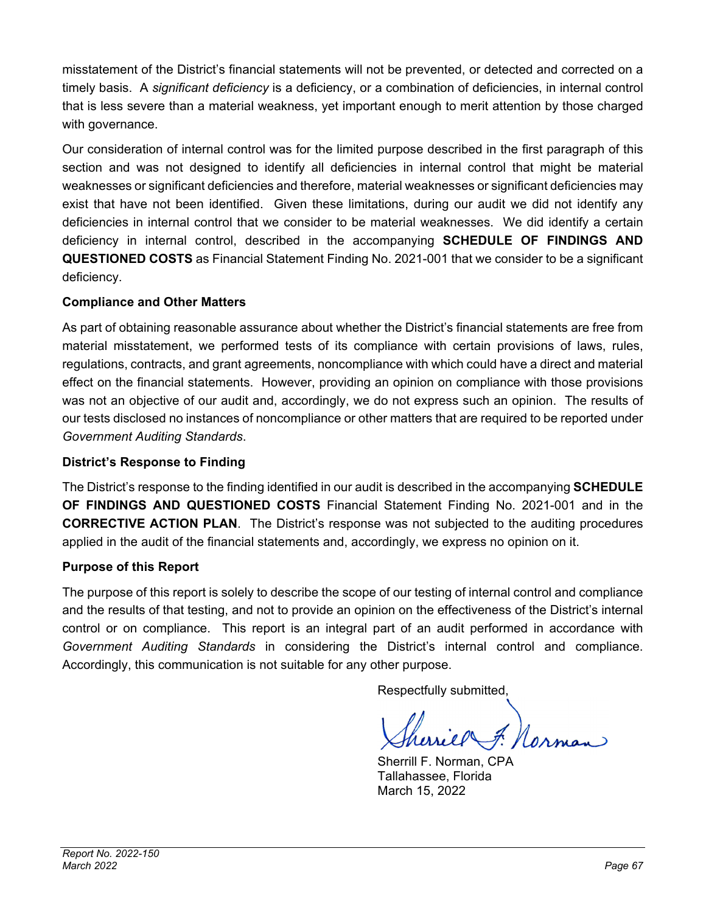misstatement of the District's financial statements will not be prevented, or detected and corrected on a timely basis. A *significant deficiency* is a deficiency, or a combination of deficiencies, in internal control that is less severe than a material weakness, yet important enough to merit attention by those charged with governance.

Our consideration of internal control was for the limited purpose described in the first paragraph of this section and was not designed to identify all deficiencies in internal control that might be material weaknesses or significant deficiencies and therefore, material weaknesses or significant deficiencies may exist that have not been identified. Given these limitations, during our audit we did not identify any deficiencies in internal control that we consider to be material weaknesses. We did identify a certain deficiency in internal control, described in the accompanying **SCHEDULE OF FINDINGS AND QUESTIONED COSTS** as Financial Statement Finding No. 2021-001 that we consider to be a significant deficiency.

**Compliance and Other Matters**

As part of obtaining reasonable assurance about whether the District's financial statements are free from material misstatement, we performed tests of its compliance with certain provisions of laws, rules, regulations, contracts, and grant agreements, noncompliance with which could have a direct and material effect on the financial statements. However, providing an opinion on compliance with those provisions was not an objective of our audit and, accordingly, we do not express such an opinion. The results of our tests disclosed no instances of noncompliance or other matters that are required to be reported under *Government Auditing Standards*.

**District's Response to Finding**

The District's response to the finding identified in our audit is described in the accompanying **SCHEDULE OF FINDINGS AND QUESTIONED COSTS** Financial Statement Finding No. 2021-001 and in the **CORRECTIVE ACTION PLAN**. The District's response was not subjected to the auditing procedures applied in the audit of the financial statements and, accordingly, we express no opinion on it.

**Purpose of this Report**

The purpose of this report is solely to describe the scope of our testing of internal control and compliance and the results of that testing, and not to provide an opinion on the effectiveness of the District's internal control or on compliance. This report is an integral part of an audit performed in accordance with *Government Auditing Standards* in considering the District's internal control and compliance. Accordingly, this communication is not suitable for any other purpose.

Respectfully submitted,

Sherrill F. Norman

Sherrill F. Norman, CPA
Tallahassee, Florida
March 15, 2022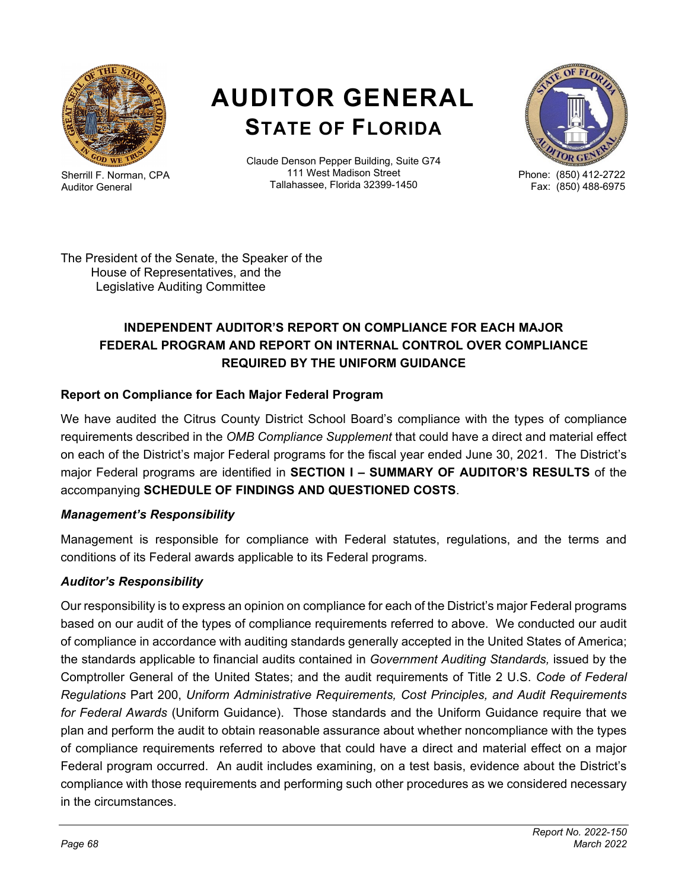# AUDITOR GENERAL
## STATE OF FLORIDA

Sherrill F. Norman, CPA
Auditor General

Claude Denson Pepper Building, Suite G74
111 West Madison Street
Tallahassee, Florida 32399-1450

Phone: (850) 412-2722
Fax: (850) 488-6975

The President of the Senate, the Speaker of the
House of Representatives, and the
Legislative Auditing Committee

### INDEPENDENT AUDITOR'S REPORT ON COMPLIANCE FOR EACH MAJOR FEDERAL PROGRAM AND REPORT ON INTERNAL CONTROL OVER COMPLIANCE REQUIRED BY THE UNIFORM GUIDANCE

**Report on Compliance for Each Major Federal Program**

We have audited the Citrus County District School Board's compliance with the types of compliance requirements described in the *OMB Compliance Supplement* that could have a direct and material effect on each of the District's major Federal programs for the fiscal year ended June 30, 2021. The District's major Federal programs are identified in **SECTION I – SUMMARY OF AUDITOR'S RESULTS** of the accompanying **SCHEDULE OF FINDINGS AND QUESTIONED COSTS**.

***Management's Responsibility***

Management is responsible for compliance with Federal statutes, regulations, and the terms and conditions of its Federal awards applicable to its Federal programs.

***Auditor's Responsibility***

Our responsibility is to express an opinion on compliance for each of the District's major Federal programs based on our audit of the types of compliance requirements referred to above. We conducted our audit of compliance in accordance with auditing standards generally accepted in the United States of America; the standards applicable to financial audits contained in *Government Auditing Standards,* issued by the Comptroller General of the United States; and the audit requirements of Title 2 U.S. *Code of Federal Regulations* Part 200, *Uniform Administrative Requirements, Cost Principles, and Audit Requirements for Federal Awards* (Uniform Guidance). Those standards and the Uniform Guidance require that we plan and perform the audit to obtain reasonable assurance about whether noncompliance with the types of compliance requirements referred to above that could have a direct and material effect on a major Federal program occurred. An audit includes examining, on a test basis, evidence about the District's compliance with those requirements and performing such other procedures as we considered necessary in the circumstances.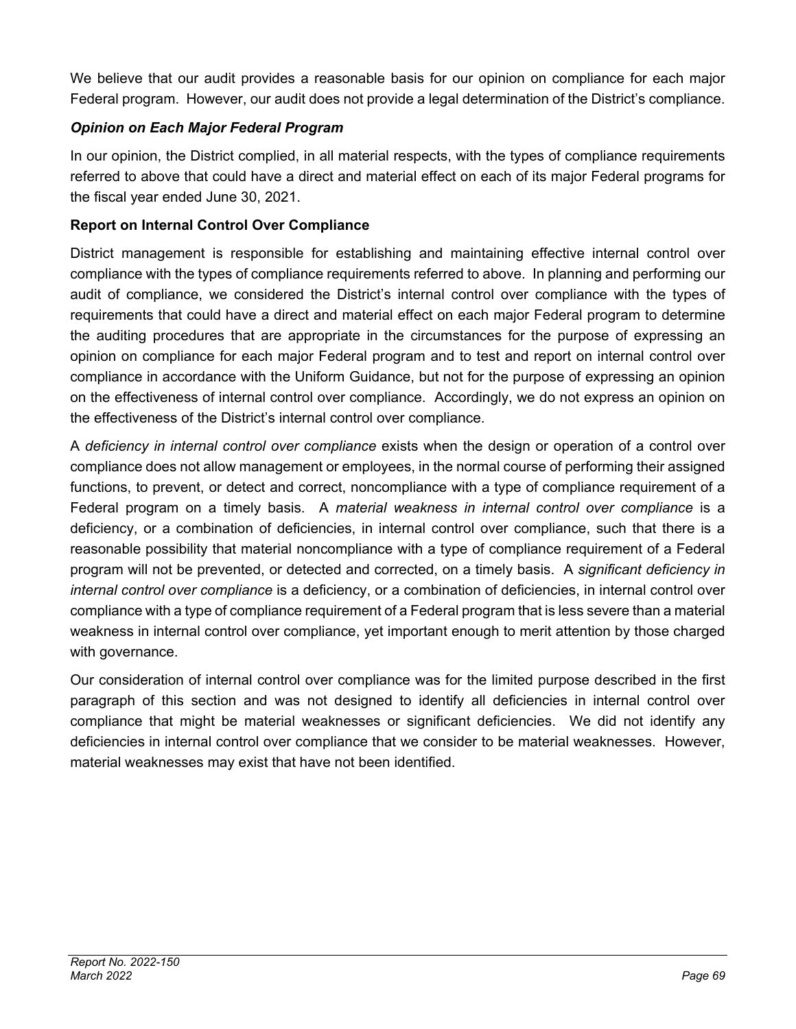We believe that our audit provides a reasonable basis for our opinion on compliance for each major Federal program. However, our audit does not provide a legal determination of the District's compliance.

***Opinion on Each Major Federal Program***

In our opinion, the District complied, in all material respects, with the types of compliance requirements referred to above that could have a direct and material effect on each of its major Federal programs for the fiscal year ended June 30, 2021.

**Report on Internal Control Over Compliance**

District management is responsible for establishing and maintaining effective internal control over compliance with the types of compliance requirements referred to above. In planning and performing our audit of compliance, we considered the District's internal control over compliance with the types of requirements that could have a direct and material effect on each major Federal program to determine the auditing procedures that are appropriate in the circumstances for the purpose of expressing an opinion on compliance for each major Federal program and to test and report on internal control over compliance in accordance with the Uniform Guidance, but not for the purpose of expressing an opinion on the effectiveness of internal control over compliance. Accordingly, we do not express an opinion on the effectiveness of the District's internal control over compliance.

A *deficiency in internal control over compliance* exists when the design or operation of a control over compliance does not allow management or employees, in the normal course of performing their assigned functions, to prevent, or detect and correct, noncompliance with a type of compliance requirement of a Federal program on a timely basis. A *material weakness in internal control over compliance* is a deficiency, or a combination of deficiencies, in internal control over compliance, such that there is a reasonable possibility that material noncompliance with a type of compliance requirement of a Federal program will not be prevented, or detected and corrected, on a timely basis. A *significant deficiency in internal control over compliance* is a deficiency, or a combination of deficiencies, in internal control over compliance with a type of compliance requirement of a Federal program that is less severe than a material weakness in internal control over compliance, yet important enough to merit attention by those charged with governance.

Our consideration of internal control over compliance was for the limited purpose described in the first paragraph of this section and was not designed to identify all deficiencies in internal control over compliance that might be material weaknesses or significant deficiencies. We did not identify any deficiencies in internal control over compliance that we consider to be material weaknesses. However, material weaknesses may exist that have not been identified.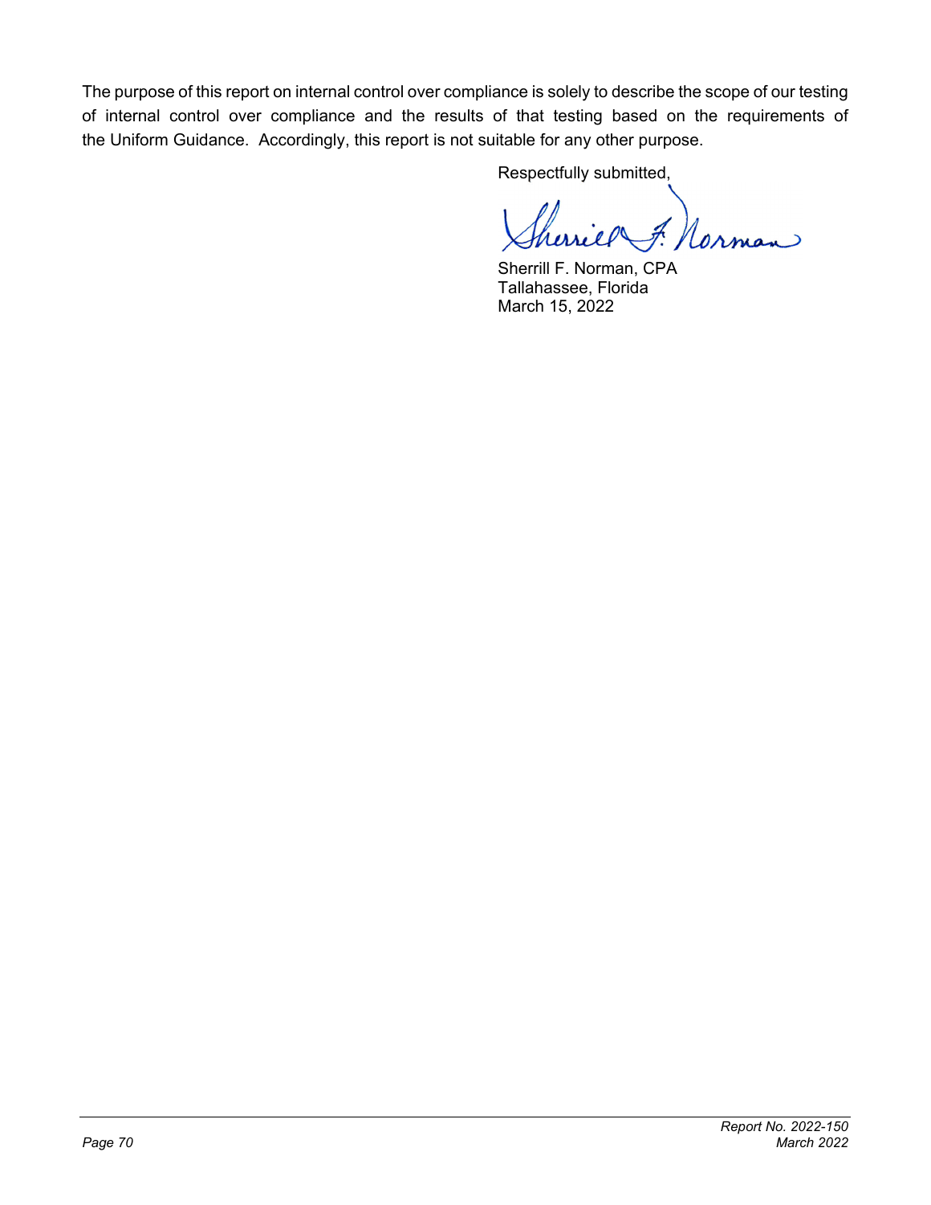The purpose of this report on internal control over compliance is solely to describe the scope of our testing of internal control over compliance and the results of that testing based on the requirements of the Uniform Guidance. Accordingly, this report is not suitable for any other purpose.

Respectfully submitted,

Sherrill F. Norman, CPA
Tallahassee, Florida
March 15, 2022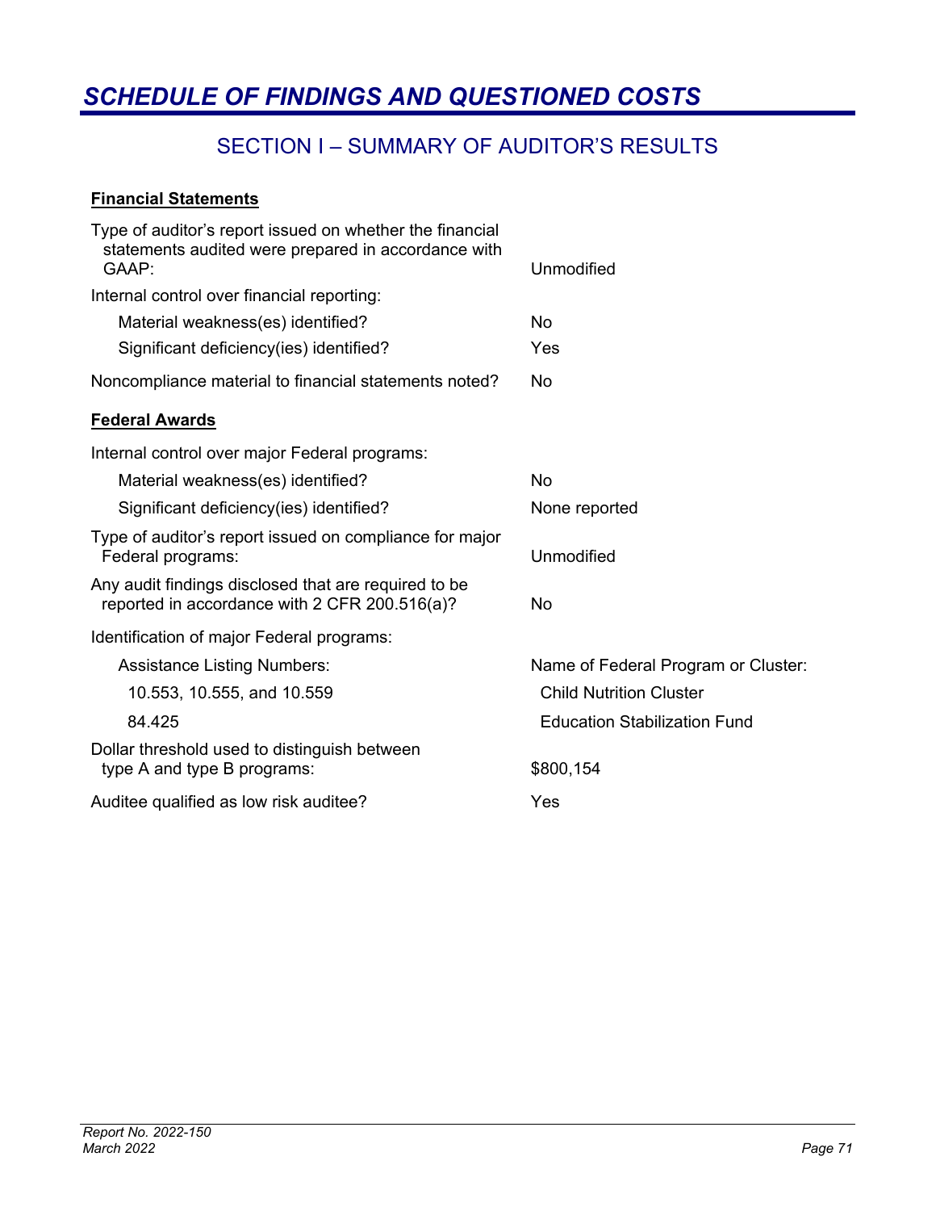# SCHEDULE OF FINDINGS AND QUESTIONED COSTS

## SECTION I – SUMMARY OF AUDITOR'S RESULTS

**Financial Statements**

| | |
|---|---|
| Type of auditor's report issued on whether the financial statements audited were prepared in accordance with GAAP: | Unmodified |
| Internal control over financial reporting: | |
| Material weakness(es) identified? | No |
| Significant deficiency(ies) identified? | Yes |
| Noncompliance material to financial statements noted? | No |

**Federal Awards**

| | |
|---|---|
| Internal control over major Federal programs: | |
| Material weakness(es) identified? | No |
| Significant deficiency(ies) identified? | None reported |
| Type of auditor's report issued on compliance for major Federal programs: | Unmodified |
| Any audit findings disclosed that are required to be reported in accordance with 2 CFR 200.516(a)? | No |
| Identification of major Federal programs: | |
| Assistance Listing Numbers: | Name of Federal Program or Cluster: |
| 10.553, 10.555, and 10.559 | Child Nutrition Cluster |
| 84.425 | Education Stabilization Fund |
| Dollar threshold used to distinguish between type A and type B programs: | $800,154 |
| Auditee qualified as low risk auditee? | Yes |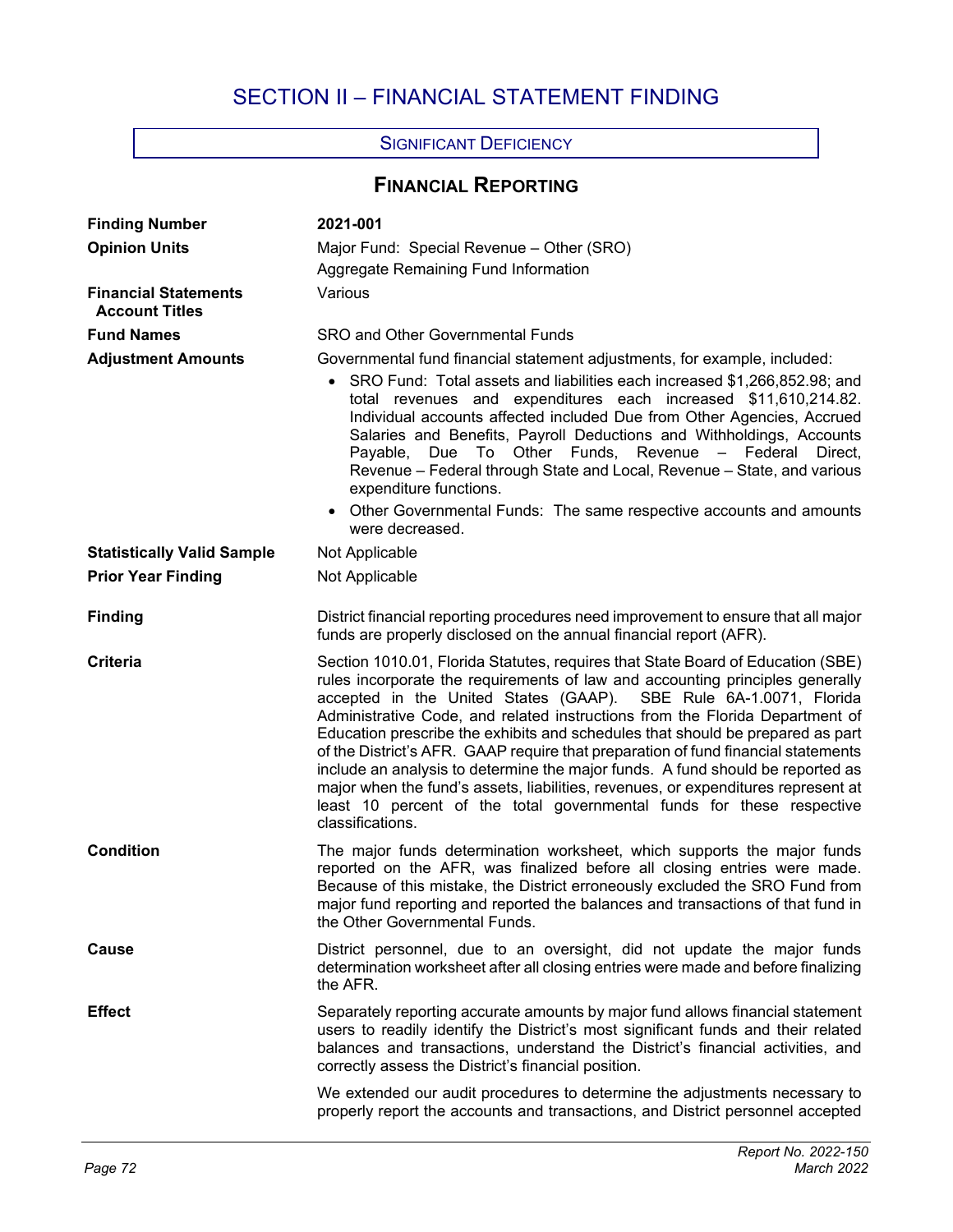# SECTION II – FINANCIAL STATEMENT FINDING

SIGNIFICANT DEFICIENCY

## FINANCIAL REPORTING

**Finding Number** 2021-001

**Opinion Units** Major Fund: Special Revenue – Other (SRO)
Aggregate Remaining Fund Information

**Financial Statements Account Titles** Various

**Fund Names** SRO and Other Governmental Funds

**Adjustment Amounts** Governmental fund financial statement adjustments, for example, included:

- SRO Fund: Total assets and liabilities each increased $1,266,852.98; and total revenues and expenditures each increased $11,610,214.82. Individual accounts affected included Due from Other Agencies, Accrued Salaries and Benefits, Payroll Deductions and Withholdings, Accounts Payable, Due To Other Funds, Revenue – Federal Direct, Revenue – Federal through State and Local, Revenue – State, and various expenditure functions.
- Other Governmental Funds: The same respective accounts and amounts were decreased.

**Statistically Valid Sample** Not Applicable

**Prior Year Finding** Not Applicable

**Finding** District financial reporting procedures need improvement to ensure that all major funds are properly disclosed on the annual financial report (AFR).

**Criteria** Section 1010.01, Florida Statutes, requires that State Board of Education (SBE) rules incorporate the requirements of law and accounting principles generally accepted in the United States (GAAP). SBE Rule 6A-1.0071, Florida Administrative Code, and related instructions from the Florida Department of Education prescribe the exhibits and schedules that should be prepared as part of the District's AFR. GAAP require that preparation of fund financial statements include an analysis to determine the major funds. A fund should be reported as major when the fund's assets, liabilities, revenues, or expenditures represent at least 10 percent of the total governmental funds for these respective classifications.

**Condition** The major funds determination worksheet, which supports the major funds reported on the AFR, was finalized before all closing entries were made. Because of this mistake, the District erroneously excluded the SRO Fund from major fund reporting and reported the balances and transactions of that fund in the Other Governmental Funds.

**Cause** District personnel, due to an oversight, did not update the major funds determination worksheet after all closing entries were made and before finalizing the AFR.

**Effect** Separately reporting accurate amounts by major fund allows financial statement users to readily identify the District's most significant funds and their related balances and transactions, understand the District's financial activities, and correctly assess the District's financial position.

We extended our audit procedures to determine the adjustments necessary to properly report the accounts and transactions, and District personnel accepted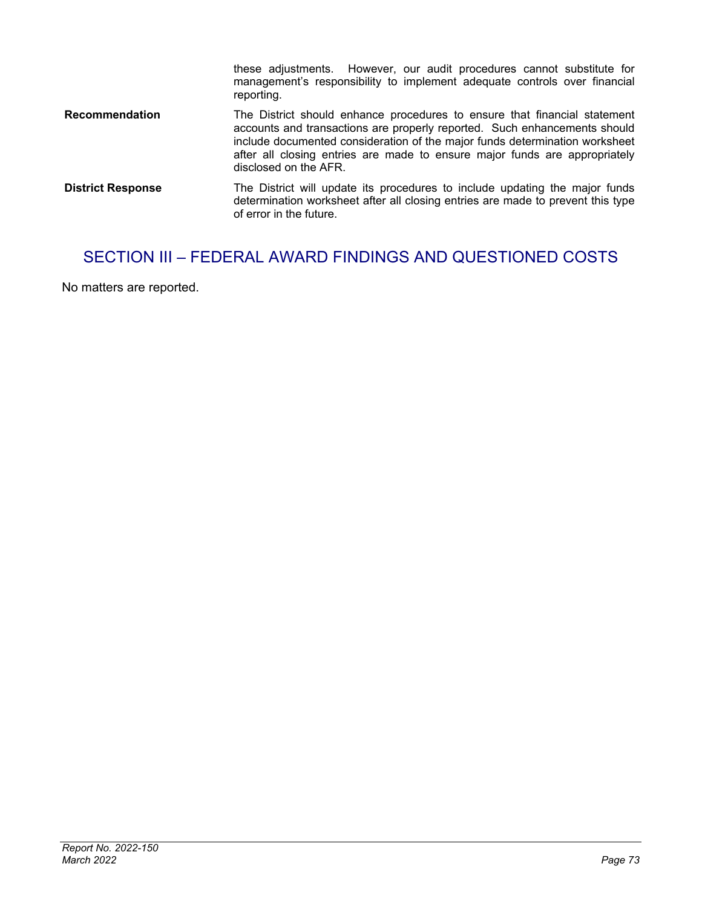these adjustments. However, our audit procedures cannot substitute for management's responsibility to implement adequate controls over financial reporting.

**Recommendation** The District should enhance procedures to ensure that financial statement accounts and transactions are properly reported. Such enhancements should include documented consideration of the major funds determination worksheet after all closing entries are made to ensure major funds are appropriately disclosed on the AFR.

**District Response** The District will update its procedures to include updating the major funds determination worksheet after all closing entries are made to prevent this type of error in the future.

## SECTION III – FEDERAL AWARD FINDINGS AND QUESTIONED COSTS

No matters are reported.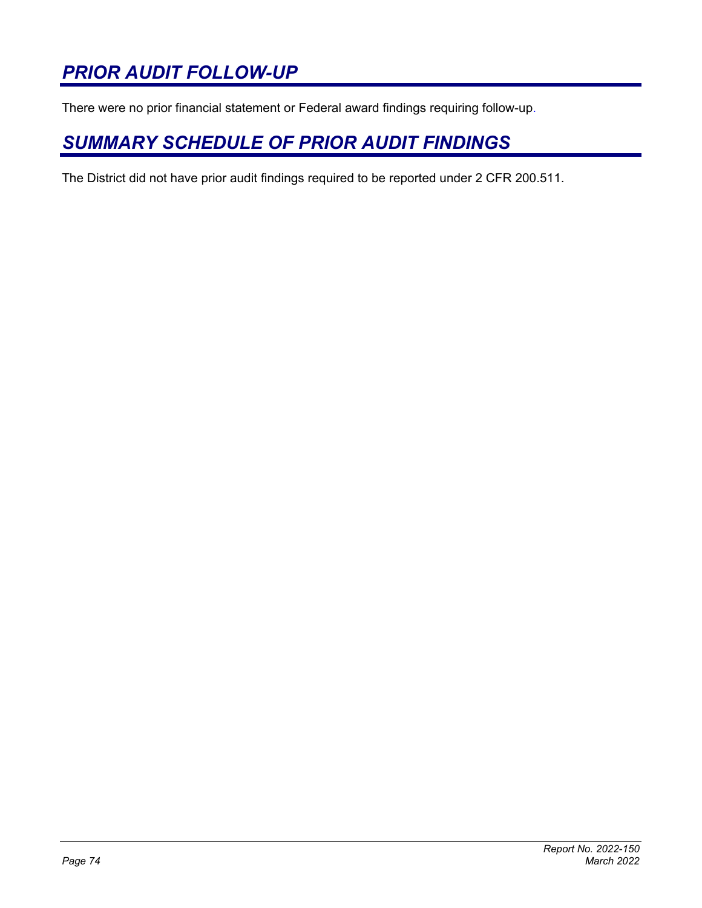## *PRIOR AUDIT FOLLOW-UP*

There were no prior financial statement or Federal award findings requiring follow-up.

## *SUMMARY SCHEDULE OF PRIOR AUDIT FINDINGS*

The District did not have prior audit findings required to be reported under 2 CFR 200.511.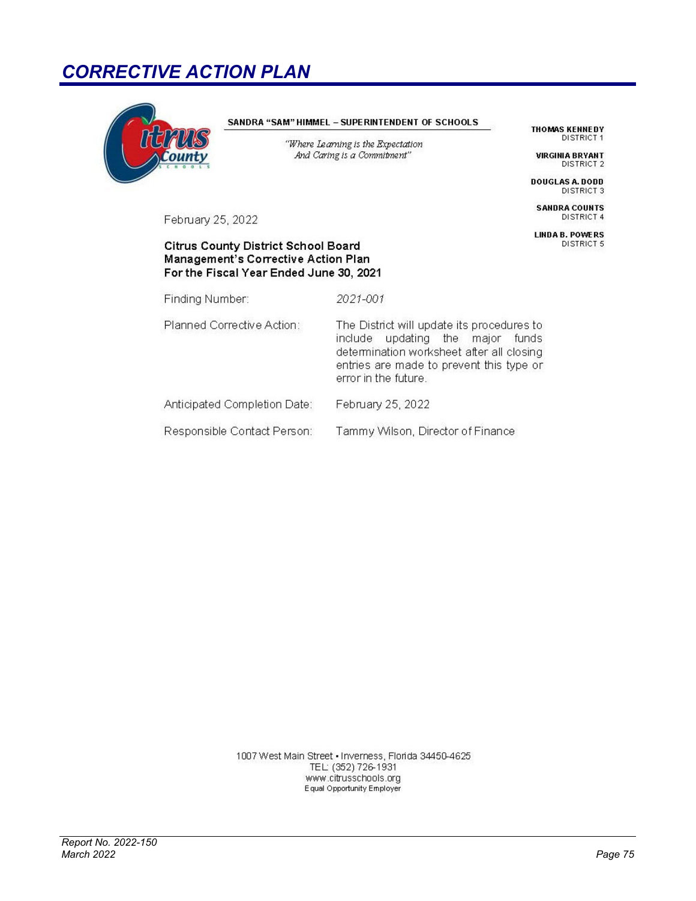# CORRECTIVE ACTION PLAN

SANDRA "SAM" HIMMEL – SUPERINTENDENT OF SCHOOLS

*"Where Learning is the Expectation And Caring is a Commitment"*

**THOMAS KENNEDY**
DISTRICT 1

**VIRGINIA BRYANT**
DISTRICT 2

**DOUGLAS A. DODD**
DISTRICT 3

**SANDRA COUNTS**
DISTRICT 4

**LINDA B. POWERS**
DISTRICT 5

February 25, 2022

**Citrus County District School Board**
**Management's Corrective Action Plan**
**For the Fiscal Year Ended June 30, 2021**

| | |
|---|---|
| Finding Number: | *2021-001* |
| Planned Corrective Action: | The District will update its procedures to include updating the major funds determination worksheet after all closing entries are made to prevent this type or error in the future. |
| Anticipated Completion Date: | February 25, 2022 |
| Responsible Contact Person: | Tammy Wilson, Director of Finance |

1007 West Main Street • Inverness, Florida 34450-4625
TEL: (352) 726-1931
www.citrusschools.org
Equal Opportunity Employer